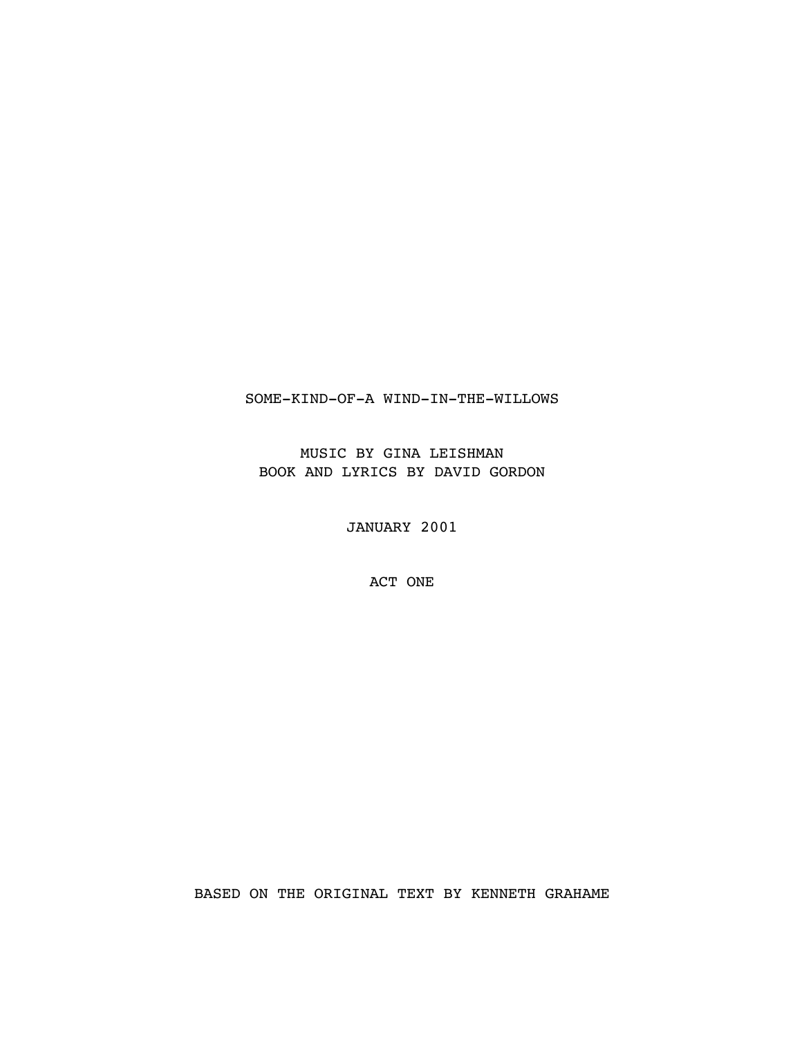# SOME-KIND-OF-A WIND-IN-THE-WILLOWS

MUSIC BY GINA LEISHMAN
BOOK AND LYRICS BY DAVID GORDON

JANUARY 2001

ACT ONE

BASED ON THE ORIGINAL TEXT BY KENNETH GRAHAME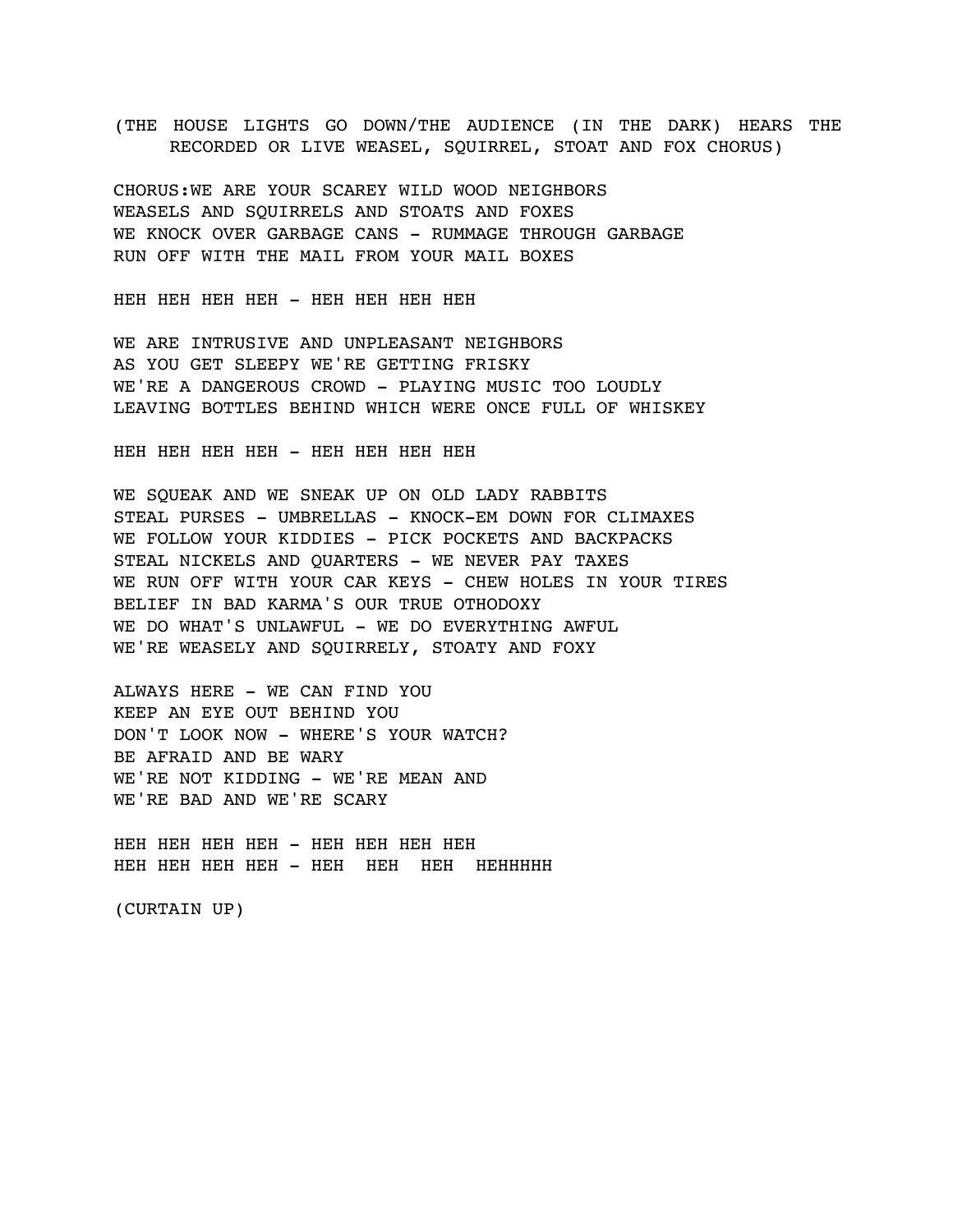(THE HOUSE LIGHTS GO DOWN/THE AUDIENCE (IN THE DARK) HEARS THE RECORDED OR LIVE WEASEL, SQUIRREL, STOAT AND FOX CHORUS)

CHORUS:WE ARE YOUR SCAREY WILD WOOD NEIGHBORS
WEASELS AND SQUIRRELS AND STOATS AND FOXES
WE KNOCK OVER GARBAGE CANS - RUMMAGE THROUGH GARBAGE
RUN OFF WITH THE MAIL FROM YOUR MAIL BOXES

HEH HEH HEH HEH - HEH HEH HEH HEH

WE ARE INTRUSIVE AND UNPLEASANT NEIGHBORS
AS YOU GET SLEEPY WE'RE GETTING FRISKY
WE'RE A DANGEROUS CROWD - PLAYING MUSIC TOO LOUDLY
LEAVING BOTTLES BEHIND WHICH WERE ONCE FULL OF WHISKEY

HEH HEH HEH HEH - HEH HEH HEH HEH

WE SQUEAK AND WE SNEAK UP ON OLD LADY RABBITS
STEAL PURSES - UMBRELLAS - KNOCK-EM DOWN FOR CLIMAXES
WE FOLLOW YOUR KIDDIES - PICK POCKETS AND BACKPACKS
STEAL NICKELS AND QUARTERS - WE NEVER PAY TAXES
WE RUN OFF WITH YOUR CAR KEYS - CHEW HOLES IN YOUR TIRES
BELIEF IN BAD KARMA'S OUR TRUE OTHODOXY
WE DO WHAT'S UNLAWFUL - WE DO EVERYTHING AWFUL
WE'RE WEASELY AND SQUIRRELY, STOATY AND FOXY

ALWAYS HERE - WE CAN FIND YOU
KEEP AN EYE OUT BEHIND YOU
DON'T LOOK NOW - WHERE'S YOUR WATCH?
BE AFRAID AND BE WARY
WE'RE NOT KIDDING - WE'RE MEAN AND
WE'RE BAD AND WE'RE SCARY

HEH HEH HEH HEH - HEH HEH HEH HEH
HEH HEH HEH HEH - HEH HEH HEH HEHHHHH

(CURTAIN UP)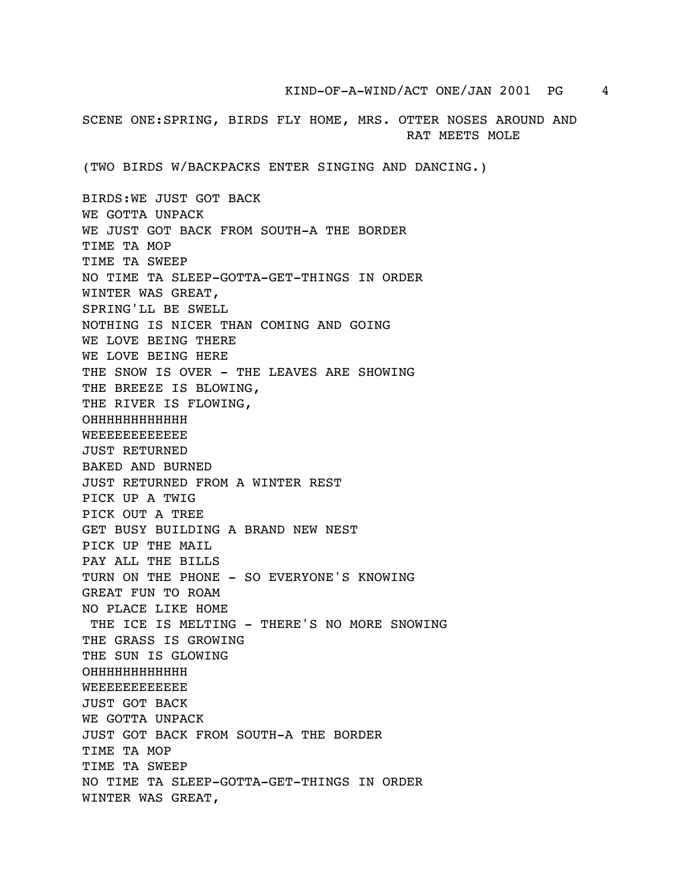SCENE ONE:SPRING, BIRDS FLY HOME, MRS. OTTER NOSES AROUND AND RAT MEETS MOLE

(TWO BIRDS W/BACKPACKS ENTER SINGING AND DANCING.)

BIRDS:WE JUST GOT BACK
WE GOTTA UNPACK
WE JUST GOT BACK FROM SOUTH-A THE BORDER
TIME TA MOP
TIME TA SWEEP
NO TIME TA SLEEP-GOTTA-GET-THINGS IN ORDER
WINTER WAS GREAT,
SPRING'LL BE SWELL
NOTHING IS NICER THAN COMING AND GOING
WE LOVE BEING THERE
WE LOVE BEING HERE
THE SNOW IS OVER - THE LEAVES ARE SHOWING
THE BREEZE IS BLOWING,
THE RIVER IS FLOWING,
OHHHHHHHHHHHH
WEEEEEEEEEEE
JUST RETURNED
BAKED AND BURNED
JUST RETURNED FROM A WINTER REST
PICK UP A TWIG
PICK OUT A TREE
GET BUSY BUILDING A BRAND NEW NEST
PICK UP THE MAIL
PAY ALL THE BILLS
TURN ON THE PHONE - SO EVERYONE'S KNOWING
GREAT FUN TO ROAM
NO PLACE LIKE HOME
THE ICE IS MELTING - THERE'S NO MORE SNOWING
THE GRASS IS GROWING
THE SUN IS GLOWING
OHHHHHHHHHHHH
WEEEEEEEEEEE
JUST GOT BACK
WE GOTTA UNPACK
JUST GOT BACK FROM SOUTH-A THE BORDER
TIME TA MOP
TIME TA SWEEP
NO TIME TA SLEEP-GOTTA-GET-THINGS IN ORDER
WINTER WAS GREAT,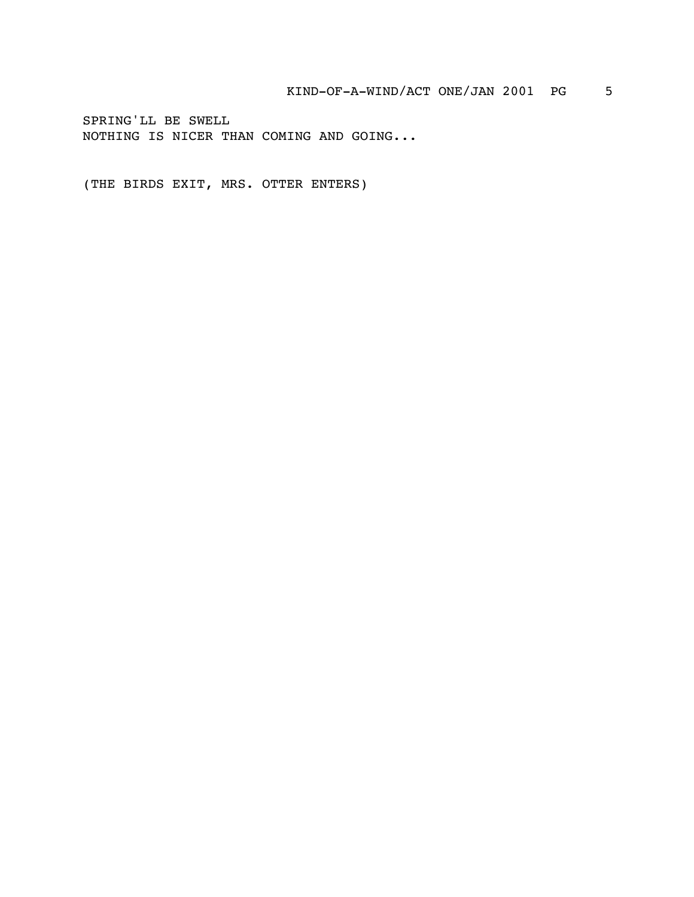SPRING'LL BE SWELL
NOTHING IS NICER THAN COMING AND GOING...

(THE BIRDS EXIT, MRS. OTTER ENTERS)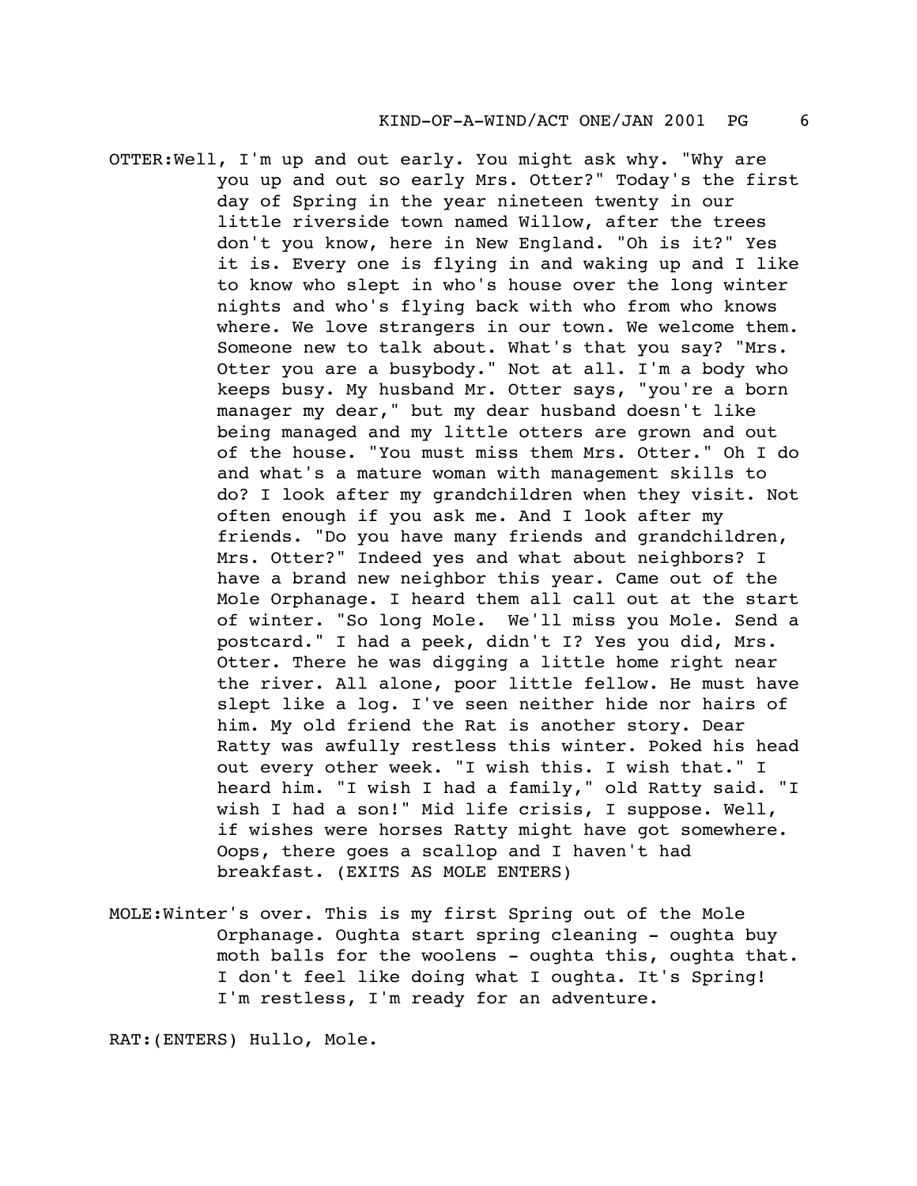OTTER: Well, I'm up and out early. You might ask why. "Why are you up and out so early Mrs. Otter?" Today's the first day of Spring in the year nineteen twenty in our little riverside town named Willow, after the trees don't you know, here in New England. "Oh is it?" Yes it is. Every one is flying in and waking up and I like to know who slept in who's house over the long winter nights and who's flying back with who from who knows where. We love strangers in our town. We welcome them. Someone new to talk about. What's that you say? "Mrs. Otter you are a busybody." Not at all. I'm a body who keeps busy. My husband Mr. Otter says, "you're a born manager my dear," but my dear husband doesn't like being managed and my little otters are grown and out of the house. "You must miss them Mrs. Otter." Oh I do and what's a mature woman with management skills to do? I look after my grandchildren when they visit. Not often enough if you ask me. And I look after my friends. "Do you have many friends and grandchildren, Mrs. Otter?" Indeed yes and what about neighbors? I have a brand new neighbor this year. Came out of the Mole Orphanage. I heard them all call out at the start of winter. "So long Mole. We'll miss you Mole. Send a postcard." I had a peek, didn't I? Yes you did, Mrs. Otter. There he was digging a little home right near the river. All alone, poor little fellow. He must have slept like a log. I've seen neither hide nor hairs of him. My old friend the Rat is another story. Dear Ratty was awfully restless this winter. Poked his head out every other week. "I wish this. I wish that." I heard him. "I wish I had a family," old Ratty said. "I wish I had a son!" Mid life crisis, I suppose. Well, if wishes were horses Ratty might have got somewhere. Oops, there goes a scallop and I haven't had breakfast. (EXITS AS MOLE ENTERS)

MOLE: Winter's over. This is my first Spring out of the Mole Orphanage. Oughta start spring cleaning - oughta buy moth balls for the woolens - oughta this, oughta that. I don't feel like doing what I oughta. It's Spring! I'm restless, I'm ready for an adventure.

RAT: (ENTERS) Hullo, Mole.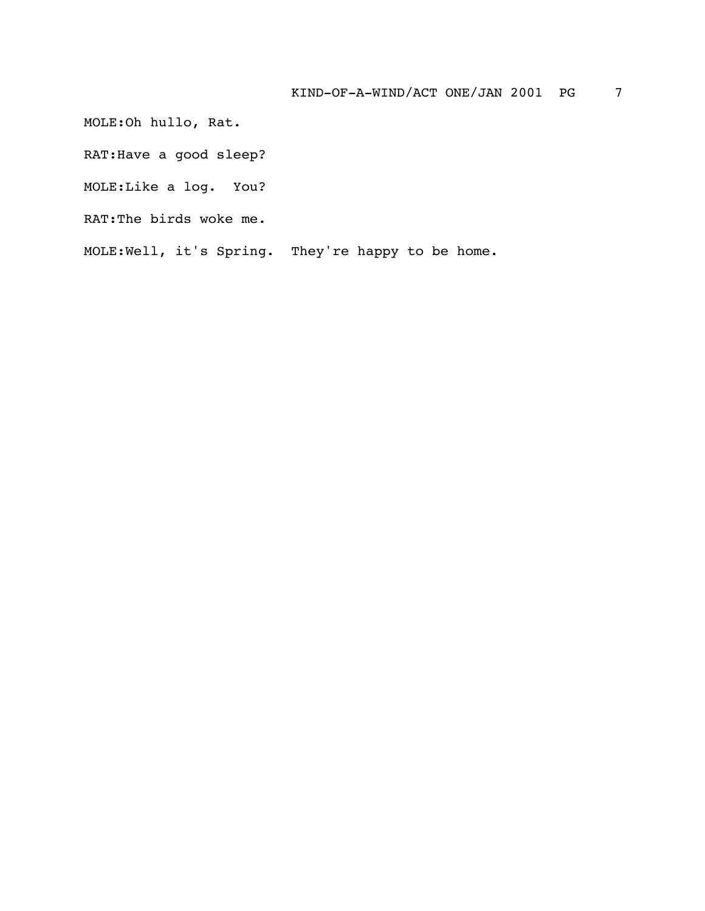MOLE:Oh hullo, Rat.

RAT:Have a good sleep?

MOLE:Like a log.  You?

RAT:The birds woke me.

MOLE:Well, it's Spring.  They're happy to be home.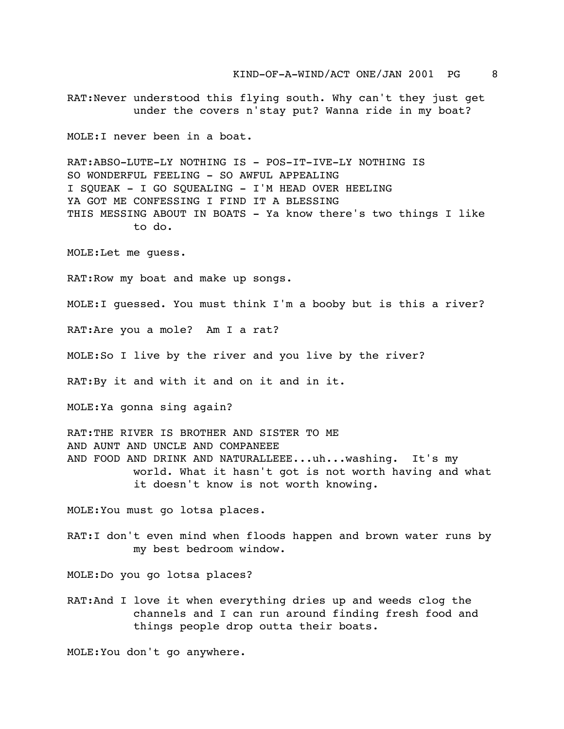RAT: Never understood this flying south. Why can't they just get under the covers n'stay put? Wanna ride in my boat?

MOLE: I never been in a boat.

RAT: ABSO-LUTE-LY NOTHING IS - POS-IT-IVE-LY NOTHING IS
SO WONDERFUL FEELING - SO AWFUL APPEALING
I SQUEAK - I GO SQUEALING - I'M HEAD OVER HEELING
YA GOT ME CONFESSING I FIND IT A BLESSING
THIS MESSING ABOUT IN BOATS - Ya know there's two things I like to do.

MOLE: Let me guess.

RAT: Row my boat and make up songs.

MOLE: I guessed. You must think I'm a booby but is this a river?

RAT: Are you a mole? Am I a rat?

MOLE: So I live by the river and you live by the river?

RAT: By it and with it and on it and in it.

MOLE: Ya gonna sing again?

RAT: THE RIVER IS BROTHER AND SISTER TO ME
AND AUNT AND UNCLE AND COMPANEEE
AND FOOD AND DRINK AND NATURALLEEE...uh...washing. It's my world. What it hasn't got is not worth having and what it doesn't know is not worth knowing.

MOLE: You must go lotsa places.

RAT: I don't even mind when floods happen and brown water runs by my best bedroom window.

MOLE: Do you go lotsa places?

RAT: And I love it when everything dries up and weeds clog the channels and I can run around finding fresh food and things people drop outta their boats.

MOLE: You don't go anywhere.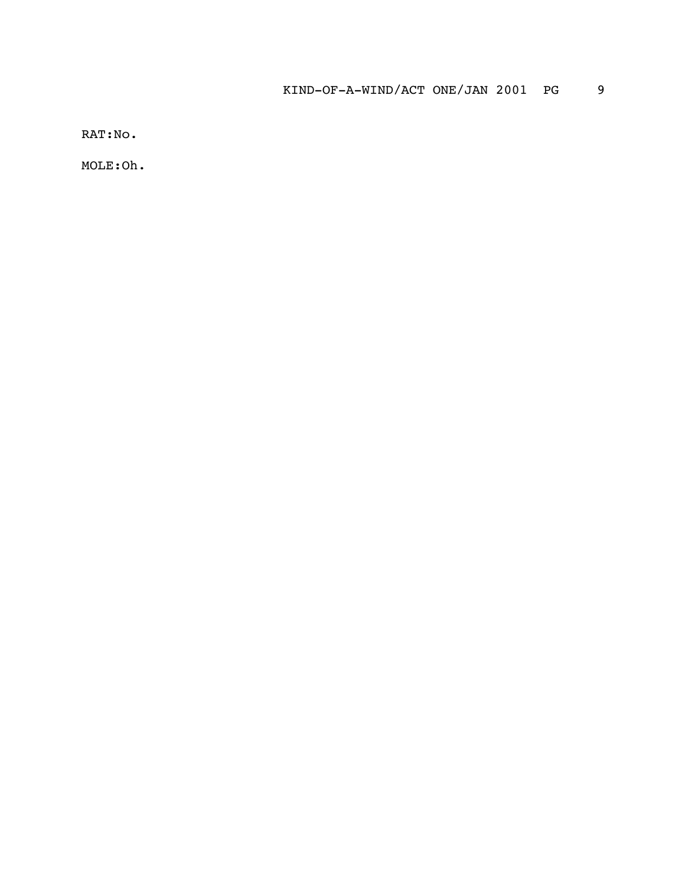RAT:No.

MOLE:Oh.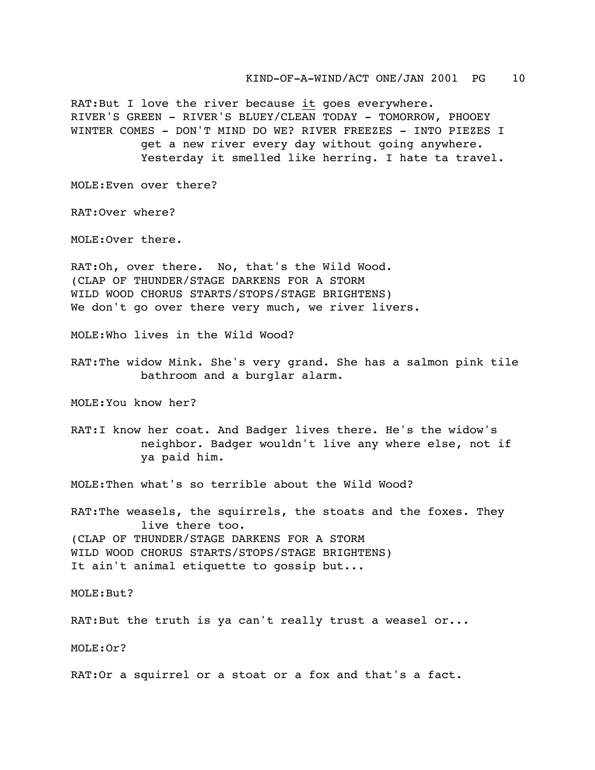RAT: But I love the river because <u>it</u> goes everywhere.
RIVER'S GREEN - RIVER'S BLUEY/CLEAN TODAY - TOMORROW, PHOOEY
WINTER COMES - DON'T MIND DO WE? RIVER FREEZES - INTO PIEZES I get a new river every day without going anywhere. Yesterday it smelled like herring. I hate ta travel.

MOLE: Even over there?

RAT: Over where?

MOLE: Over there.

RAT: Oh, over there. No, that's the Wild Wood.
(CLAP OF THUNDER/STAGE DARKENS FOR A STORM
WILD WOOD CHORUS STARTS/STOPS/STAGE BRIGHTENS)
We don't go over there very much, we river livers.

MOLE: Who lives in the Wild Wood?

RAT: The widow Mink. She's very grand. She has a salmon pink tile bathroom and a burglar alarm.

MOLE: You know her?

RAT: I know her coat. And Badger lives there. He's the widow's neighbor. Badger wouldn't live any where else, not if ya paid him.

MOLE: Then what's so terrible about the Wild Wood?

RAT: The weasels, the squirrels, the stoats and the foxes. They live there too.
(CLAP OF THUNDER/STAGE DARKENS FOR A STORM
WILD WOOD CHORUS STARTS/STOPS/STAGE BRIGHTENS)
It ain't animal etiquette to gossip but...

MOLE: But?

RAT: But the truth is ya can't really trust a weasel or...

MOLE: Or?

RAT: Or a squirrel or a stoat or a fox and that's a fact.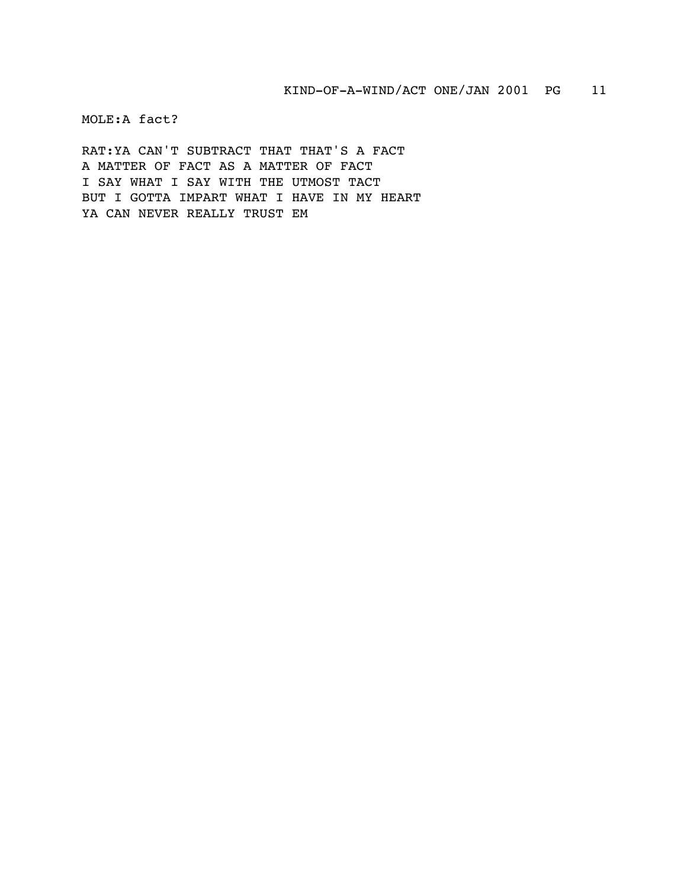MOLE:A fact?

RAT:YA CAN'T SUBTRACT THAT THAT'S A FACT
A MATTER OF FACT AS A MATTER OF FACT
I SAY WHAT I SAY WITH THE UTMOST TACT
BUT I GOTTA IMPART WHAT I HAVE IN MY HEART
YA CAN NEVER REALLY TRUST EM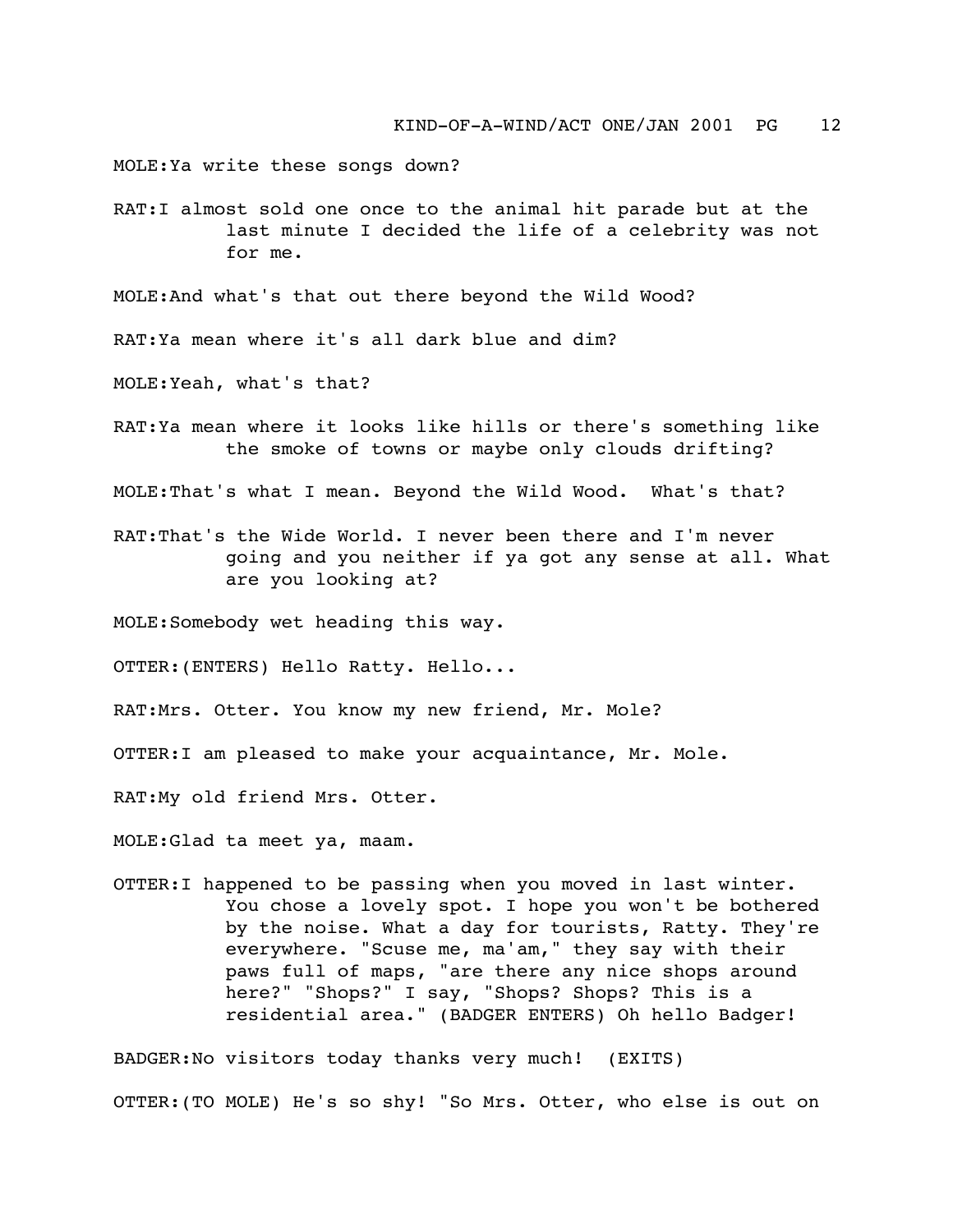MOLE:Ya write these songs down?

RAT:I almost sold one once to the animal hit parade but at the last minute I decided the life of a celebrity was not for me.

MOLE:And what's that out there beyond the Wild Wood?

RAT:Ya mean where it's all dark blue and dim?

MOLE:Yeah, what's that?

RAT:Ya mean where it looks like hills or there's something like the smoke of towns or maybe only clouds drifting?

MOLE:That's what I mean. Beyond the Wild Wood. What's that?

RAT:That's the Wide World. I never been there and I'm never going and you neither if ya got any sense at all. What are you looking at?

MOLE:Somebody wet heading this way.

OTTER:(ENTERS) Hello Ratty. Hello...

RAT:Mrs. Otter. You know my new friend, Mr. Mole?

OTTER:I am pleased to make your acquaintance, Mr. Mole.

RAT:My old friend Mrs. Otter.

MOLE:Glad ta meet ya, maam.

OTTER:I happened to be passing when you moved in last winter. You chose a lovely spot. I hope you won't be bothered by the noise. What a day for tourists, Ratty. They're everywhere. "Scuse me, ma'am," they say with their paws full of maps, "are there any nice shops around here?" "Shops?" I say, "Shops? Shops? This is a residential area." (BADGER ENTERS) Oh hello Badger!

BADGER:No visitors today thanks very much! (EXITS)

OTTER:(TO MOLE) He's so shy! "So Mrs. Otter, who else is out on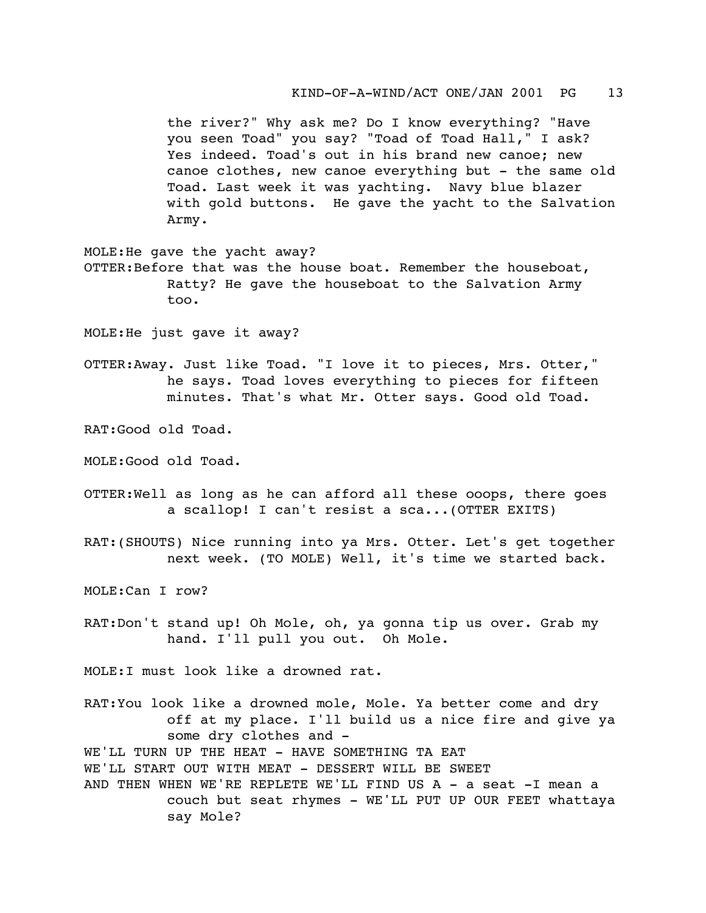the river?" Why ask me? Do I know everything? "Have you seen Toad" you say? "Toad of Toad Hall," I ask? Yes indeed. Toad's out in his brand new canoe; new canoe clothes, new canoe everything but - the same old Toad. Last week it was yachting. Navy blue blazer with gold buttons. He gave the yacht to the Salvation Army.

MOLE:He gave the yacht away?

OTTER:Before that was the house boat. Remember the houseboat, Ratty? He gave the houseboat to the Salvation Army too.

MOLE:He just gave it away?

OTTER:Away. Just like Toad. "I love it to pieces, Mrs. Otter," he says. Toad loves everything to pieces for fifteen minutes. That's what Mr. Otter says. Good old Toad.

RAT:Good old Toad.

MOLE:Good old Toad.

OTTER:Well as long as he can afford all these ooops, there goes a scallop! I can't resist a sca...(OTTER EXITS)

RAT:(SHOUTS) Nice running into ya Mrs. Otter. Let's get together next week. (TO MOLE) Well, it's time we started back.

MOLE:Can I row?

RAT:Don't stand up! Oh Mole, oh, ya gonna tip us over. Grab my hand. I'll pull you out. Oh Mole.

MOLE:I must look like a drowned rat.

RAT:You look like a drowned mole, Mole. Ya better come and dry off at my place. I'll build us a nice fire and give ya some dry clothes and -

WE'LL TURN UP THE HEAT - HAVE SOMETHING TA EAT

WE'LL START OUT WITH MEAT - DESSERT WILL BE SWEET

AND THEN WHEN WE'RE REPLETE WE'LL FIND US A - a seat -I mean a couch but seat rhymes - WE'LL PUT UP OUR FEET whattaya say Mole?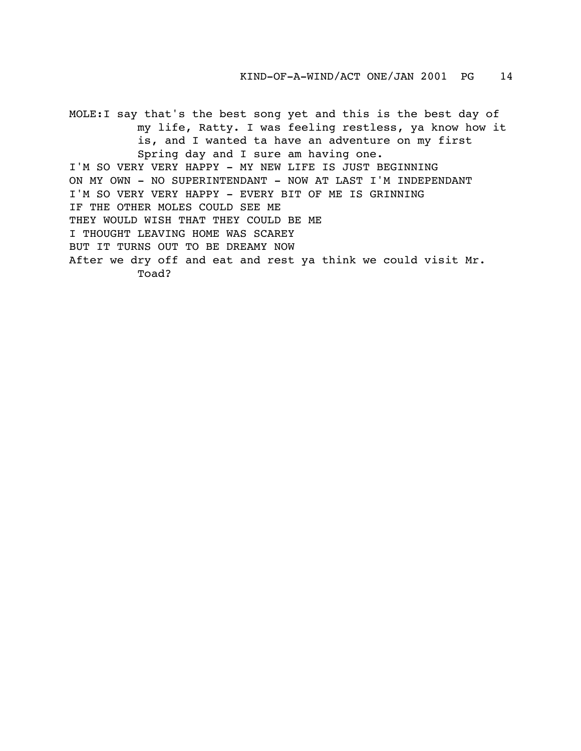MOLE: I say that's the best song yet and this is the best day of my life, Ratty. I was feeling restless, ya know how it is, and I wanted ta have an adventure on my first Spring day and I sure am having one.

I'M SO VERY VERY HAPPY - MY NEW LIFE IS JUST BEGINNING  
ON MY OWN - NO SUPERINTENDANT - NOW AT LAST I'M INDEPENDANT  
I'M SO VERY VERY HAPPY - EVERY BIT OF ME IS GRINNING  
IF THE OTHER MOLES COULD SEE ME  
THEY WOULD WISH THAT THEY COULD BE ME  
I THOUGHT LEAVING HOME WAS SCAREY  
BUT IT TURNS OUT TO BE DREAMY NOW

After we dry off and eat and rest ya think we could visit Mr. Toad?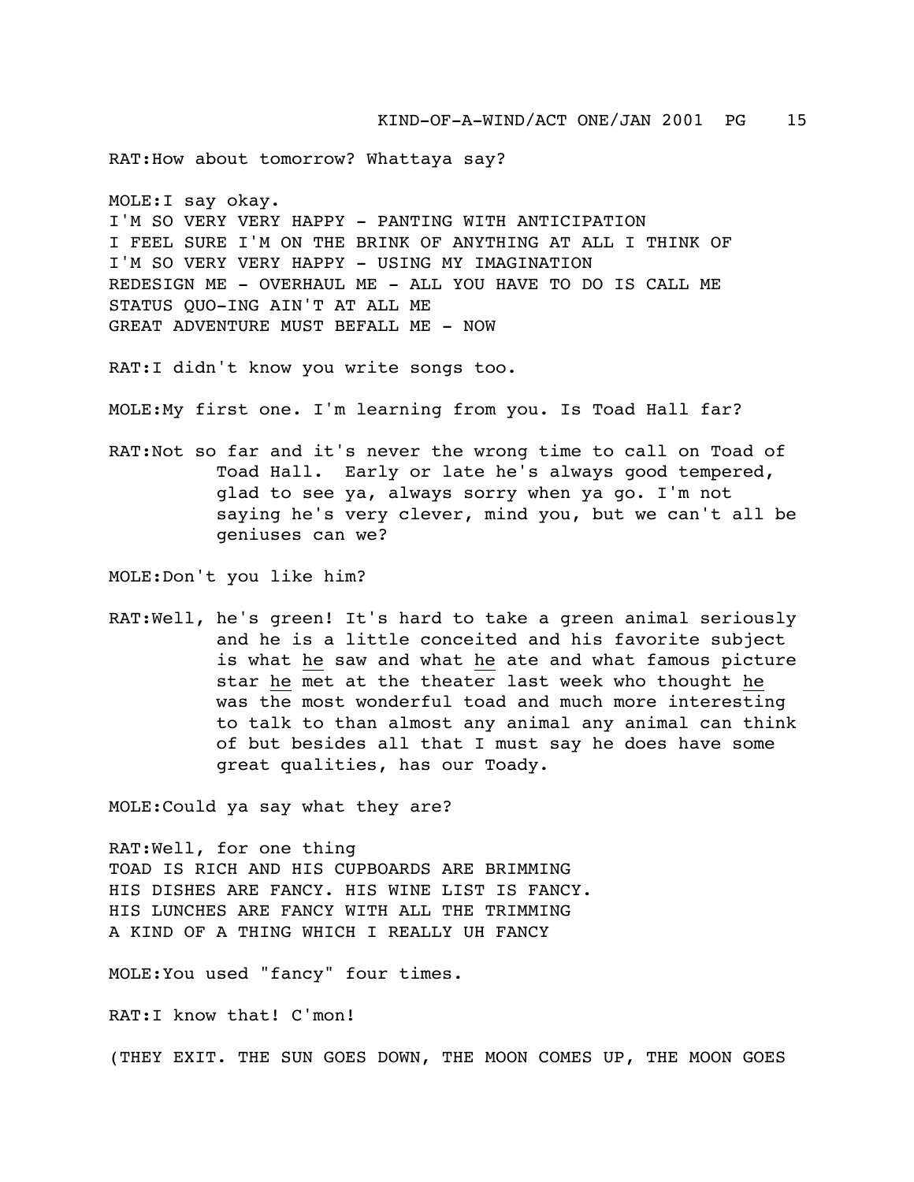RAT:How about tomorrow? Whattaya say?

MOLE:I say okay.
I'M SO VERY VERY HAPPY - PANTING WITH ANTICIPATION
I FEEL SURE I'M ON THE BRINK OF ANYTHING AT ALL I THINK OF
I'M SO VERY VERY HAPPY - USING MY IMAGINATION
REDESIGN ME - OVERHAUL ME - ALL YOU HAVE TO DO IS CALL ME
STATUS QUO-ING AIN'T AT ALL ME
GREAT ADVENTURE MUST BEFALL ME - NOW

RAT:I didn't know you write songs too.

MOLE:My first one. I'm learning from you. Is Toad Hall far?

RAT:Not so far and it's never the wrong time to call on Toad of Toad Hall. Early or late he's always good tempered, glad to see ya, always sorry when ya go. I'm not saying he's very clever, mind you, but we can't all be geniuses can we?

MOLE:Don't you like him?

RAT:Well, he's green! It's hard to take a green animal seriously and he is a little conceited and his favorite subject is what <u>he</u> saw and what <u>he</u> ate and what famous picture star <u>he</u> met at the theater last week who thought <u>he</u> was the most wonderful toad and much more interesting to talk to than almost any animal any animal can think of but besides all that I must say he does have some great qualities, has our Toady.

MOLE:Could ya say what they are?

RAT:Well, for one thing
TOAD IS RICH AND HIS CUPBOARDS ARE BRIMMING
HIS DISHES ARE FANCY. HIS WINE LIST IS FANCY.
HIS LUNCHES ARE FANCY WITH ALL THE TRIMMING
A KIND OF A THING WHICH I REALLY UH FANCY

MOLE:You used "fancy" four times.

RAT:I know that! C'mon!

(THEY EXIT. THE SUN GOES DOWN, THE MOON COMES UP, THE MOON GOES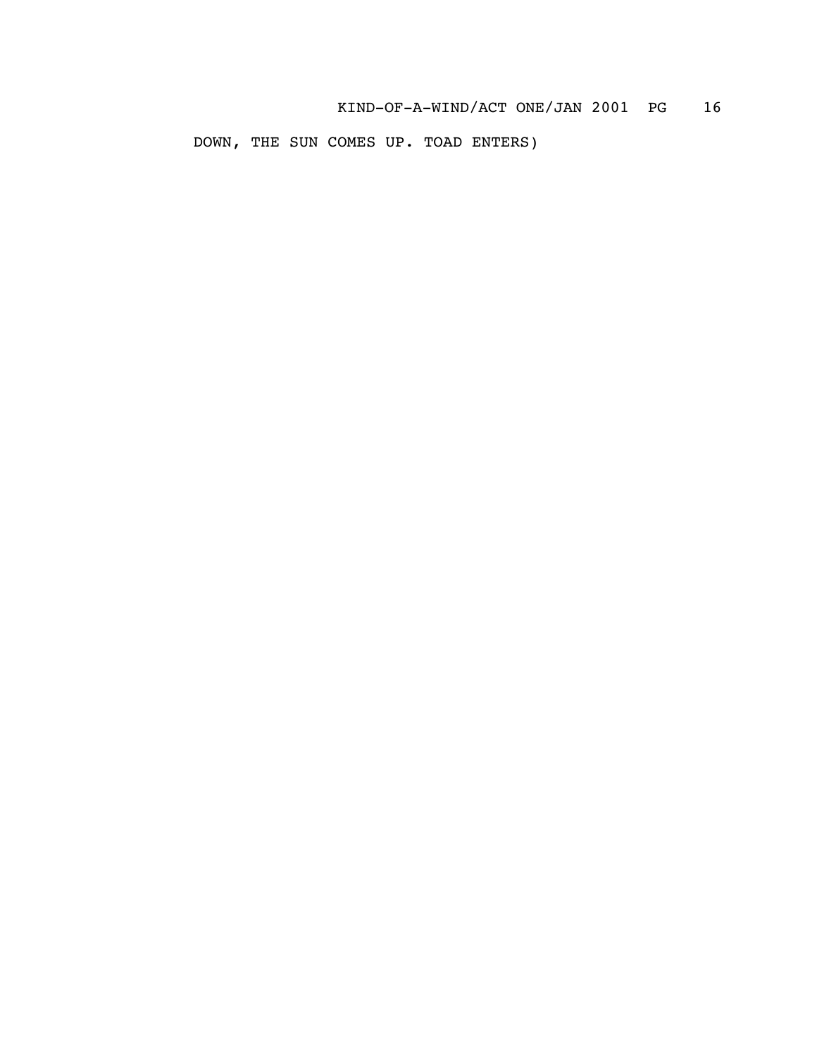DOWN, THE SUN COMES UP. TOAD ENTERS)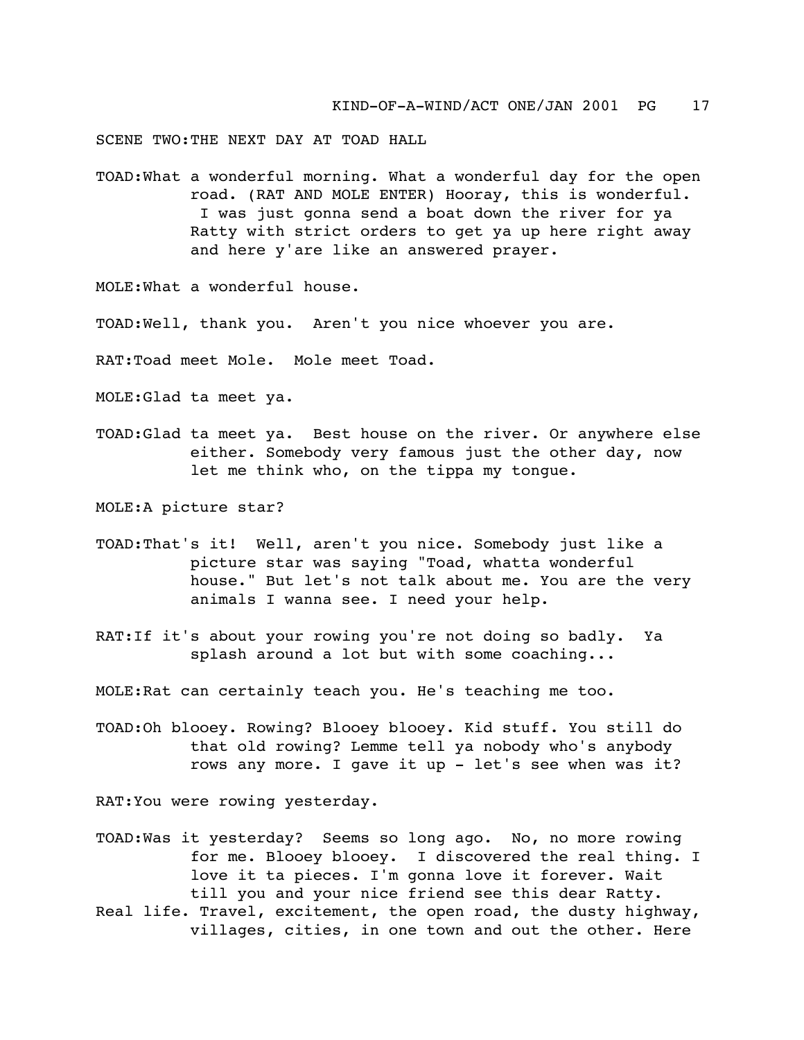SCENE TWO:THE NEXT DAY AT TOAD HALL

TOAD:What a wonderful morning. What a wonderful day for the open road. (RAT AND MOLE ENTER) Hooray, this is wonderful. I was just gonna send a boat down the river for ya Ratty with strict orders to get ya up here right away and here y'are like an answered prayer.

MOLE:What a wonderful house.

TOAD:Well, thank you. Aren't you nice whoever you are.

RAT:Toad meet Mole. Mole meet Toad.

MOLE:Glad ta meet ya.

TOAD:Glad ta meet ya. Best house on the river. Or anywhere else either. Somebody very famous just the other day, now let me think who, on the tippa my tongue.

MOLE:A picture star?

TOAD:That's it! Well, aren't you nice. Somebody just like a picture star was saying "Toad, whatta wonderful house." But let's not talk about me. You are the very animals I wanna see. I need your help.

RAT:If it's about your rowing you're not doing so badly. Ya splash around a lot but with some coaching...

MOLE:Rat can certainly teach you. He's teaching me too.

TOAD:Oh blooey. Rowing? Blooey blooey. Kid stuff. You still do that old rowing? Lemme tell ya nobody who's anybody rows any more. I gave it up - let's see when was it?

RAT:You were rowing yesterday.

TOAD:Was it yesterday? Seems so long ago. No, no more rowing for me. Blooey blooey. I discovered the real thing. I love it ta pieces. I'm gonna love it forever. Wait till you and your nice friend see this dear Ratty. Real life. Travel, excitement, the open road, the dusty highway, villages, cities, in one town and out the other. Here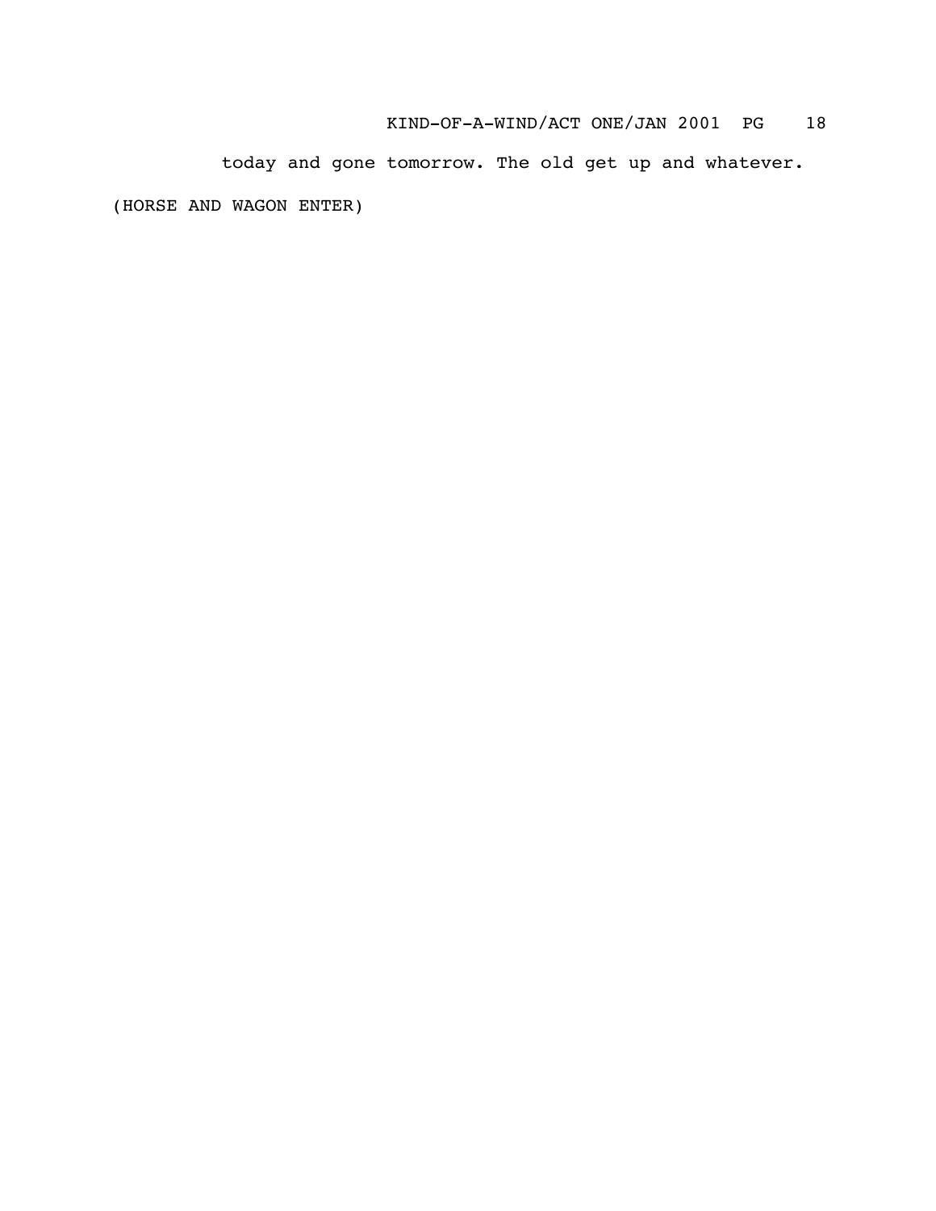today and gone tomorrow. The old get up and whatever.

(HORSE AND WAGON ENTER)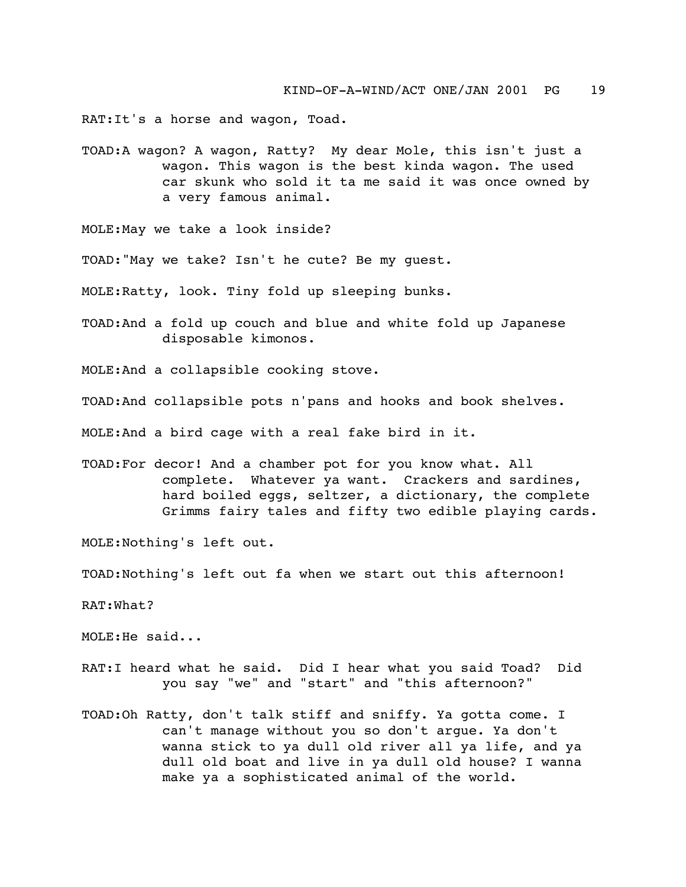RAT:It's a horse and wagon, Toad.

TOAD:A wagon? A wagon, Ratty? My dear Mole, this isn't just a wagon. This wagon is the best kinda wagon. The used car skunk who sold it ta me said it was once owned by a very famous animal.

MOLE:May we take a look inside?

TOAD:"May we take? Isn't he cute? Be my guest.

MOLE:Ratty, look. Tiny fold up sleeping bunks.

TOAD:And a fold up couch and blue and white fold up Japanese disposable kimonos.

MOLE:And a collapsible cooking stove.

TOAD:And collapsible pots n'pans and hooks and book shelves.

MOLE:And a bird cage with a real fake bird in it.

TOAD:For decor! And a chamber pot for you know what. All complete. Whatever ya want. Crackers and sardines, hard boiled eggs, seltzer, a dictionary, the complete Grimms fairy tales and fifty two edible playing cards.

MOLE:Nothing's left out.

TOAD:Nothing's left out fa when we start out this afternoon!

RAT:What?

MOLE:He said...

RAT:I heard what he said. Did I hear what you said Toad? Did you say "we" and "start" and "this afternoon?"

TOAD:Oh Ratty, don't talk stiff and sniffy. Ya gotta come. I can't manage without you so don't argue. Ya don't wanna stick to ya dull old river all ya life, and ya dull old boat and live in ya dull old house? I wanna make ya a sophisticated animal of the world.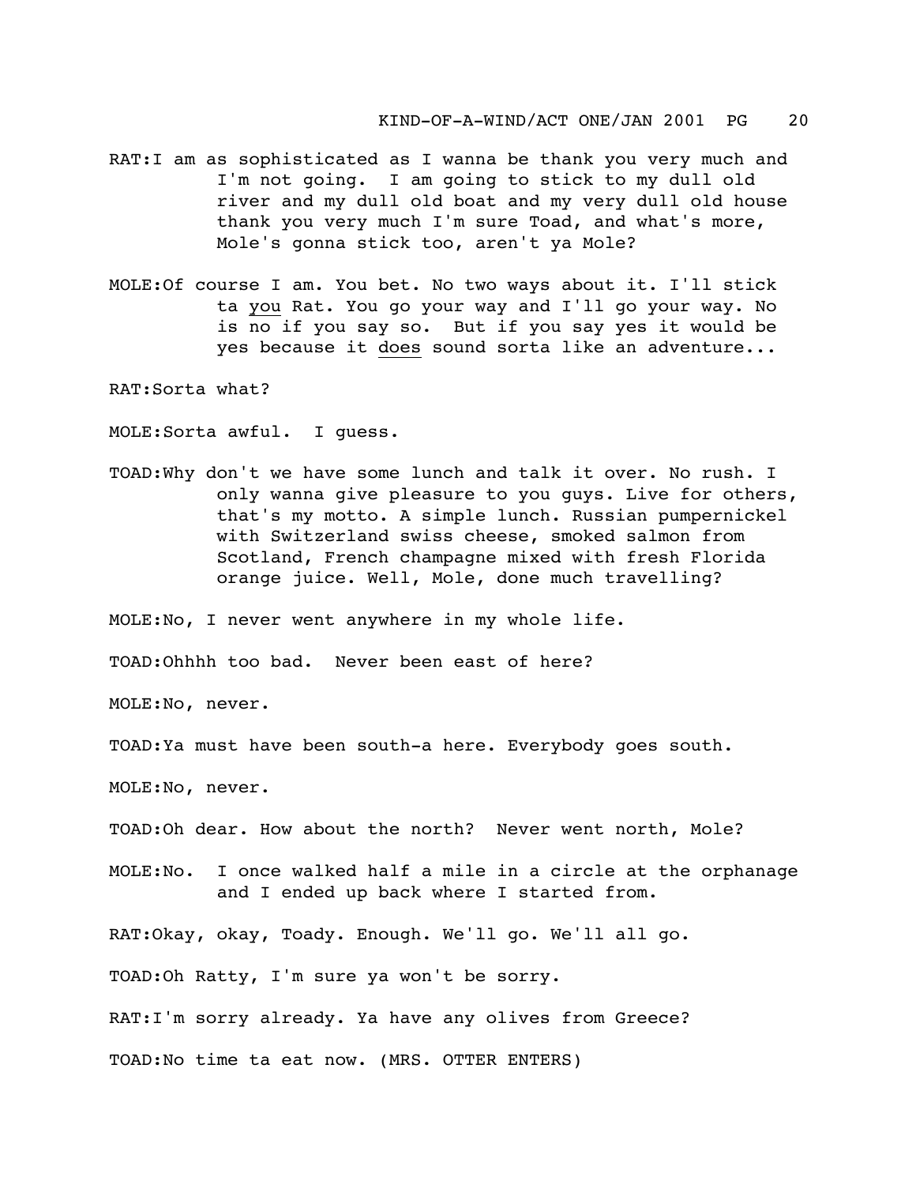RAT:I am as sophisticated as I wanna be thank you very much and I'm not going. I am going to stick to my dull old river and my dull old boat and my very dull old house thank you very much I'm sure Toad, and what's more, Mole's gonna stick too, aren't ya Mole?

MOLE:Of course I am. You bet. No two ways about it. I'll stick ta <u>you</u> Rat. You go your way and I'll go your way. No is no if you say so. But if you say yes it would be yes because it <u>does</u> sound sorta like an adventure...

RAT:Sorta what?

MOLE:Sorta awful. I guess.

TOAD:Why don't we have some lunch and talk it over. No rush. I only wanna give pleasure to you guys. Live for others, that's my motto. A simple lunch. Russian pumpernickel with Switzerland swiss cheese, smoked salmon from Scotland, French champagne mixed with fresh Florida orange juice. Well, Mole, done much travelling?

MOLE:No, I never went anywhere in my whole life.

TOAD:Ohhhh too bad. Never been east of here?

MOLE:No, never.

TOAD:Ya must have been south-a here. Everybody goes south.

MOLE:No, never.

TOAD:Oh dear. How about the north? Never went north, Mole?

MOLE:No. I once walked half a mile in a circle at the orphanage and I ended up back where I started from.

RAT:Okay, okay, Toady. Enough. We'll go. We'll all go.

TOAD:Oh Ratty, I'm sure ya won't be sorry.

RAT:I'm sorry already. Ya have any olives from Greece?

TOAD:No time ta eat now. (MRS. OTTER ENTERS)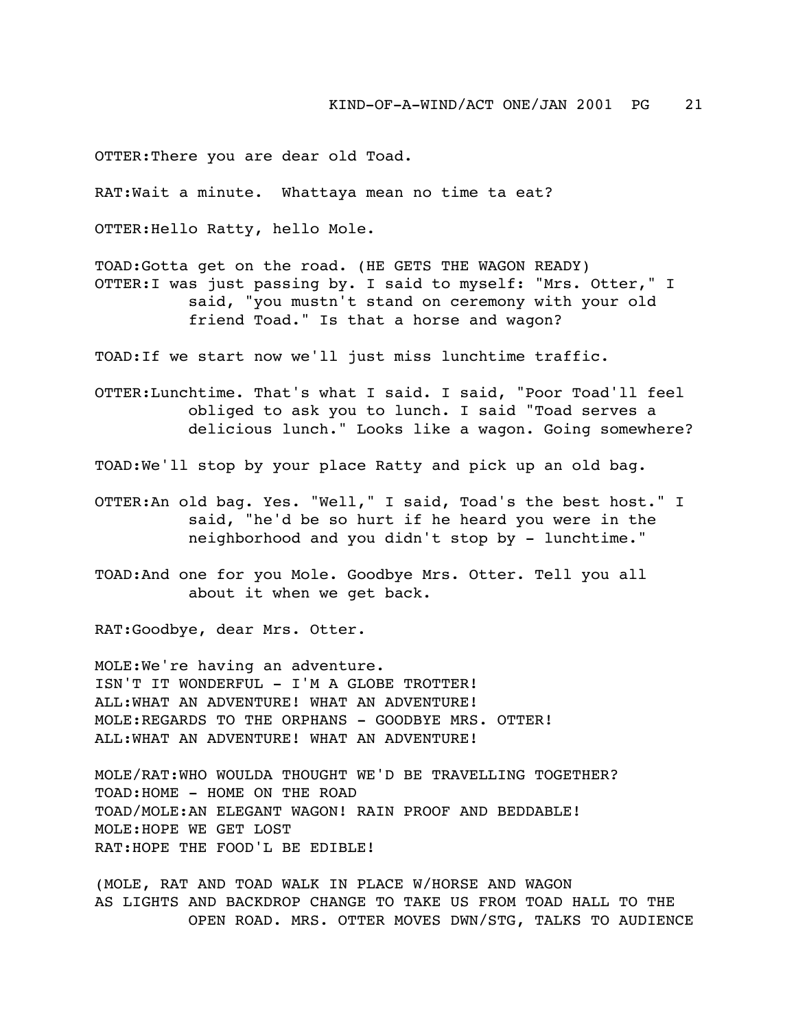OTTER:There you are dear old Toad.

RAT:Wait a minute.  Whattaya mean no time ta eat?

OTTER:Hello Ratty, hello Mole.

TOAD:Gotta get on the road. (HE GETS THE WAGON READY)
OTTER:I was just passing by. I said to myself: "Mrs. Otter," I said, "you mustn't stand on ceremony with your old friend Toad." Is that a horse and wagon?

TOAD:If we start now we'll just miss lunchtime traffic.

OTTER:Lunchtime. That's what I said. I said, "Poor Toad'll feel obliged to ask you to lunch. I said "Toad serves a delicious lunch." Looks like a wagon. Going somewhere?

TOAD:We'll stop by your place Ratty and pick up an old bag.

OTTER:An old bag. Yes. "Well," I said, Toad's the best host." I said, "he'd be so hurt if he heard you were in the neighborhood and you didn't stop by - lunchtime."

TOAD:And one for you Mole. Goodbye Mrs. Otter. Tell you all about it when we get back.

RAT:Goodbye, dear Mrs. Otter.

MOLE:We're having an adventure.
ISN'T IT WONDERFUL - I'M A GLOBE TROTTER!
ALL:WHAT AN ADVENTURE! WHAT AN ADVENTURE!
MOLE:REGARDS TO THE ORPHANS - GOODBYE MRS. OTTER!
ALL:WHAT AN ADVENTURE! WHAT AN ADVENTURE!

MOLE/RAT:WHO WOULDA THOUGHT WE'D BE TRAVELLING TOGETHER?
TOAD:HOME - HOME ON THE ROAD
TOAD/MOLE:AN ELEGANT WAGON! RAIN PROOF AND BEDDABLE!
MOLE:HOPE WE GET LOST
RAT:HOPE THE FOOD'L BE EDIBLE!

(MOLE, RAT AND TOAD WALK IN PLACE W/HORSE AND WAGON AS LIGHTS AND BACKDROP CHANGE TO TAKE US FROM TOAD HALL TO THE OPEN ROAD. MRS. OTTER MOVES DWN/STG, TALKS TO AUDIENCE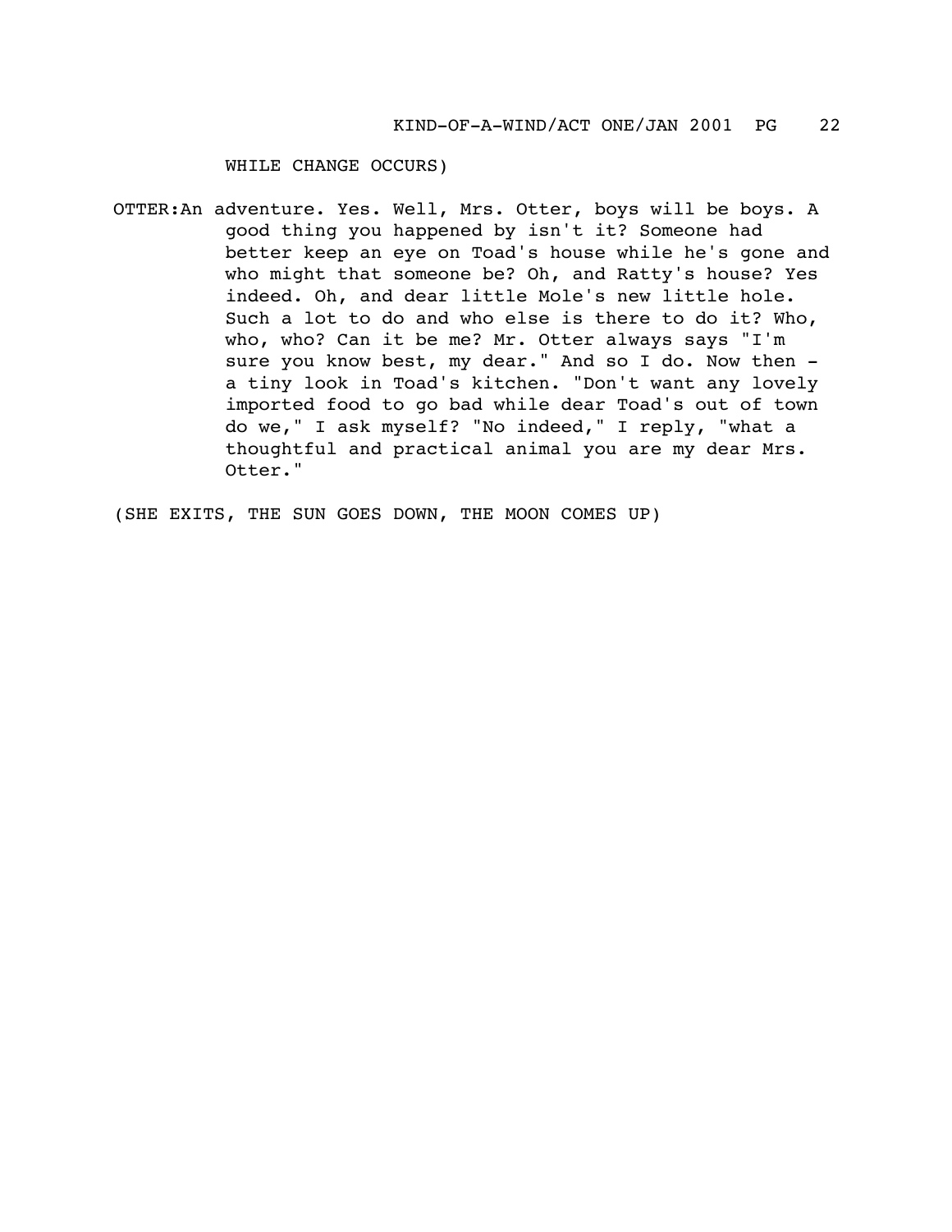WHILE CHANGE OCCURS)

OTTER: An adventure. Yes. Well, Mrs. Otter, boys will be boys. A good thing you happened by isn't it? Someone had better keep an eye on Toad's house while he's gone and who might that someone be? Oh, and Ratty's house? Yes indeed. Oh, and dear little Mole's new little hole. Such a lot to do and who else is there to do it? Who, who, who? Can it be me? Mr. Otter always says "I'm sure you know best, my dear." And so I do. Now then - a tiny look in Toad's kitchen. "Don't want any lovely imported food to go bad while dear Toad's out of town do we," I ask myself? "No indeed," I reply, "what a thoughtful and practical animal you are my dear Mrs. Otter."

(SHE EXITS, THE SUN GOES DOWN, THE MOON COMES UP)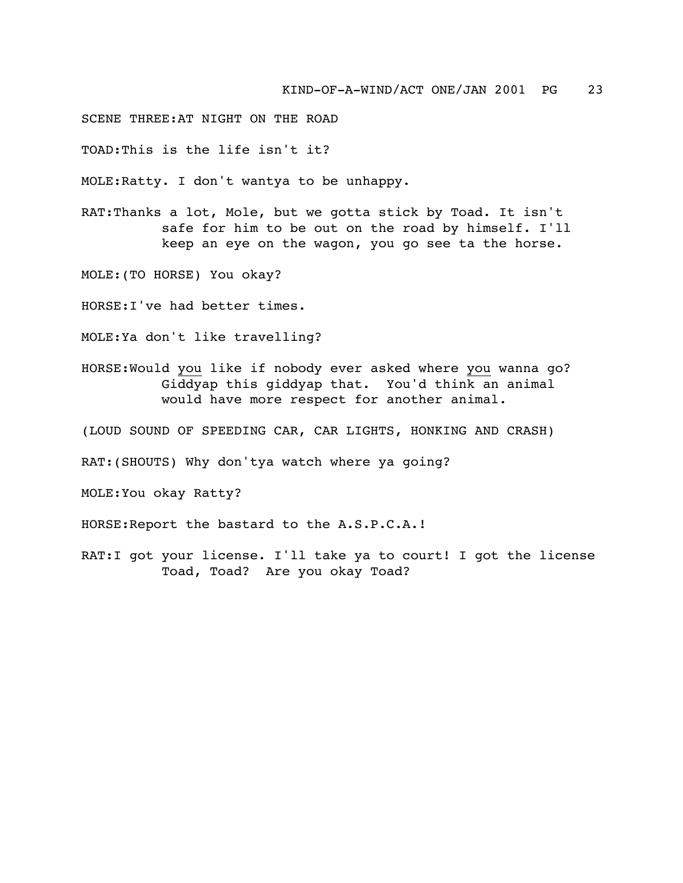SCENE THREE:AT NIGHT ON THE ROAD

TOAD:This is the life isn't it?

MOLE:Ratty. I don't wantya to be unhappy.

RAT:Thanks a lot, Mole, but we gotta stick by Toad. It isn't safe for him to be out on the road by himself. I'll keep an eye on the wagon, you go see ta the horse.

MOLE:(TO HORSE) You okay?

HORSE:I've had better times.

MOLE:Ya don't like travelling?

HORSE:Would <u>you</u> like if nobody ever asked where <u>you</u> wanna go? Giddyap this giddyap that. You'd think an animal would have more respect for another animal.

(LOUD SOUND OF SPEEDING CAR, CAR LIGHTS, HONKING AND CRASH)

RAT:(SHOUTS) Why don'tya watch where ya going?

MOLE:You okay Ratty?

HORSE:Report the bastard to the A.S.P.C.A.!

RAT:I got your license. I'll take ya to court! I got the license Toad, Toad? Are you okay Toad?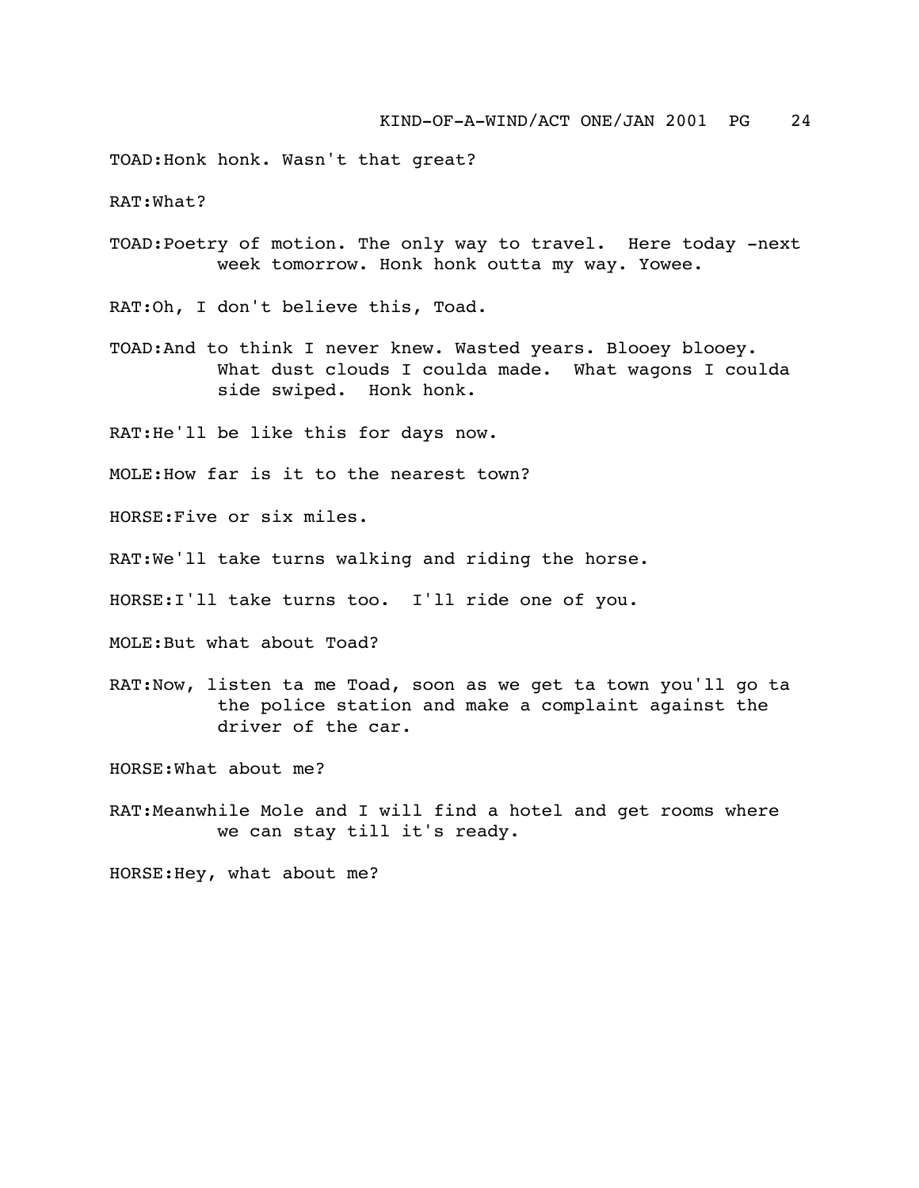TOAD:Honk honk. Wasn't that great?

RAT:What?

TOAD:Poetry of motion. The only way to travel. Here today -next week tomorrow. Honk honk outta my way. Yowee.

RAT:Oh, I don't believe this, Toad.

TOAD:And to think I never knew. Wasted years. Blooey blooey. What dust clouds I coulda made. What wagons I coulda side swiped. Honk honk.

RAT:He'll be like this for days now.

MOLE:How far is it to the nearest town?

HORSE:Five or six miles.

RAT:We'll take turns walking and riding the horse.

HORSE:I'll take turns too. I'll ride one of you.

MOLE:But what about Toad?

RAT:Now, listen ta me Toad, soon as we get ta town you'll go ta the police station and make a complaint against the driver of the car.

HORSE:What about me?

RAT:Meanwhile Mole and I will find a hotel and get rooms where we can stay till it's ready.

HORSE:Hey, what about me?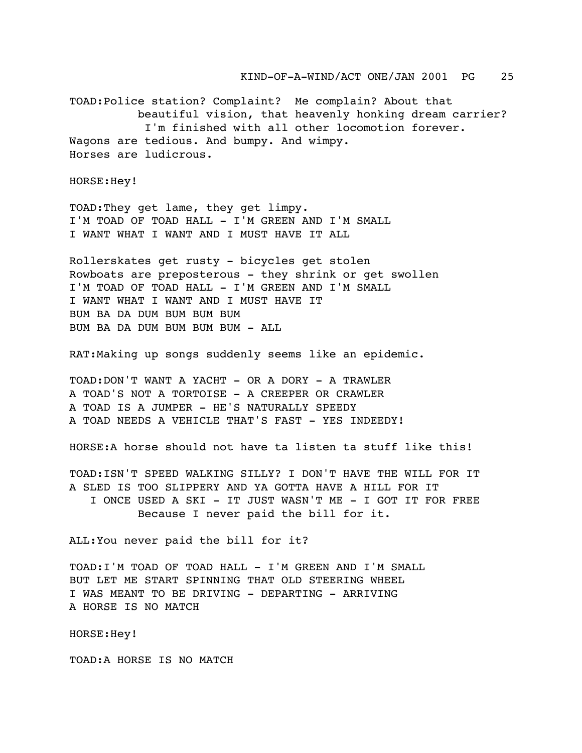TOAD:Police station? Complaint? Me complain? About that
beautiful vision, that heavenly honking dream carrier?
I'm finished with all other locomotion forever.
Wagons are tedious. And bumpy. And wimpy.
Horses are ludicrous.

HORSE:Hey!

TOAD:They get lame, they get limpy.
I'M TOAD OF TOAD HALL - I'M GREEN AND I'M SMALL
I WANT WHAT I WANT AND I MUST HAVE IT ALL

Rollerskates get rusty - bicycles get stolen
Rowboats are preposterous - they shrink or get swollen
I'M TOAD OF TOAD HALL - I'M GREEN AND I'M SMALL
I WANT WHAT I WANT AND I MUST HAVE IT
BUM BA DA DUM BUM BUM BUM
BUM BA DA DUM BUM BUM BUM - ALL

RAT:Making up songs suddenly seems like an epidemic.

TOAD:DON'T WANT A YACHT - OR A DORY - A TRAWLER
A TOAD'S NOT A TORTOISE - A CREEPER OR CRAWLER
A TOAD IS A JUMPER - HE'S NATURALLY SPEEDY
A TOAD NEEDS A VEHICLE THAT'S FAST - YES INDEEDY!

HORSE:A horse should not have ta listen ta stuff like this!

TOAD:ISN'T SPEED WALKING SILLY? I DON'T HAVE THE WILL FOR IT
A SLED IS TOO SLIPPERY AND YA GOTTA HAVE A HILL FOR IT
I ONCE USED A SKI - IT JUST WASN'T ME - I GOT IT FOR FREE
Because I never paid the bill for it.

ALL:You never paid the bill for it?

TOAD:I'M TOAD OF TOAD HALL - I'M GREEN AND I'M SMALL
BUT LET ME START SPINNING THAT OLD STEERING WHEEL
I WAS MEANT TO BE DRIVING - DEPARTING - ARRIVING
A HORSE IS NO MATCH

HORSE:Hey!

TOAD:A HORSE IS NO MATCH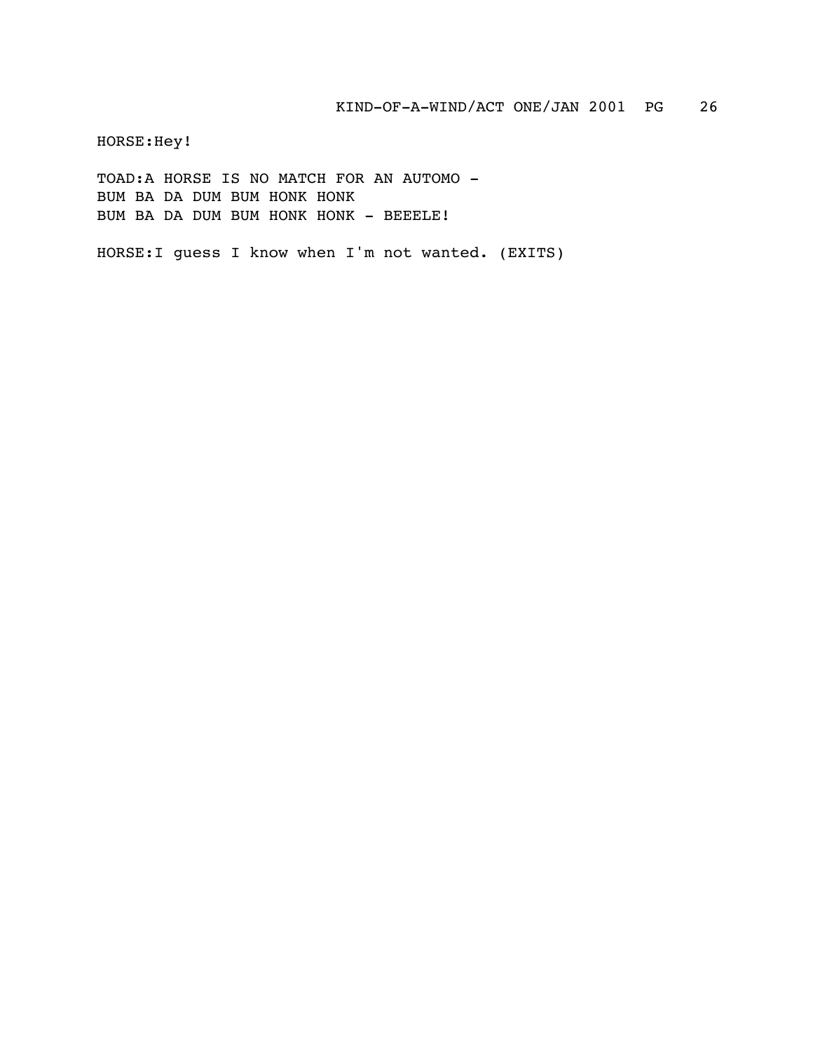HORSE:Hey!

TOAD:A HORSE IS NO MATCH FOR AN AUTOMO -
BUM BA DA DUM BUM HONK HONK
BUM BA DA DUM BUM HONK HONK - BEEELE!

HORSE:I guess I know when I'm not wanted. (EXITS)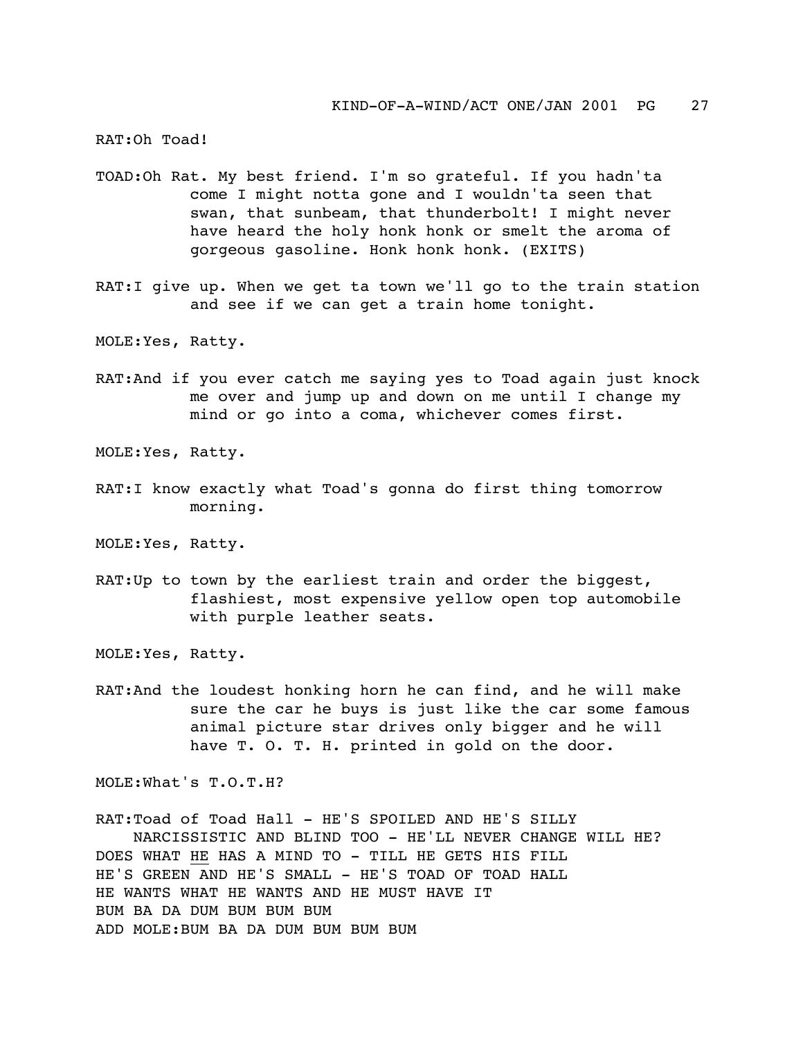RAT:Oh Toad!

TOAD:Oh Rat. My best friend. I'm so grateful. If you hadn'ta come I might notta gone and I wouldn'ta seen that swan, that sunbeam, that thunderbolt! I might never have heard the holy honk honk or smelt the aroma of gorgeous gasoline. Honk honk honk. (EXITS)

RAT:I give up. When we get ta town we'll go to the train station and see if we can get a train home tonight.

MOLE:Yes, Ratty.

RAT:And if you ever catch me saying yes to Toad again just knock me over and jump up and down on me until I change my mind or go into a coma, whichever comes first.

MOLE:Yes, Ratty.

RAT:I know exactly what Toad's gonna do first thing tomorrow morning.

MOLE:Yes, Ratty.

RAT:Up to town by the earliest train and order the biggest, flashiest, most expensive yellow open top automobile with purple leather seats.

MOLE:Yes, Ratty.

RAT:And the loudest honking horn he can find, and he will make sure the car he buys is just like the car some famous animal picture star drives only bigger and he will have T. O. T. H. printed in gold on the door.

MOLE:What's T.O.T.H?

RAT:Toad of Toad Hall - HE'S SPOILED AND HE'S SILLY
NARCISSISTIC AND BLIND TOO - HE'LL NEVER CHANGE WILL HE?
DOES WHAT <u>HE</u> HAS A MIND TO - TILL HE GETS HIS FILL
HE'S GREEN AND HE'S SMALL - HE'S TOAD OF TOAD HALL
HE WANTS WHAT HE WANTS AND HE MUST HAVE IT
BUM BA DA DUM BUM BUM BUM
ADD MOLE:BUM BA DA DUM BUM BUM BUM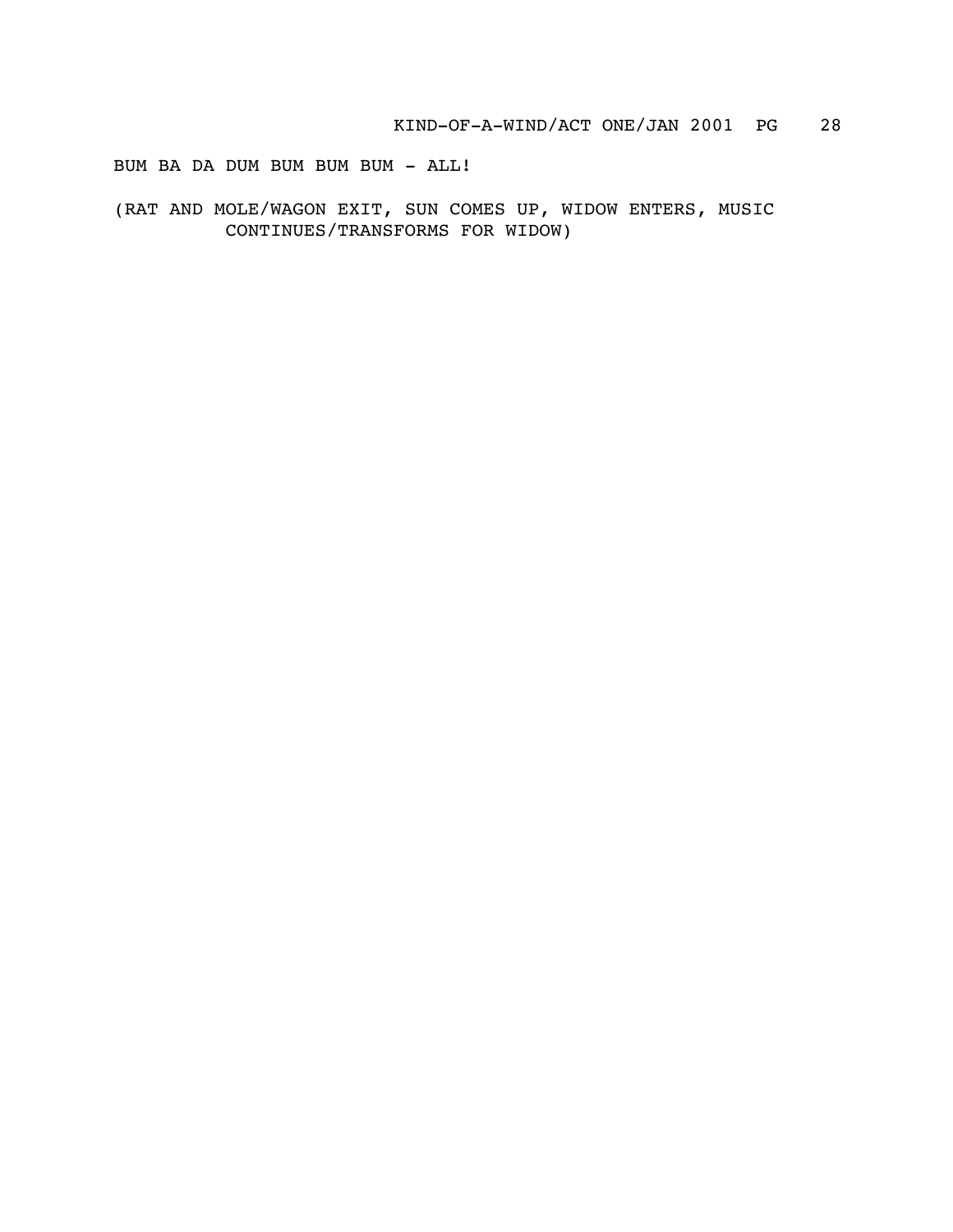BUM BA DA DUM BUM BUM BUM - ALL!

(RAT AND MOLE/WAGON EXIT, SUN COMES UP, WIDOW ENTERS, MUSIC CONTINUES/TRANSFORMS FOR WIDOW)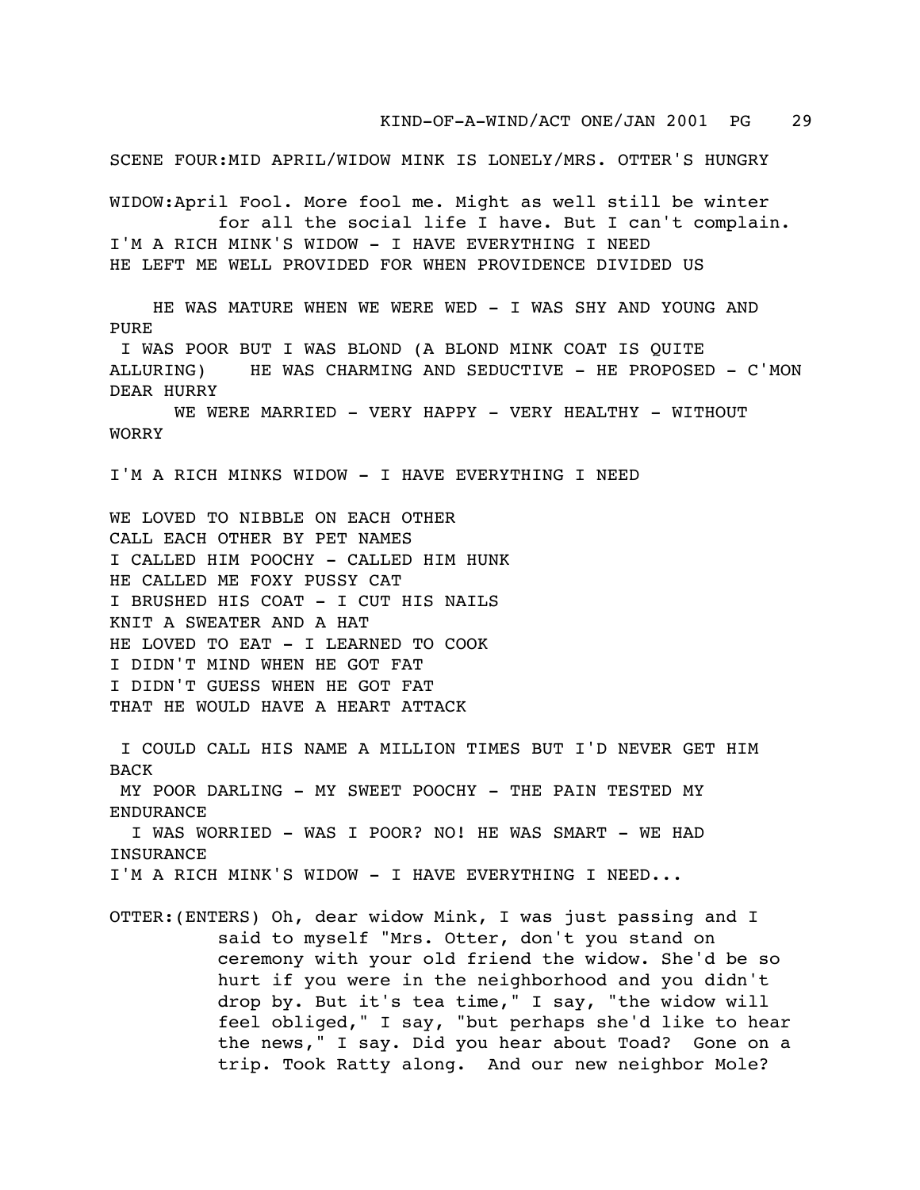SCENE FOUR:MID APRIL/WIDOW MINK IS LONELY/MRS. OTTER'S HUNGRY

WIDOW:April Fool. More fool me. Might as well still be winter for all the social life I have. But I can't complain.
I'M A RICH MINK'S WIDOW - I HAVE EVERYTHING I NEED
HE LEFT ME WELL PROVIDED FOR WHEN PROVIDENCE DIVIDED US

HE WAS MATURE WHEN WE WERE WED - I WAS SHY AND YOUNG AND PURE
I WAS POOR BUT I WAS BLOND (A BLOND MINK COAT IS QUITE ALLURING) HE WAS CHARMING AND SEDUCTIVE - HE PROPOSED - C'MON DEAR HURRY
WE WERE MARRIED - VERY HAPPY - VERY HEALTHY - WITHOUT WORRY

I'M A RICH MINKS WIDOW - I HAVE EVERYTHING I NEED

WE LOVED TO NIBBLE ON EACH OTHER
CALL EACH OTHER BY PET NAMES
I CALLED HIM POOCHY - CALLED HIM HUNK
HE CALLED ME FOXY PUSSY CAT
I BRUSHED HIS COAT - I CUT HIS NAILS
KNIT A SWEATER AND A HAT
HE LOVED TO EAT - I LEARNED TO COOK
I DIDN'T MIND WHEN HE GOT FAT
I DIDN'T GUESS WHEN HE GOT FAT
THAT HE WOULD HAVE A HEART ATTACK

I COULD CALL HIS NAME A MILLION TIMES BUT I'D NEVER GET HIM BACK
MY POOR DARLING - MY SWEET POOCHY - THE PAIN TESTED MY ENDURANCE
I WAS WORRIED - WAS I POOR? NO! HE WAS SMART - WE HAD INSURANCE
I'M A RICH MINK'S WIDOW - I HAVE EVERYTHING I NEED...

OTTER:(ENTERS) Oh, dear widow Mink, I was just passing and I said to myself "Mrs. Otter, don't you stand on ceremony with your old friend the widow. She'd be so hurt if you were in the neighborhood and you didn't drop by. But it's tea time," I say, "the widow will feel obliged," I say, "but perhaps she'd like to hear the news," I say. Did you hear about Toad? Gone on a trip. Took Ratty along. And our new neighbor Mole?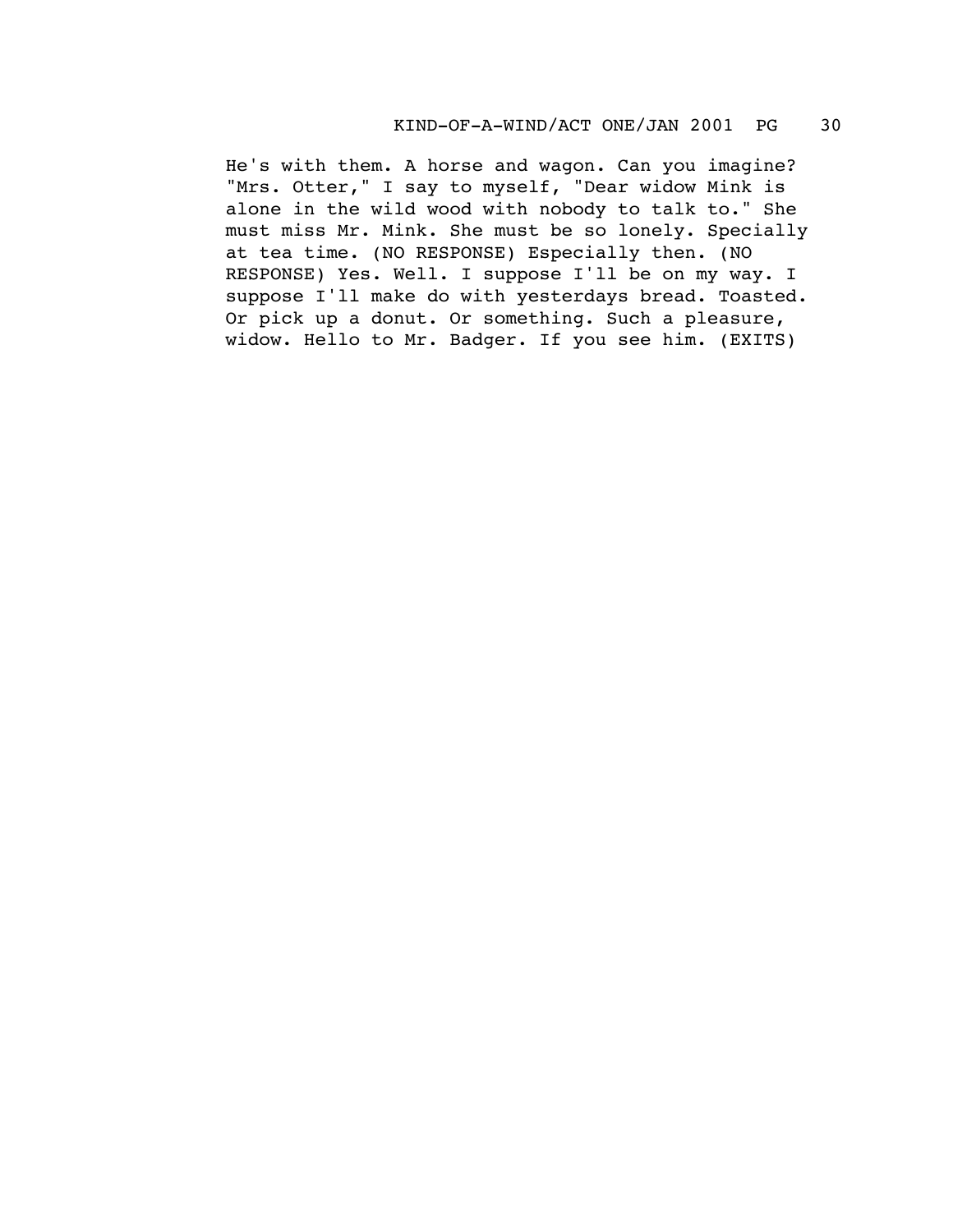He's with them. A horse and wagon. Can you imagine? "Mrs. Otter," I say to myself, "Dear widow Mink is alone in the wild wood with nobody to talk to." She must miss Mr. Mink. She must be so lonely. Specially at tea time. (NO RESPONSE) Especially then. (NO RESPONSE) Yes. Well. I suppose I'll be on my way. I suppose I'll make do with yesterdays bread. Toasted. Or pick up a donut. Or something. Such a pleasure, widow. Hello to Mr. Badger. If you see him. (EXITS)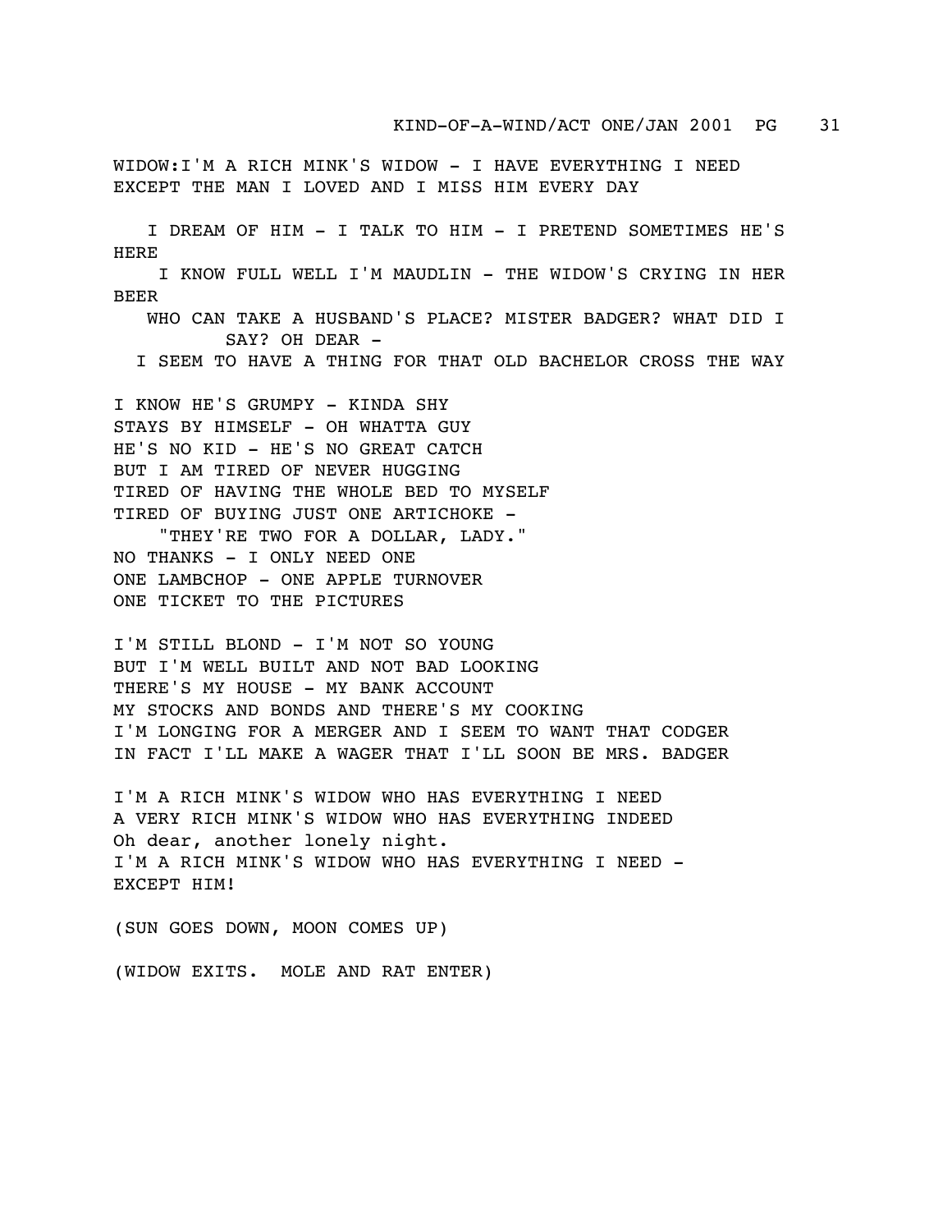WIDOW:I'M A RICH MINK'S WIDOW - I HAVE EVERYTHING I NEED
EXCEPT THE MAN I LOVED AND I MISS HIM EVERY DAY

I DREAM OF HIM - I TALK TO HIM - I PRETEND SOMETIMES HE'S HERE
I KNOW FULL WELL I'M MAUDLIN - THE WIDOW'S CRYING IN HER BEER
WHO CAN TAKE A HUSBAND'S PLACE? MISTER BADGER? WHAT DID I SAY? OH DEAR -
I SEEM TO HAVE A THING FOR THAT OLD BACHELOR CROSS THE WAY

I KNOW HE'S GRUMPY - KINDA SHY
STAYS BY HIMSELF - OH WHATTA GUY
HE'S NO KID - HE'S NO GREAT CATCH
BUT I AM TIRED OF NEVER HUGGING
TIRED OF HAVING THE WHOLE BED TO MYSELF
TIRED OF BUYING JUST ONE ARTICHOKE -
"THEY'RE TWO FOR A DOLLAR, LADY."
NO THANKS - I ONLY NEED ONE
ONE LAMBCHOP - ONE APPLE TURNOVER
ONE TICKET TO THE PICTURES

I'M STILL BLOND - I'M NOT SO YOUNG
BUT I'M WELL BUILT AND NOT BAD LOOKING
THERE'S MY HOUSE - MY BANK ACCOUNT
MY STOCKS AND BONDS AND THERE'S MY COOKING
I'M LONGING FOR A MERGER AND I SEEM TO WANT THAT CODGER
IN FACT I'LL MAKE A WAGER THAT I'LL SOON BE MRS. BADGER

I'M A RICH MINK'S WIDOW WHO HAS EVERYTHING I NEED
A VERY RICH MINK'S WIDOW WHO HAS EVERYTHING INDEED
Oh dear, another lonely night.
I'M A RICH MINK'S WIDOW WHO HAS EVERYTHING I NEED -
EXCEPT HIM!

(SUN GOES DOWN, MOON COMES UP)

(WIDOW EXITS. MOLE AND RAT ENTER)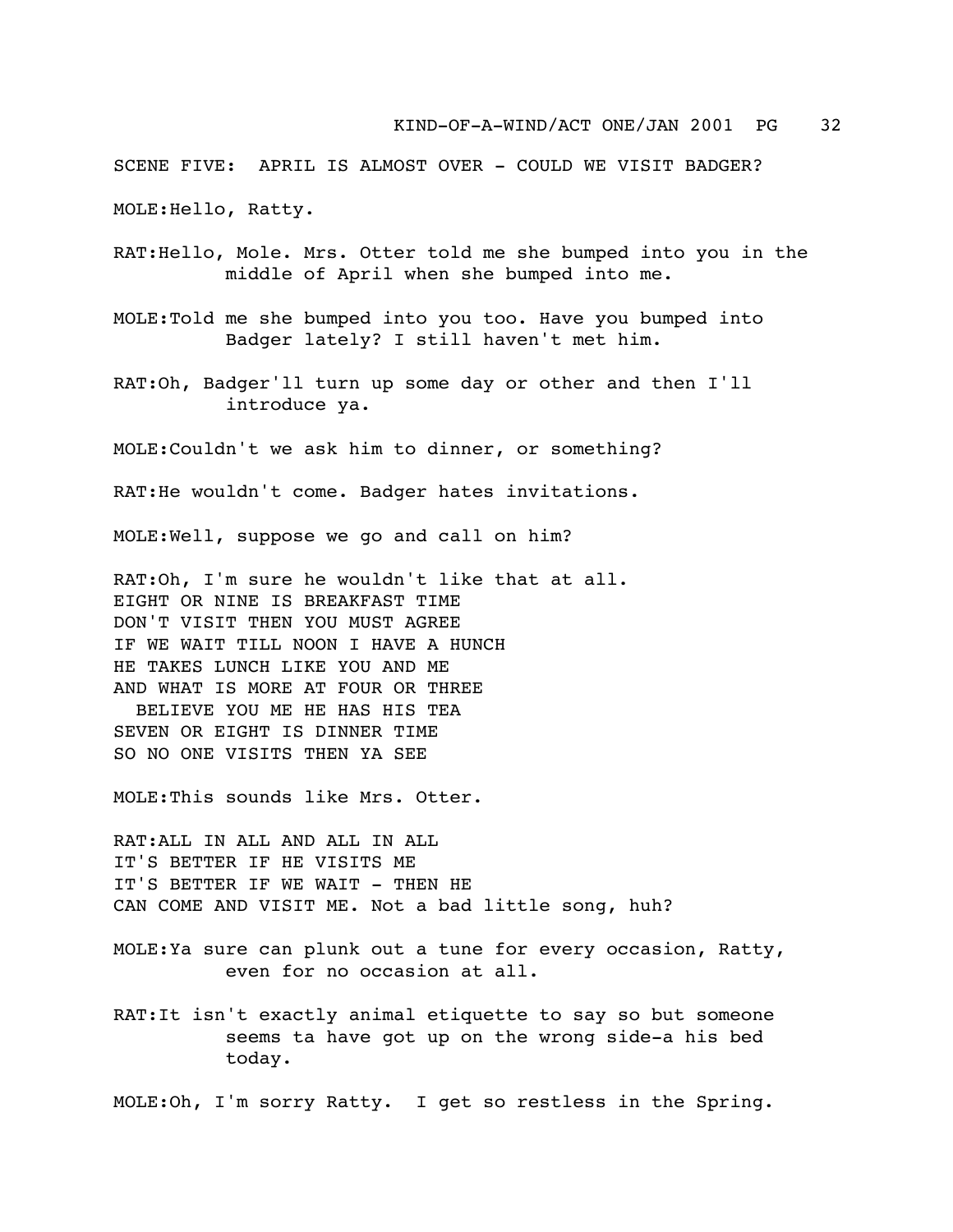SCENE FIVE: APRIL IS ALMOST OVER - COULD WE VISIT BADGER?

MOLE:Hello, Ratty.

RAT:Hello, Mole. Mrs. Otter told me she bumped into you in the middle of April when she bumped into me.

MOLE:Told me she bumped into you too. Have you bumped into Badger lately? I still haven't met him.

RAT:Oh, Badger'll turn up some day or other and then I'll introduce ya.

MOLE:Couldn't we ask him to dinner, or something?

RAT:He wouldn't come. Badger hates invitations.

MOLE:Well, suppose we go and call on him?

RAT:Oh, I'm sure he wouldn't like that at all.
EIGHT OR NINE IS BREAKFAST TIME
DON'T VISIT THEN YOU MUST AGREE
IF WE WAIT TILL NOON I HAVE A HUNCH
HE TAKES LUNCH LIKE YOU AND ME
AND WHAT IS MORE AT FOUR OR THREE
BELIEVE YOU ME HE HAS HIS TEA
SEVEN OR EIGHT IS DINNER TIME
SO NO ONE VISITS THEN YA SEE

MOLE:This sounds like Mrs. Otter.

RAT:ALL IN ALL AND ALL IN ALL
IT'S BETTER IF HE VISITS ME
IT'S BETTER IF WE WAIT - THEN HE
CAN COME AND VISIT ME. Not a bad little song, huh?

MOLE:Ya sure can plunk out a tune for every occasion, Ratty, even for no occasion at all.

RAT:It isn't exactly animal etiquette to say so but someone seems ta have got up on the wrong side-a his bed today.

MOLE:Oh, I'm sorry Ratty. I get so restless in the Spring.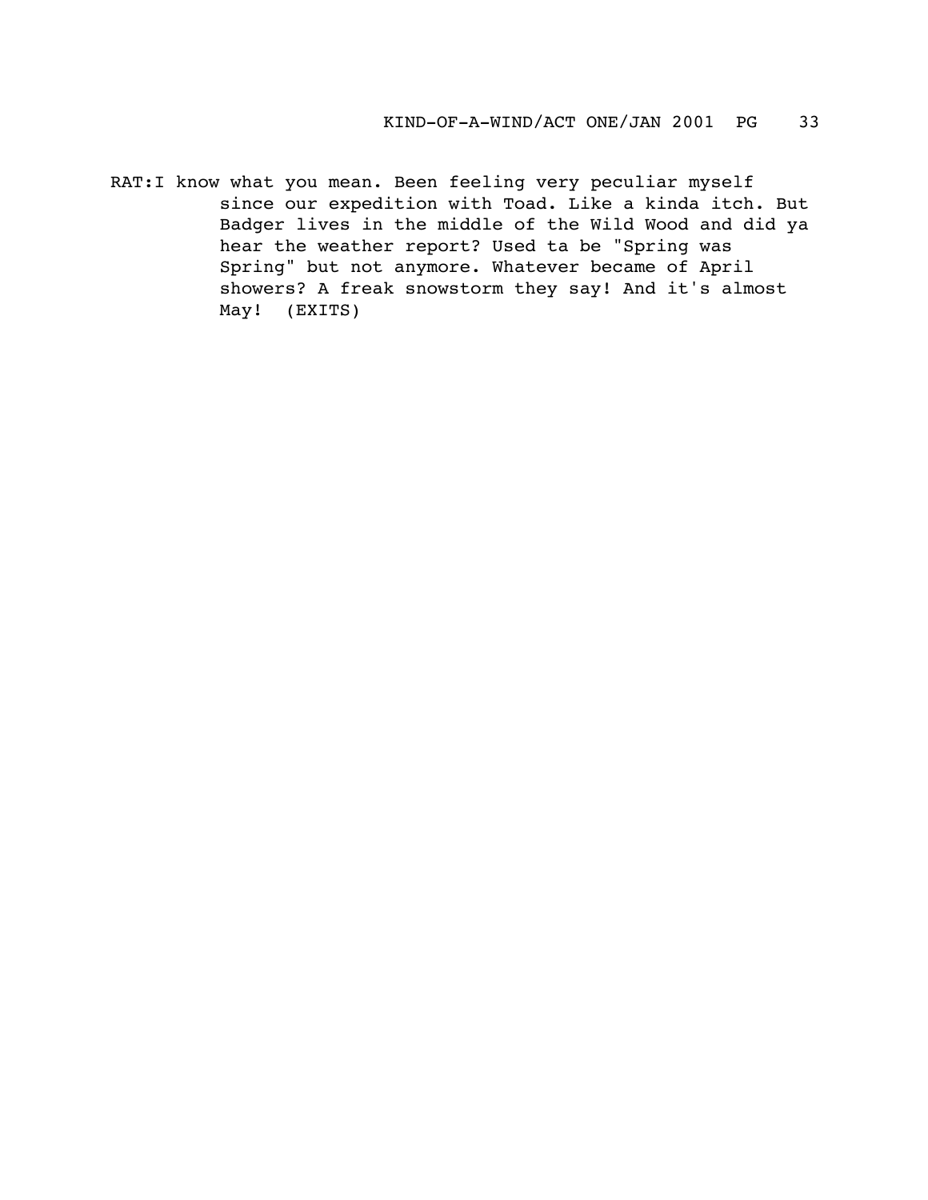RAT: I know what you mean. Been feeling very peculiar myself since our expedition with Toad. Like a kinda itch. But Badger lives in the middle of the Wild Wood and did ya hear the weather report? Used ta be "Spring was Spring" but not anymore. Whatever became of April showers? A freak snowstorm they say! And it's almost May! (EXITS)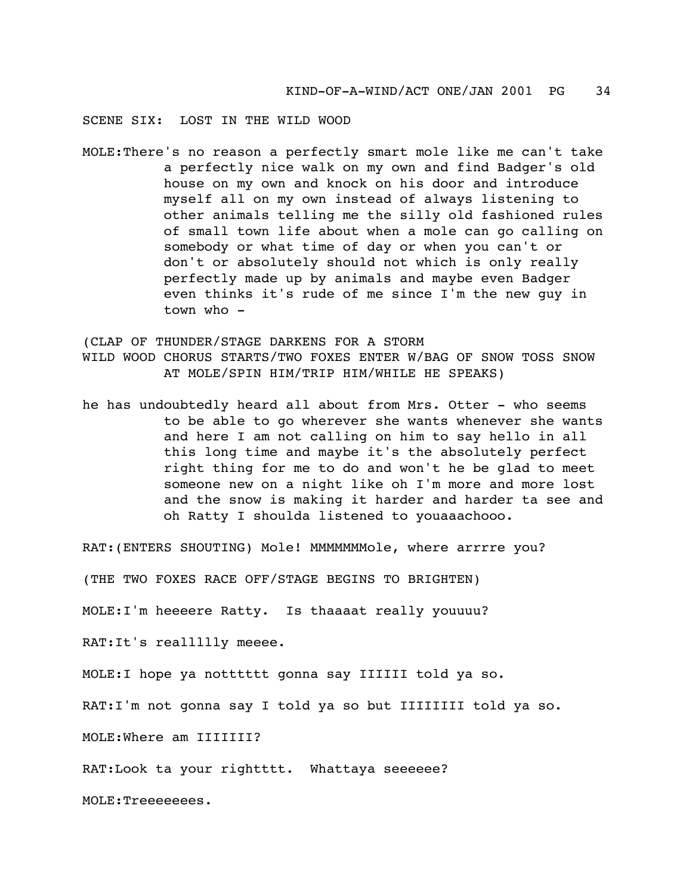SCENE SIX:  LOST IN THE WILD WOOD

MOLE:There's no reason a perfectly smart mole like me can't take a perfectly nice walk on my own and find Badger's old house on my own and knock on his door and introduce myself all on my own instead of always listening to other animals telling me the silly old fashioned rules of small town life about when a mole can go calling on somebody or what time of day or when you can't or don't or absolutely should not which is only really perfectly made up by animals and maybe even Badger even thinks it's rude of me since I'm the new guy in town who -

(CLAP OF THUNDER/STAGE DARKENS FOR A STORM
WILD WOOD CHORUS STARTS/TWO FOXES ENTER W/BAG OF SNOW TOSS SNOW AT MOLE/SPIN HIM/TRIP HIM/WHILE HE SPEAKS)

he has undoubtedly heard all about from Mrs. Otter - who seems to be able to go wherever she wants whenever she wants and here I am not calling on him to say hello in all this long time and maybe it's the absolutely perfect right thing for me to do and won't he be glad to meet someone new on a night like oh I'm more and more lost and the snow is making it harder and harder ta see and oh Ratty I shoulda listened to youaaachooo.

RAT:(ENTERS SHOUTING) Mole! MMMMMMole, where arrrre you?

(THE TWO FOXES RACE OFF/STAGE BEGINS TO BRIGHTEN)

MOLE:I'm heeeere Ratty.  Is thaaaat really youuuu?

RAT:It's reallllly meeee.

MOLE:I hope ya notttttt gonna say IIIII told ya so.

RAT:I'm not gonna say I told ya so but IIIIIII told ya so.

MOLE:Where am IIIIII?

RAT:Look ta your righttttt.  Whattaya seeeeee?

MOLE:Treeeeeees.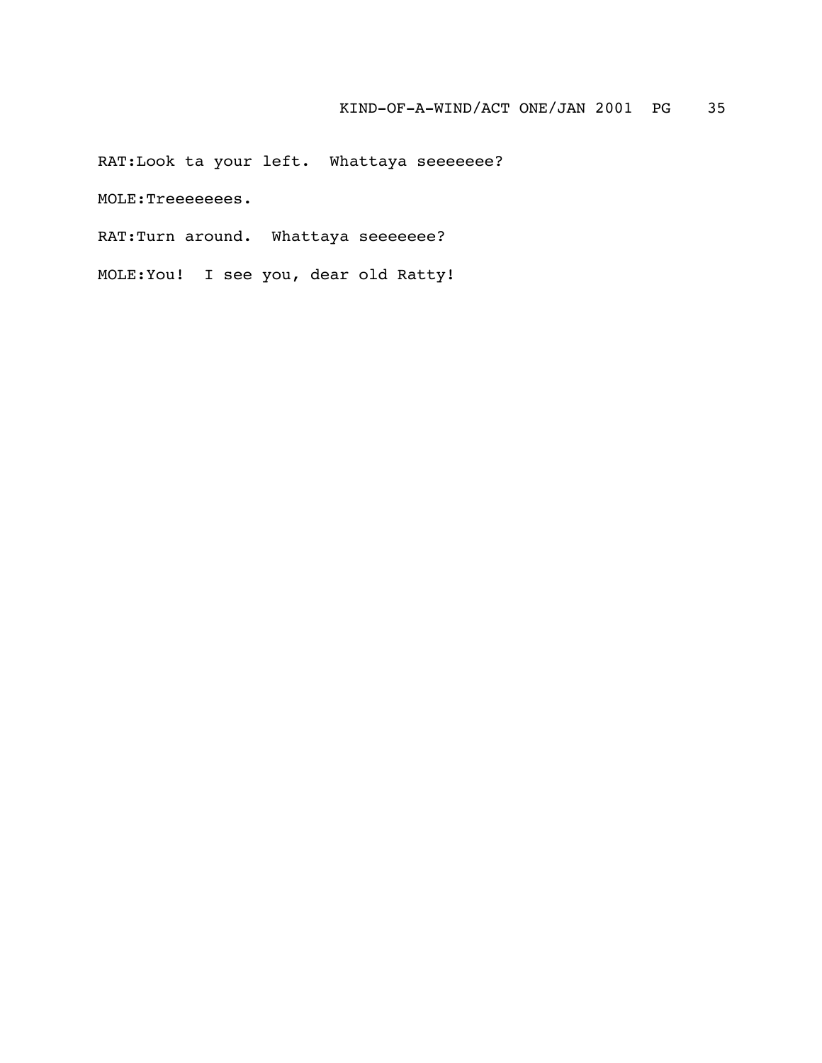RAT:Look ta your left.  Whattaya seeeeeee?

MOLE:Treeeeeees.

RAT:Turn around.  Whattaya seeeeeee?

MOLE:You!  I see you, dear old Ratty!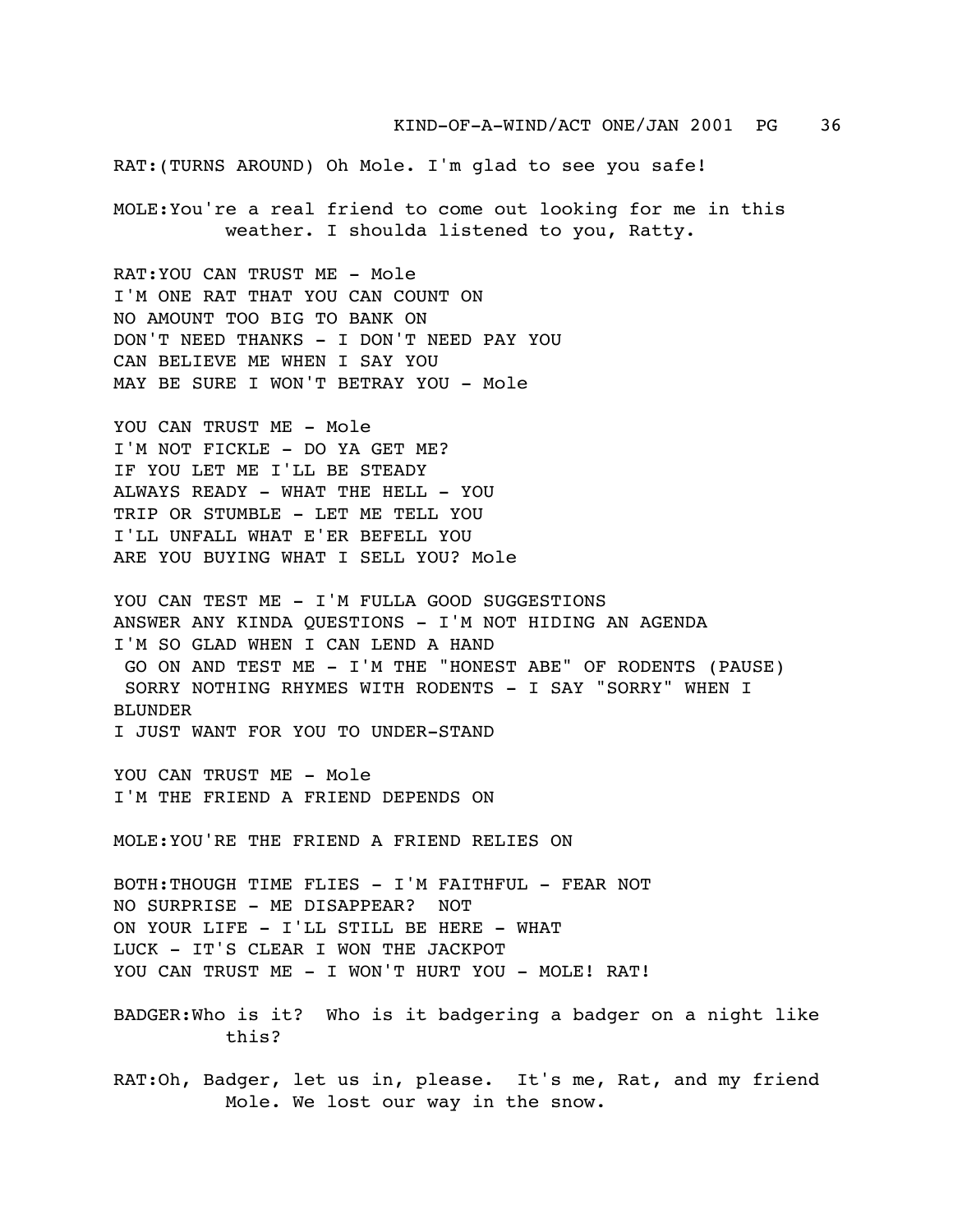RAT:(TURNS AROUND) Oh Mole. I'm glad to see you safe!

MOLE:You're a real friend to come out looking for me in this weather. I shoulda listened to you, Ratty.

RAT:YOU CAN TRUST ME - Mole
I'M ONE RAT THAT YOU CAN COUNT ON
NO AMOUNT TOO BIG TO BANK ON
DON'T NEED THANKS - I DON'T NEED PAY YOU
CAN BELIEVE ME WHEN I SAY YOU
MAY BE SURE I WON'T BETRAY YOU - Mole

YOU CAN TRUST ME - Mole
I'M NOT FICKLE - DO YA GET ME?
IF YOU LET ME I'LL BE STEADY
ALWAYS READY - WHAT THE HELL - YOU
TRIP OR STUMBLE - LET ME TELL YOU
I'LL UNFALL WHAT E'ER BEFELL YOU
ARE YOU BUYING WHAT I SELL YOU? Mole

YOU CAN TEST ME - I'M FULLA GOOD SUGGESTIONS
ANSWER ANY KINDA QUESTIONS - I'M NOT HIDING AN AGENDA
I'M SO GLAD WHEN I CAN LEND A HAND
GO ON AND TEST ME - I'M THE "HONEST ABE" OF RODENTS (PAUSE)
SORRY NOTHING RHYMES WITH RODENTS - I SAY "SORRY" WHEN I BLUNDER
I JUST WANT FOR YOU TO UNDER-STAND

YOU CAN TRUST ME - Mole
I'M THE FRIEND A FRIEND DEPENDS ON

MOLE:YOU'RE THE FRIEND A FRIEND RELIES ON

BOTH:THOUGH TIME FLIES - I'M FAITHFUL - FEAR NOT
NO SURPRISE - ME DISAPPEAR? NOT
ON YOUR LIFE - I'LL STILL BE HERE - WHAT
LUCK - IT'S CLEAR I WON THE JACKPOT
YOU CAN TRUST ME - I WON'T HURT YOU - MOLE! RAT!

BADGER:Who is it? Who is it badgering a badger on a night like this?

RAT:Oh, Badger, let us in, please. It's me, Rat, and my friend Mole. We lost our way in the snow.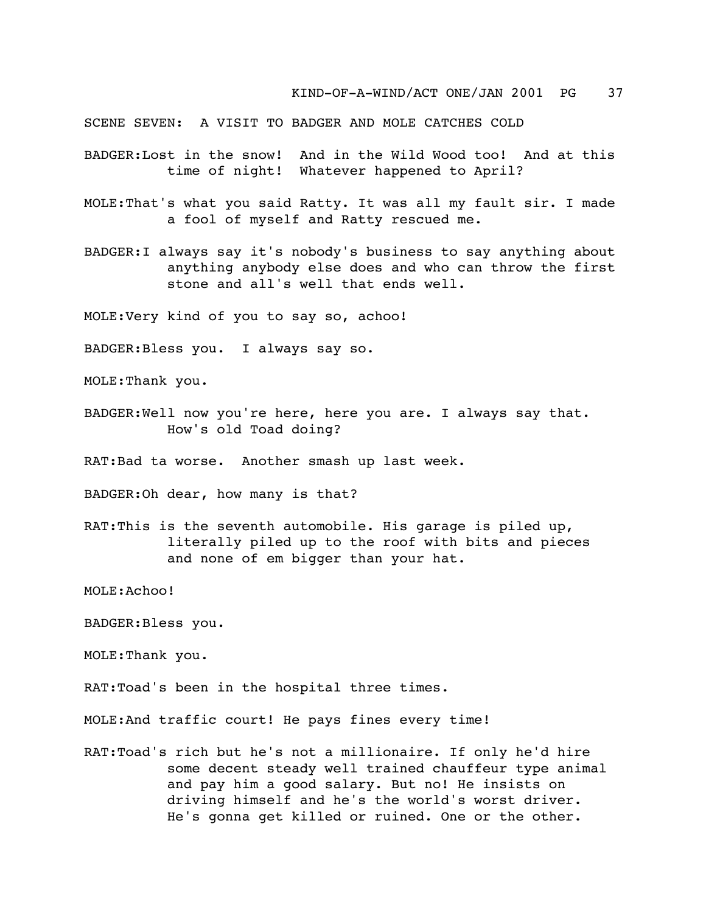SCENE SEVEN: A VISIT TO BADGER AND MOLE CATCHES COLD

BADGER: Lost in the snow! And in the Wild Wood too! And at this time of night! Whatever happened to April?

MOLE: That's what you said Ratty. It was all my fault sir. I made a fool of myself and Ratty rescued me.

BADGER: I always say it's nobody's business to say anything about anything anybody else does and who can throw the first stone and all's well that ends well.

MOLE: Very kind of you to say so, achoo!

BADGER: Bless you. I always say so.

MOLE: Thank you.

BADGER: Well now you're here, here you are. I always say that. How's old Toad doing?

RAT: Bad ta worse. Another smash up last week.

BADGER: Oh dear, how many is that?

RAT: This is the seventh automobile. His garage is piled up, literally piled up to the roof with bits and pieces and none of em bigger than your hat.

MOLE: Achoo!

BADGER: Bless you.

MOLE: Thank you.

RAT: Toad's been in the hospital three times.

MOLE: And traffic court! He pays fines every time!

RAT: Toad's rich but he's not a millionaire. If only he'd hire some decent steady well trained chauffeur type animal and pay him a good salary. But no! He insists on driving himself and he's the world's worst driver. He's gonna get killed or ruined. One or the other.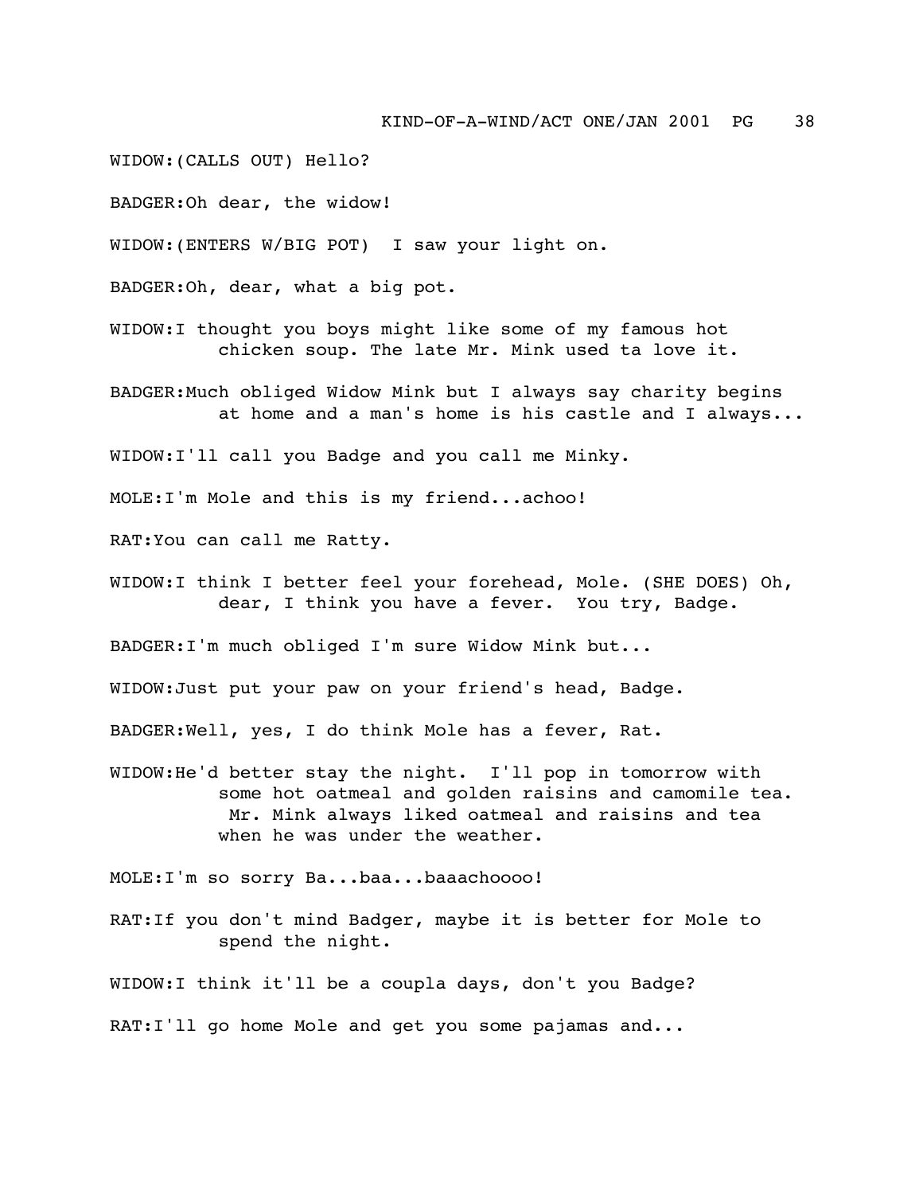WIDOW:(CALLS OUT) Hello?

BADGER:Oh dear, the widow!

WIDOW:(ENTERS W/BIG POT) I saw your light on.

BADGER:Oh, dear, what a big pot.

WIDOW:I thought you boys might like some of my famous hot chicken soup. The late Mr. Mink used ta love it.

BADGER:Much obliged Widow Mink but I always say charity begins at home and a man's home is his castle and I always...

WIDOW:I'll call you Badge and you call me Minky.

MOLE:I'm Mole and this is my friend...achoo!

RAT:You can call me Ratty.

WIDOW:I think I better feel your forehead, Mole. (SHE DOES) Oh, dear, I think you have a fever. You try, Badge.

BADGER:I'm much obliged I'm sure Widow Mink but...

WIDOW:Just put your paw on your friend's head, Badge.

BADGER:Well, yes, I do think Mole has a fever, Rat.

WIDOW:He'd better stay the night. I'll pop in tomorrow with some hot oatmeal and golden raisins and camomile tea. Mr. Mink always liked oatmeal and raisins and tea when he was under the weather.

MOLE:I'm so sorry Ba...baa...baaachoooo!

RAT:If you don't mind Badger, maybe it is better for Mole to spend the night.

WIDOW:I think it'll be a coupla days, don't you Badge?

RAT:I'll go home Mole and get you some pajamas and...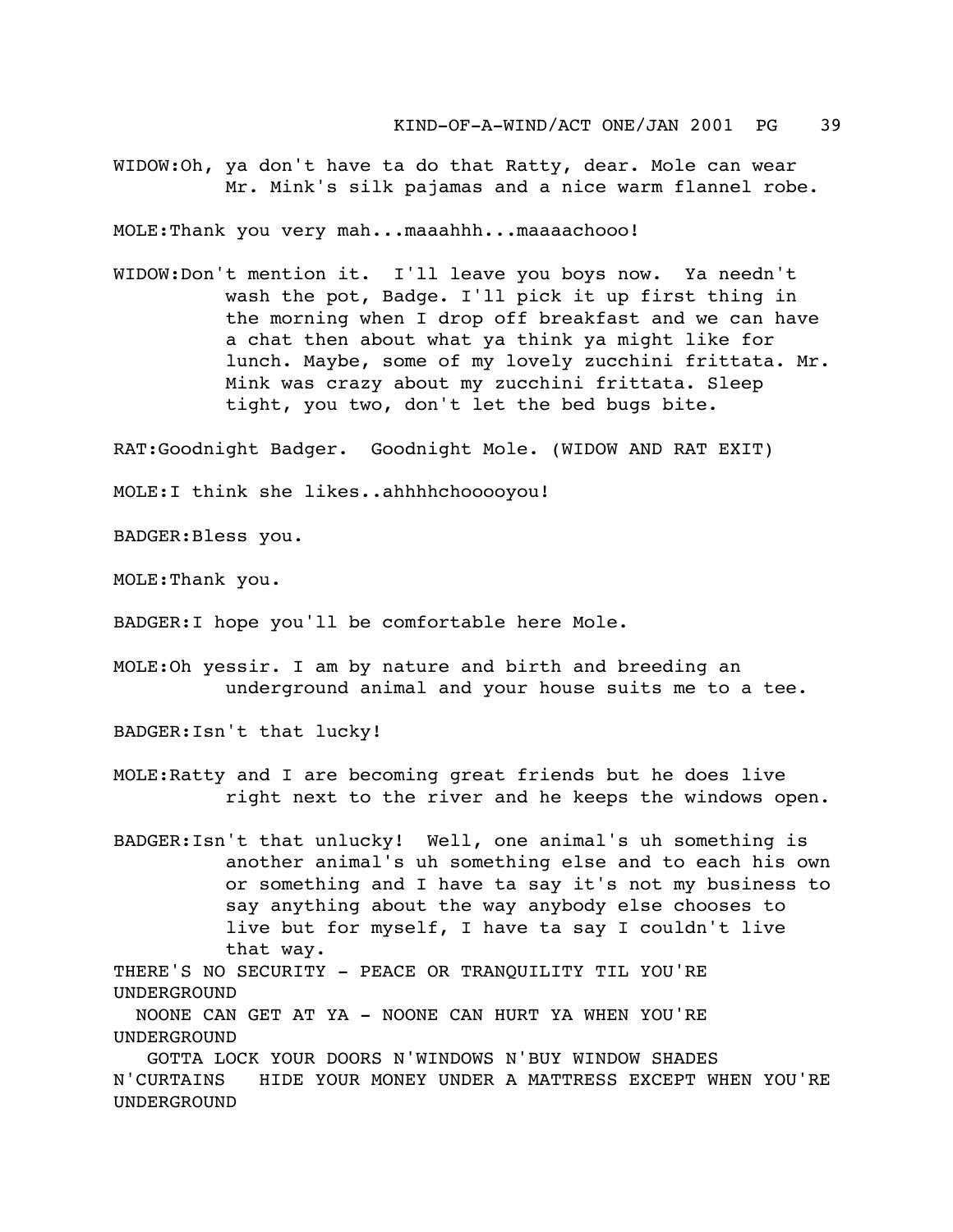WIDOW:Oh, ya don't have ta do that Ratty, dear. Mole can wear Mr. Mink's silk pajamas and a nice warm flannel robe.

MOLE:Thank you very mah...maaahhh...maaaachooo!

WIDOW:Don't mention it. I'll leave you boys now. Ya needn't wash the pot, Badge. I'll pick it up first thing in the morning when I drop off breakfast and we can have a chat then about what ya think ya might like for lunch. Maybe, some of my lovely zucchini frittata. Mr. Mink was crazy about my zucchini frittata. Sleep tight, you two, don't let the bed bugs bite.

RAT:Goodnight Badger. Goodnight Mole. (WIDOW AND RAT EXIT)

MOLE:I think she likes..ahhhhchooooyou!

BADGER:Bless you.

MOLE:Thank you.

BADGER:I hope you'll be comfortable here Mole.

MOLE:Oh yessir. I am by nature and birth and breeding an underground animal and your house suits me to a tee.

BADGER:Isn't that lucky!

MOLE:Ratty and I are becoming great friends but he does live right next to the river and he keeps the windows open.

BADGER:Isn't that unlucky! Well, one animal's uh something is another animal's uh something else and to each his own or something and I have ta say it's not my business to say anything about the way anybody else chooses to live but for myself, I have ta say I couldn't live that way.

THERE'S NO SECURITY - PEACE OR TRANQUILITY TIL YOU'RE UNDERGROUND
NOONE CAN GET AT YA - NOONE CAN HURT YA WHEN YOU'RE UNDERGROUND
GOTTA LOCK YOUR DOORS N'WINDOWS N'BUY WINDOW SHADES N'CURTAINS HIDE YOUR MONEY UNDER A MATTRESS EXCEPT WHEN YOU'RE UNDERGROUND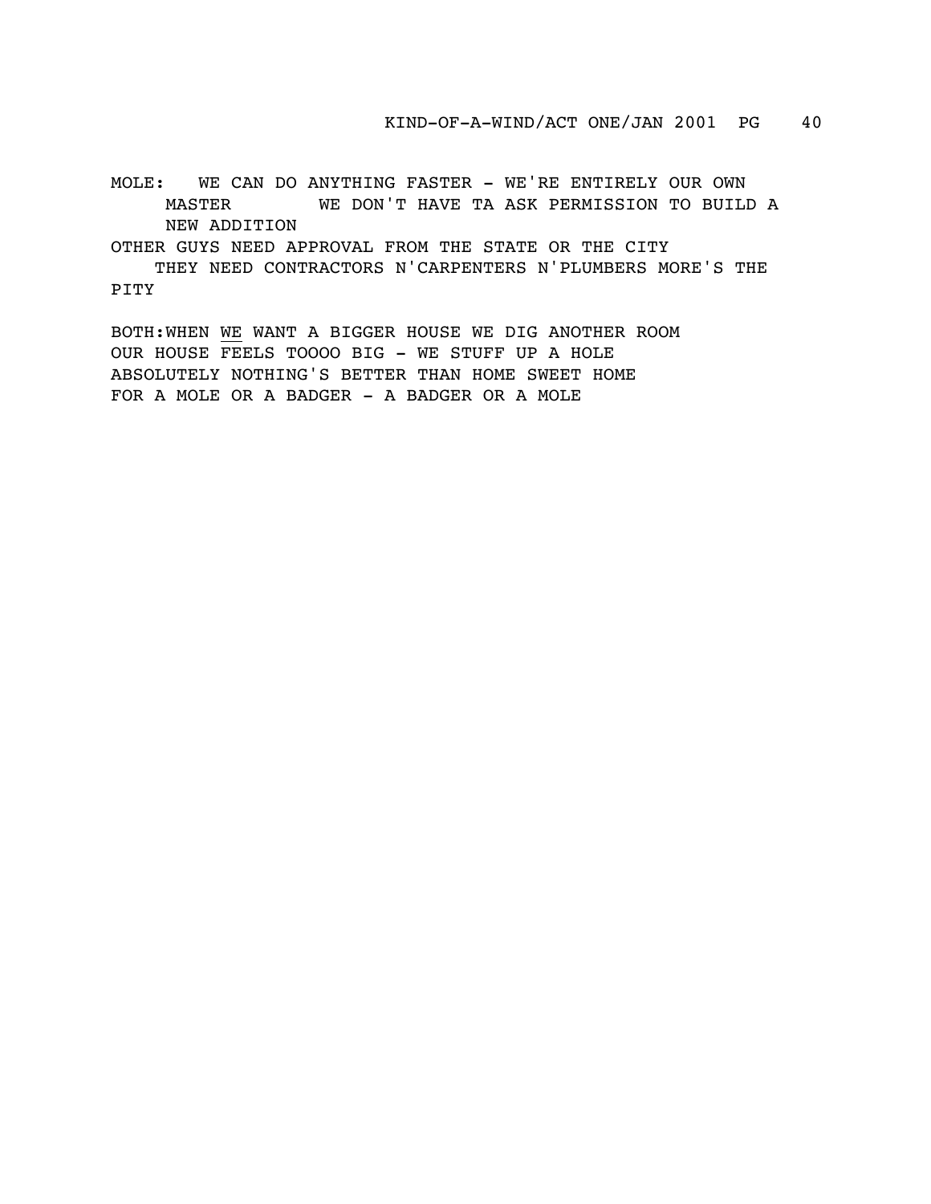MOLE: WE CAN DO ANYTHING FASTER - WE'RE ENTIRELY OUR OWN MASTER WE DON'T HAVE TA ASK PERMISSION TO BUILD A NEW ADDITION
OTHER GUYS NEED APPROVAL FROM THE STATE OR THE CITY
THEY NEED CONTRACTORS N'CARPENTERS N'PLUMBERS MORE'S THE PITY

BOTH:WHEN <u>WE</u> WANT A BIGGER HOUSE WE DIG ANOTHER ROOM
OUR HOUSE FEELS TOOOO BIG - WE STUFF UP A HOLE
ABSOLUTELY NOTHING'S BETTER THAN HOME SWEET HOME
FOR A MOLE OR A BADGER - A BADGER OR A MOLE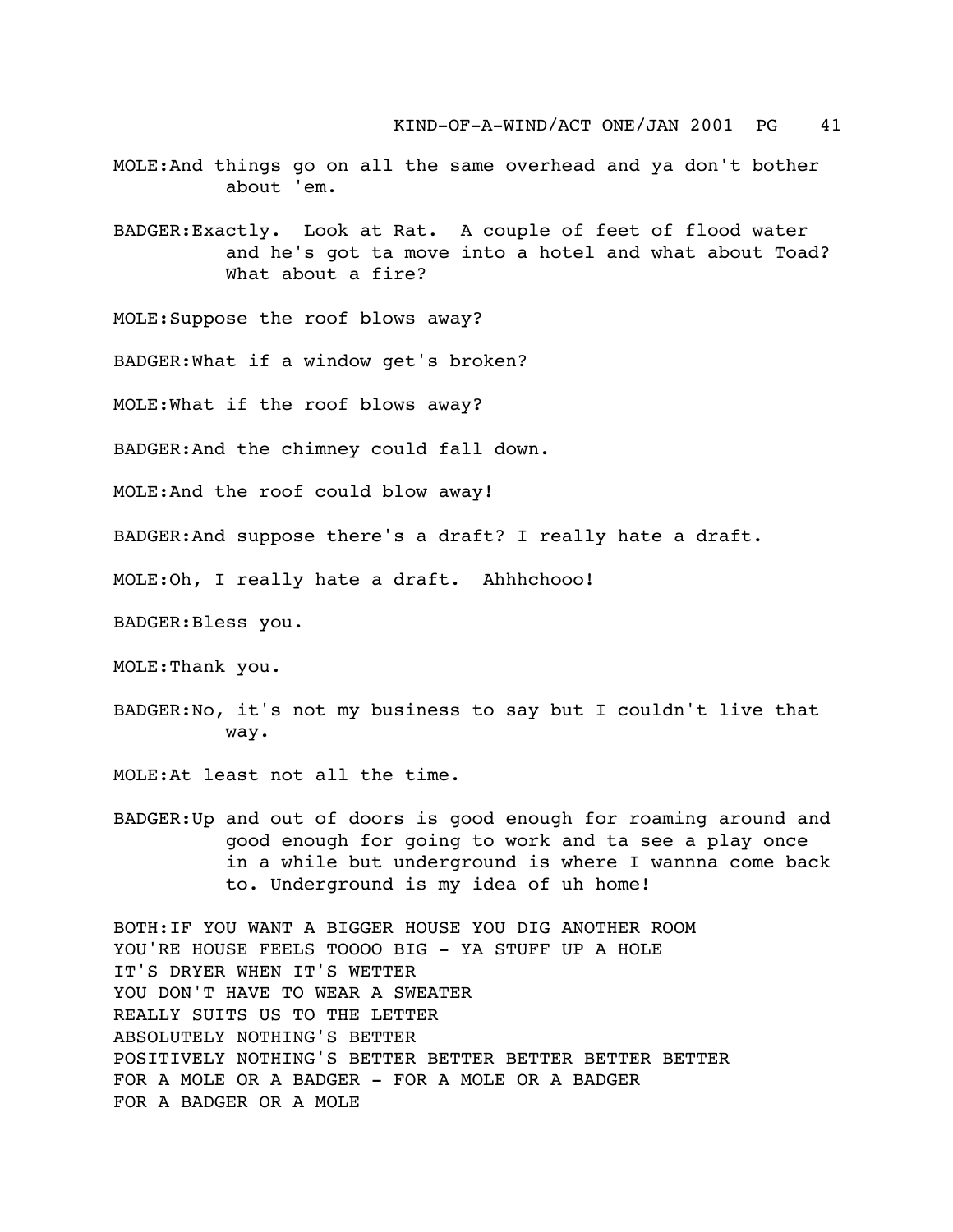MOLE: And things go on all the same overhead and ya don't bother about 'em.

BADGER: Exactly.  Look at Rat.  A couple of feet of flood water and he's got ta move into a hotel and what about Toad? What about a fire?

MOLE: Suppose the roof blows away?

BADGER: What if a window get's broken?

MOLE: What if the roof blows away?

BADGER: And the chimney could fall down.

MOLE: And the roof could blow away!

BADGER: And suppose there's a draft? I really hate a draft.

MOLE: Oh, I really hate a draft.  Ahhhchooo!

BADGER: Bless you.

MOLE: Thank you.

BADGER: No, it's not my business to say but I couldn't live that way.

MOLE: At least not all the time.

BADGER: Up and out of doors is good enough for roaming around and good enough for going to work and ta see a play once in a while but underground is where I wannna come back to. Underground is my idea of uh home!

BOTH: IF YOU WANT A BIGGER HOUSE YOU DIG ANOTHER ROOM  
YOU'RE HOUSE FEELS TOOOO BIG - YA STUFF UP A HOLE  
IT'S DRYER WHEN IT'S WETTER  
YOU DON'T HAVE TO WEAR A SWEATER  
REALLY SUITS US TO THE LETTER  
ABSOLUTELY NOTHING'S BETTER  
POSITIVELY NOTHING'S BETTER BETTER BETTER BETTER BETTER  
FOR A MOLE OR A BADGER - FOR A MOLE OR A BADGER  
FOR A BADGER OR A MOLE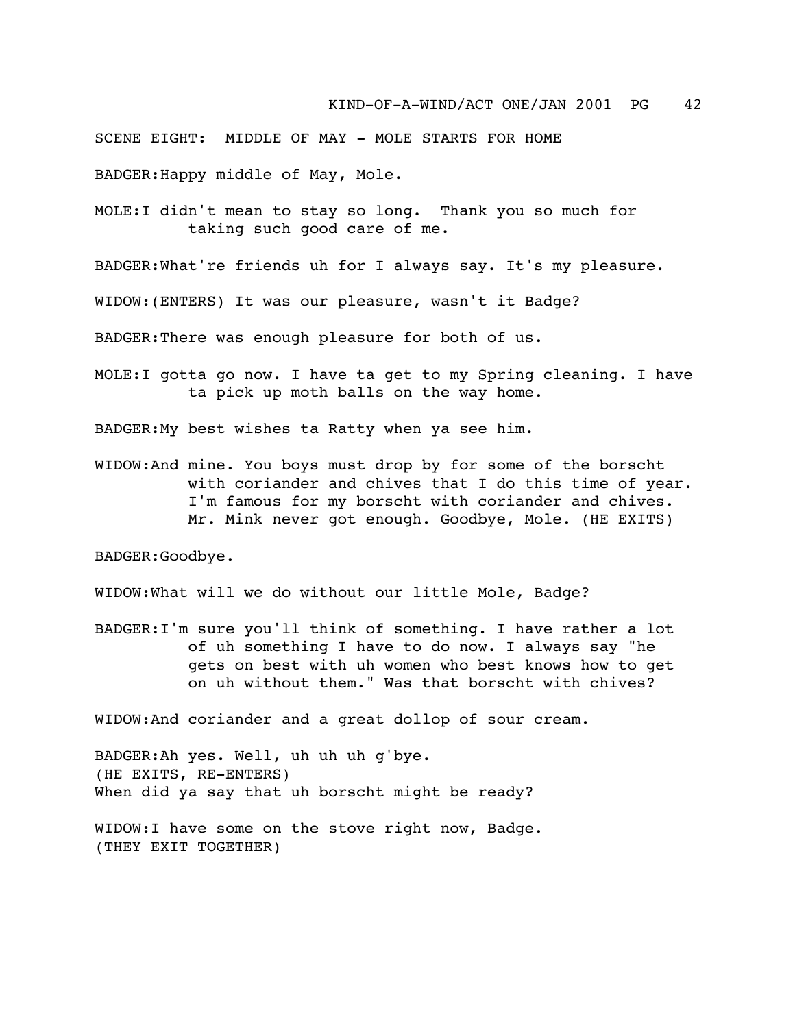SCENE EIGHT: MIDDLE OF MAY - MOLE STARTS FOR HOME

BADGER: Happy middle of May, Mole.

MOLE: I didn't mean to stay so long. Thank you so much for taking such good care of me.

BADGER: What're friends uh for I always say. It's my pleasure.

WIDOW: (ENTERS) It was our pleasure, wasn't it Badge?

BADGER: There was enough pleasure for both of us.

MOLE: I gotta go now. I have ta get to my Spring cleaning. I have ta pick up moth balls on the way home.

BADGER: My best wishes ta Ratty when ya see him.

WIDOW: And mine. You boys must drop by for some of the borscht with coriander and chives that I do this time of year. I'm famous for my borscht with coriander and chives. Mr. Mink never got enough. Goodbye, Mole. (HE EXITS)

BADGER: Goodbye.

WIDOW: What will we do without our little Mole, Badge?

BADGER: I'm sure you'll think of something. I have rather a lot of uh something I have to do now. I always say "he gets on best with uh women who best knows how to get on uh without them." Was that borscht with chives?

WIDOW: And coriander and a great dollop of sour cream.

BADGER: Ah yes. Well, uh uh uh g'bye.
(HE EXITS, RE-ENTERS)
When did ya say that uh borscht might be ready?

WIDOW: I have some on the stove right now, Badge.
(THEY EXIT TOGETHER)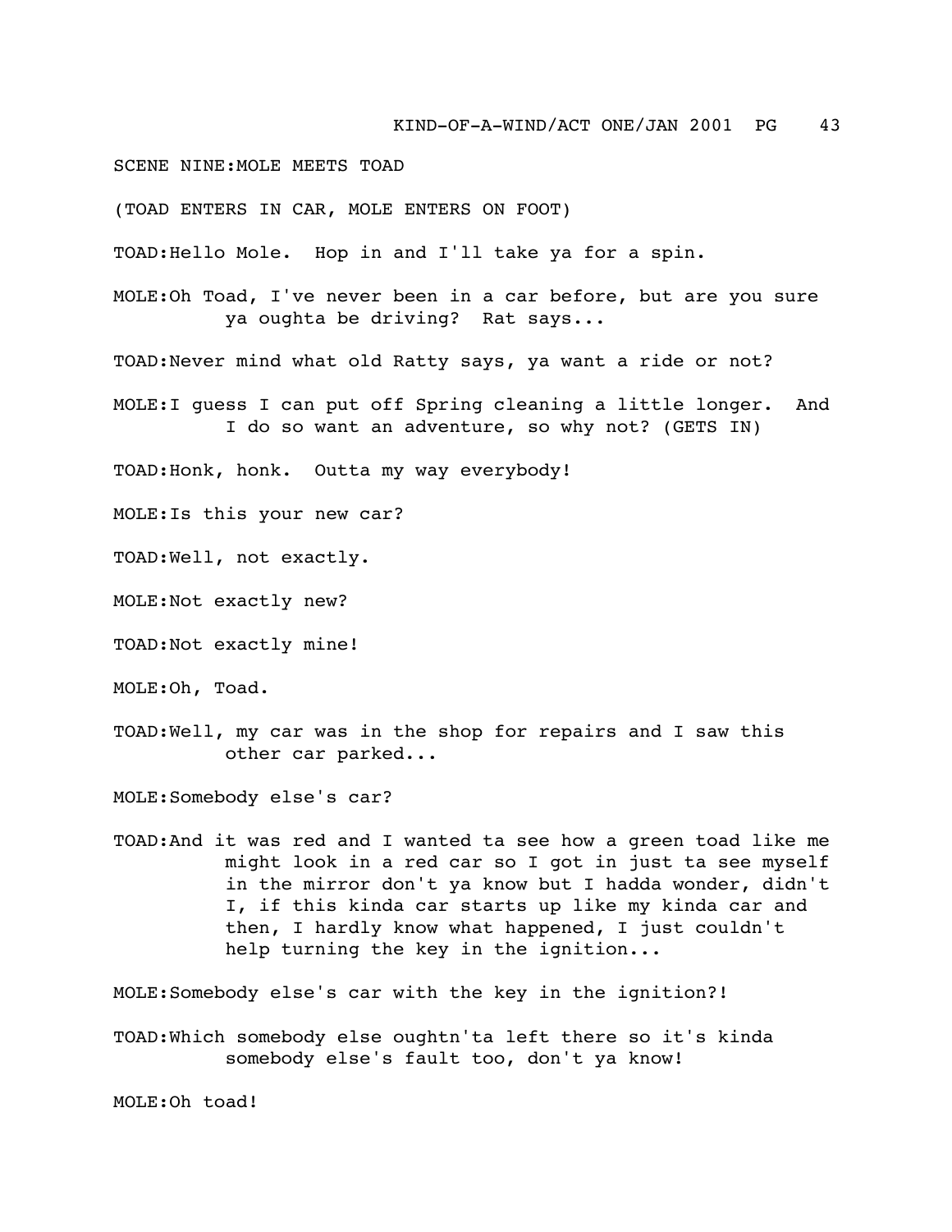## SCENE NINE: MOLE MEETS TOAD

(TOAD ENTERS IN CAR, MOLE ENTERS ON FOOT)

TOAD: Hello Mole. Hop in and I'll take ya for a spin.

MOLE: Oh Toad, I've never been in a car before, but are you sure ya oughta be driving? Rat says...

TOAD: Never mind what old Ratty says, ya want a ride or not?

MOLE: I guess I can put off Spring cleaning a little longer. And I do so want an adventure, so why not? (GETS IN)

TOAD: Honk, honk. Outta my way everybody!

MOLE: Is this your new car?

TOAD: Well, not exactly.

MOLE: Not exactly new?

TOAD: Not exactly mine!

MOLE: Oh, Toad.

TOAD: Well, my car was in the shop for repairs and I saw this other car parked...

MOLE: Somebody else's car?

TOAD: And it was red and I wanted ta see how a green toad like me might look in a red car so I got in just ta see myself in the mirror don't ya know but I hadda wonder, didn't I, if this kinda car starts up like my kinda car and then, I hardly know what happened, I just couldn't help turning the key in the ignition...

MOLE: Somebody else's car with the key in the ignition?!

TOAD: Which somebody else oughtn'ta left there so it's kinda somebody else's fault too, don't ya know!

MOLE: Oh toad!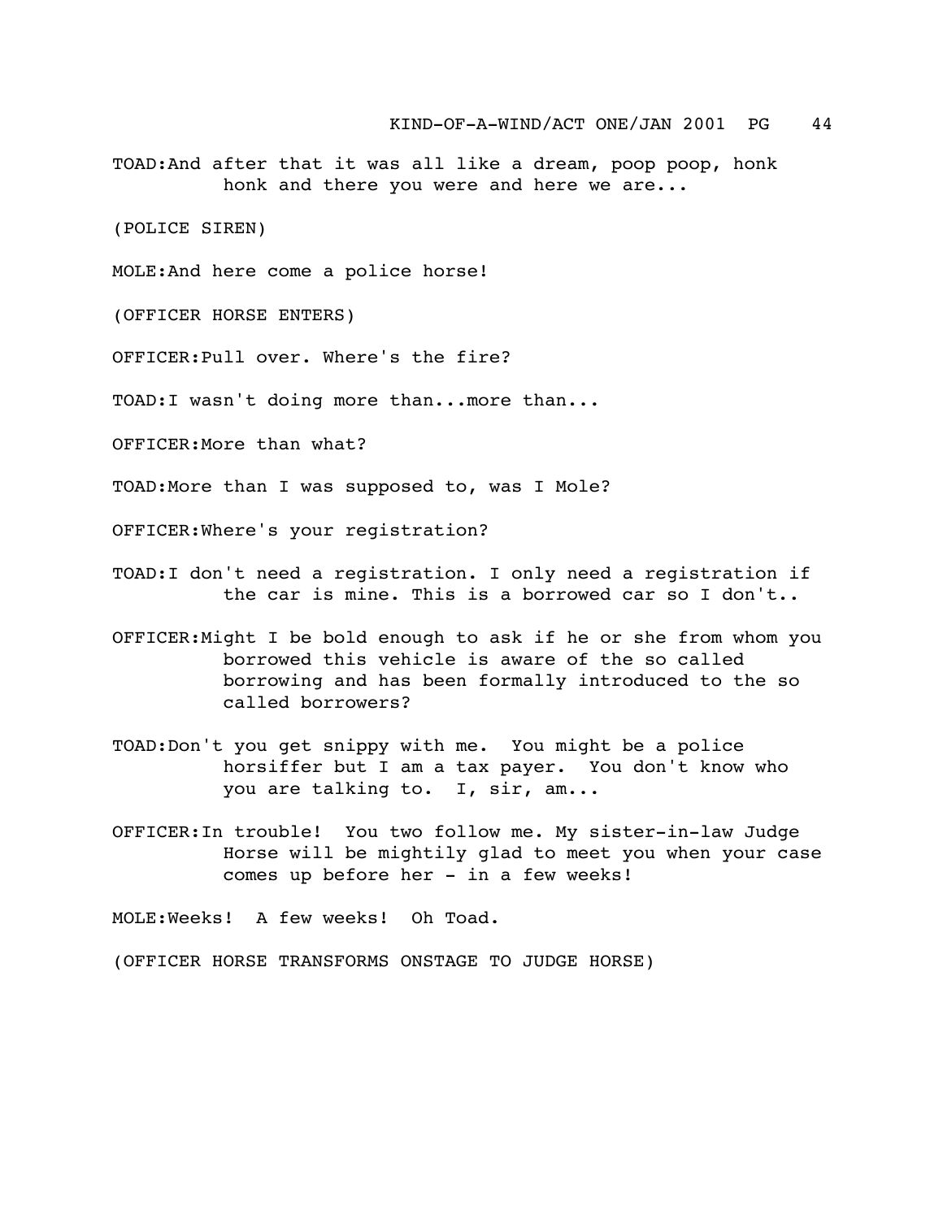TOAD:And after that it was all like a dream, poop poop, honk honk and there you were and here we are...

(POLICE SIREN)

MOLE:And here come a police horse!

(OFFICER HORSE ENTERS)

OFFICER:Pull over. Where's the fire?

TOAD:I wasn't doing more than...more than...

OFFICER:More than what?

TOAD:More than I was supposed to, was I Mole?

OFFICER:Where's your registration?

TOAD:I don't need a registration. I only need a registration if the car is mine. This is a borrowed car so I don't..

OFFICER:Might I be bold enough to ask if he or she from whom you borrowed this vehicle is aware of the so called borrowing and has been formally introduced to the so called borrowers?

TOAD:Don't you get snippy with me. You might be a police horsiffer but I am a tax payer. You don't know who you are talking to. I, sir, am...

OFFICER:In trouble! You two follow me. My sister-in-law Judge Horse will be mightily glad to meet you when your case comes up before her - in a few weeks!

MOLE:Weeks! A few weeks! Oh Toad.

(OFFICER HORSE TRANSFORMS ONSTAGE TO JUDGE HORSE)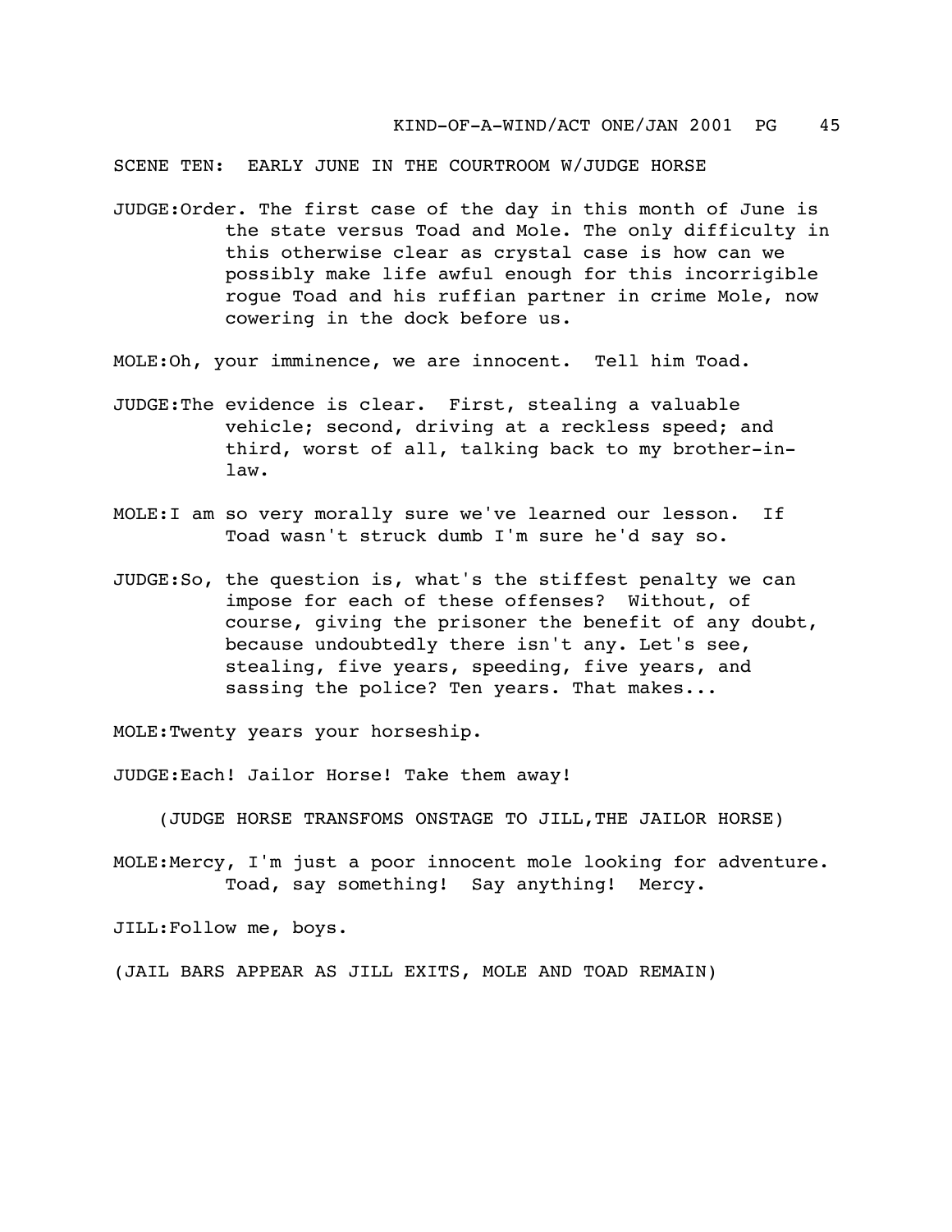SCENE TEN: EARLY JUNE IN THE COURTROOM W/JUDGE HORSE

JUDGE: Order. The first case of the day in this month of June is the state versus Toad and Mole. The only difficulty in this otherwise clear as crystal case is how can we possibly make life awful enough for this incorrigible rogue Toad and his ruffian partner in crime Mole, now cowering in the dock before us.

MOLE: Oh, your imminence, we are innocent. Tell him Toad.

JUDGE: The evidence is clear. First, stealing a valuable vehicle; second, driving at a reckless speed; and third, worst of all, talking back to my brother-in-law.

MOLE: I am so very morally sure we've learned our lesson. If Toad wasn't struck dumb I'm sure he'd say so.

JUDGE: So, the question is, what's the stiffest penalty we can impose for each of these offenses? Without, of course, giving the prisoner the benefit of any doubt, because undoubtedly there isn't any. Let's see, stealing, five years, speeding, five years, and sassing the police? Ten years. That makes...

MOLE: Twenty years your horseship.

JUDGE: Each! Jailor Horse! Take them away!

(JUDGE HORSE TRANSFOMS ONSTAGE TO JILL, THE JAILOR HORSE)

MOLE: Mercy, I'm just a poor innocent mole looking for adventure. Toad, say something! Say anything! Mercy.

JILL: Follow me, boys.

(JAIL BARS APPEAR AS JILL EXITS, MOLE AND TOAD REMAIN)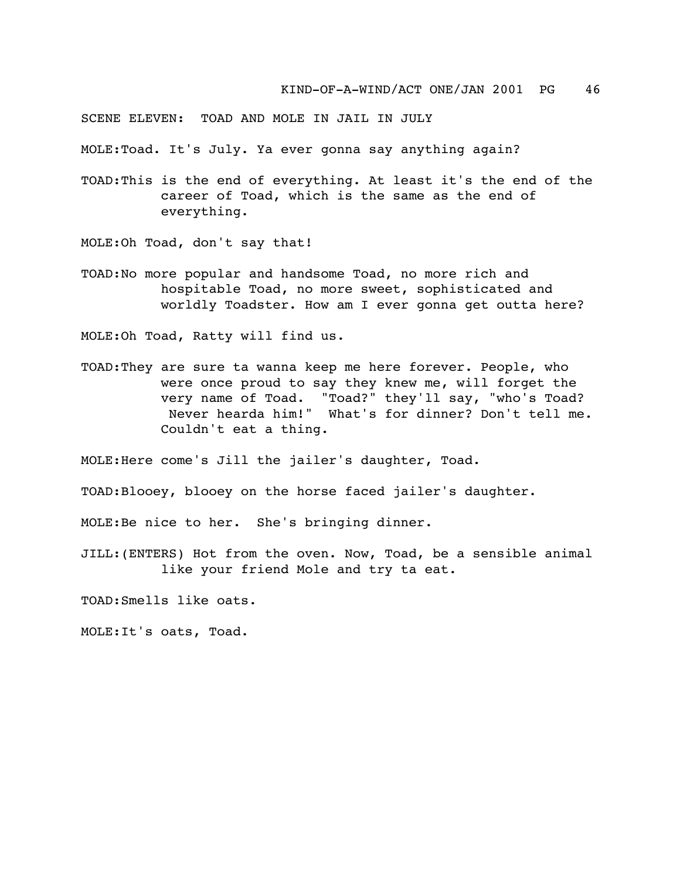SCENE ELEVEN: TOAD AND MOLE IN JAIL IN JULY

MOLE:Toad. It's July. Ya ever gonna say anything again?

TOAD:This is the end of everything. At least it's the end of the career of Toad, which is the same as the end of everything.

MOLE:Oh Toad, don't say that!

TOAD:No more popular and handsome Toad, no more rich and hospitable Toad, no more sweet, sophisticated and worldly Toadster. How am I ever gonna get outta here?

MOLE:Oh Toad, Ratty will find us.

TOAD:They are sure ta wanna keep me here forever. People, who were once proud to say they knew me, will forget the very name of Toad. "Toad?" they'll say, "who's Toad? Never hearda him!" What's for dinner? Don't tell me. Couldn't eat a thing.

MOLE:Here come's Jill the jailer's daughter, Toad.

TOAD:Blooey, blooey on the horse faced jailer's daughter.

MOLE:Be nice to her. She's bringing dinner.

JILL:(ENTERS) Hot from the oven. Now, Toad, be a sensible animal like your friend Mole and try ta eat.

TOAD:Smells like oats.

MOLE:It's oats, Toad.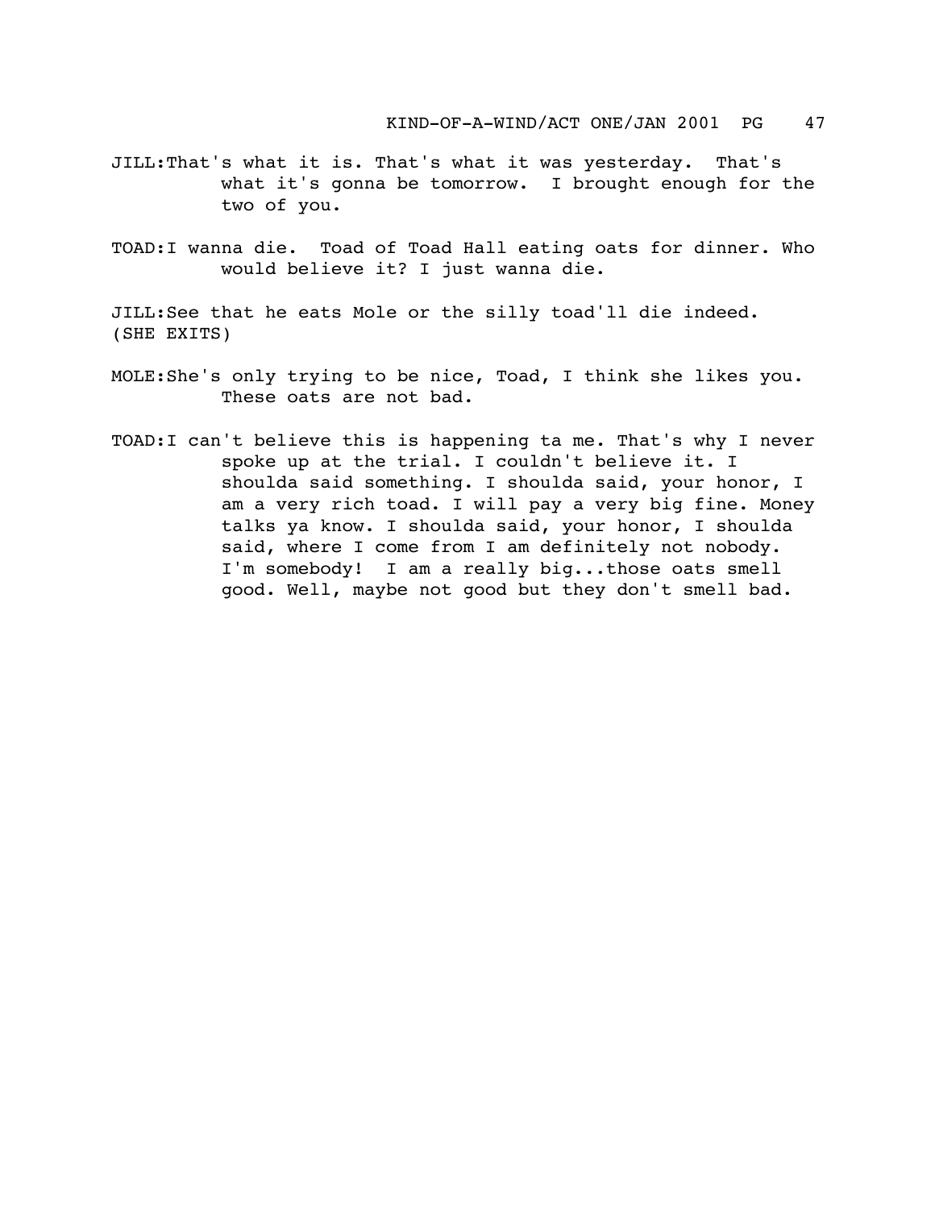JILL: That's what it is. That's what it was yesterday. That's what it's gonna be tomorrow. I brought enough for the two of you.

TOAD: I wanna die. Toad of Toad Hall eating oats for dinner. Who would believe it? I just wanna die.

JILL: See that he eats Mole or the silly toad'll die indeed.
(SHE EXITS)

MOLE: She's only trying to be nice, Toad, I think she likes you. These oats are not bad.

TOAD: I can't believe this is happening ta me. That's why I never spoke up at the trial. I couldn't believe it. I shoulda said something. I shoulda said, your honor, I am a very rich toad. I will pay a very big fine. Money talks ya know. I shoulda said, your honor, I shoulda said, where I come from I am definitely not nobody. I'm somebody! I am a really big...those oats smell good. Well, maybe not good but they don't smell bad.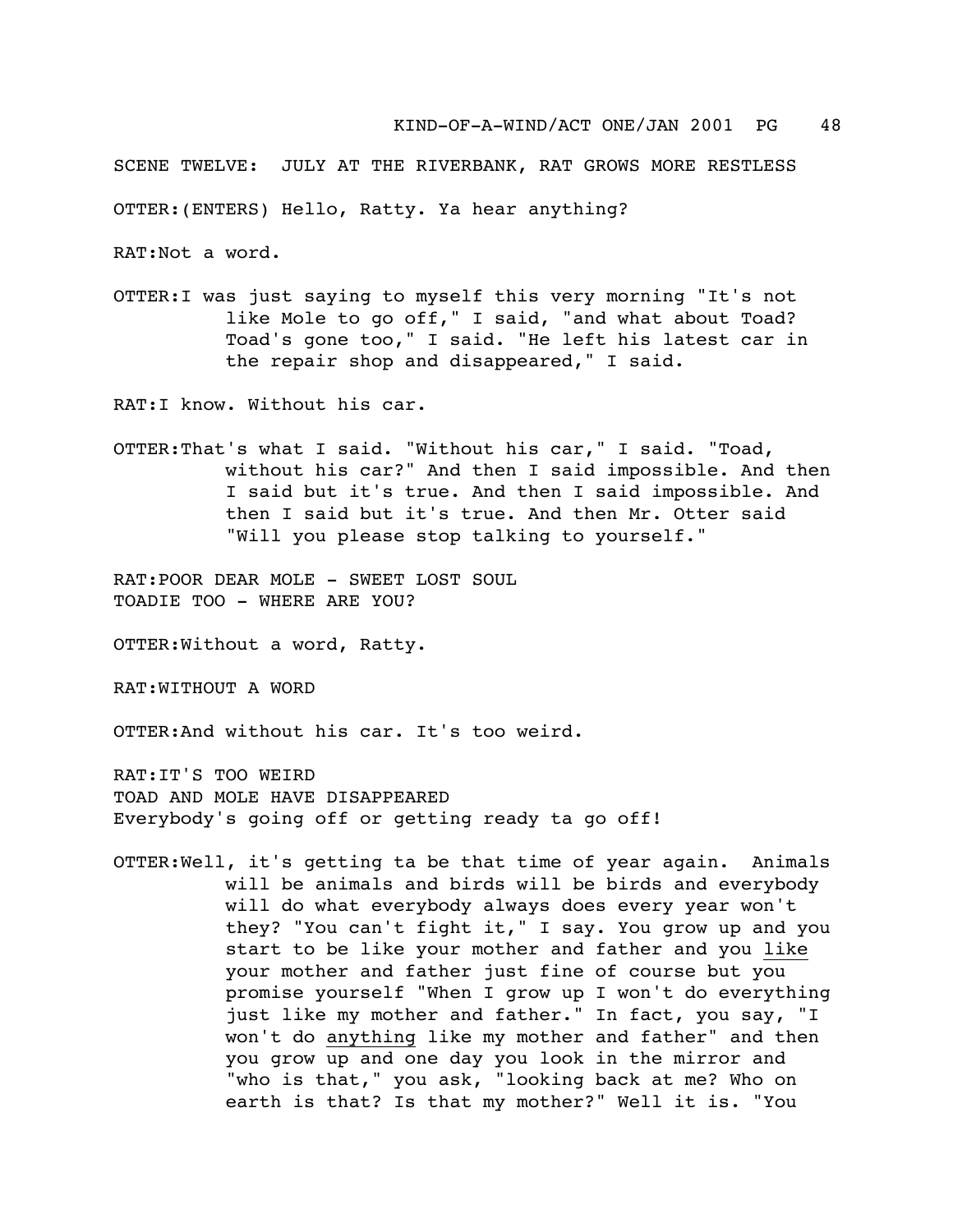SCENE TWELVE: JULY AT THE RIVERBANK, RAT GROWS MORE RESTLESS

OTTER:(ENTERS) Hello, Ratty. Ya hear anything?

RAT:Not a word.

OTTER:I was just saying to myself this very morning "It's not like Mole to go off," I said, "and what about Toad? Toad's gone too," I said. "He left his latest car in the repair shop and disappeared," I said.

RAT:I know. Without his car.

OTTER:That's what I said. "Without his car," I said. "Toad, without his car?" And then I said impossible. And then I said but it's true. And then I said impossible. And then I said but it's true. And then Mr. Otter said "Will you please stop talking to yourself."

RAT:POOR DEAR MOLE - SWEET LOST SOUL  
TOADIE TOO - WHERE ARE YOU?

OTTER:Without a word, Ratty.

RAT:WITHOUT A WORD

OTTER:And without his car. It's too weird.

RAT:IT'S TOO WEIRD  
TOAD AND MOLE HAVE DISAPPEARED  
Everybody's going off or getting ready ta go off!

OTTER:Well, it's getting ta be that time of year again. Animals will be animals and birds will be birds and everybody will do what everybody always does every year won't they? "You can't fight it," I say. You grow up and you start to be like your mother and father and you <u>like</u> your mother and father just fine of course but you promise yourself "When I grow up I won't do everything just like my mother and father." In fact, you say, "I won't do <u>anything</u> like my mother and father" and then you grow up and one day you look in the mirror and "who is that," you ask, "looking back at me? Who on earth is that? Is that my mother?" Well it is. "You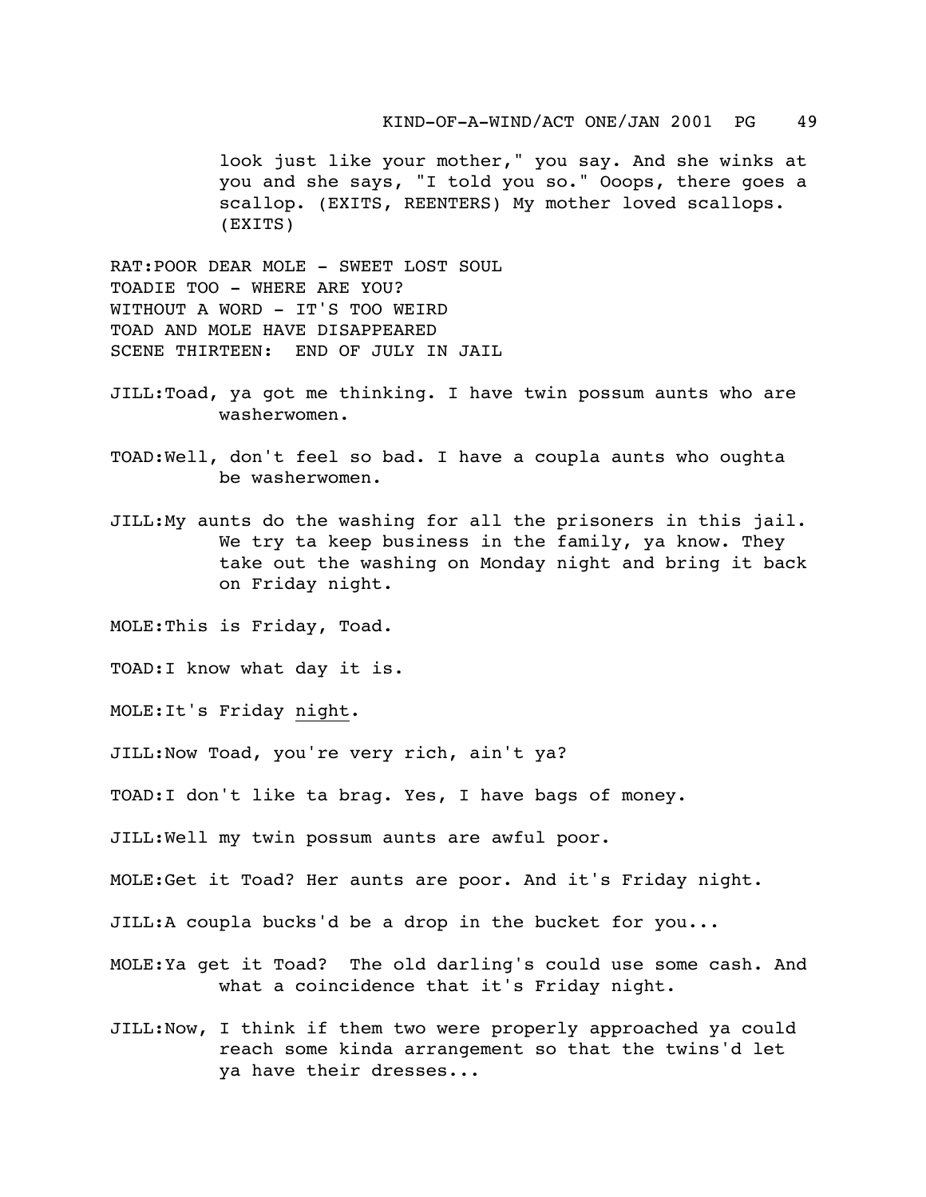look just like your mother," you say. And she winks at you and she says, "I told you so." Ooops, there goes a scallop. (EXITS, REENTERS) My mother loved scallops. (EXITS)

RAT:POOR DEAR MOLE - SWEET LOST SOUL
TOADIE TOO - WHERE ARE YOU?
WITHOUT A WORD - IT'S TOO WEIRD
TOAD AND MOLE HAVE DISAPPEARED
SCENE THIRTEEN: END OF JULY IN JAIL

JILL:Toad, ya got me thinking. I have twin possum aunts who are washerwomen.

TOAD:Well, don't feel so bad. I have a coupla aunts who oughta be washerwomen.

JILL:My aunts do the washing for all the prisoners in this jail. We try ta keep business in the family, ya know. They take out the washing on Monday night and bring it back on Friday night.

MOLE:This is Friday, Toad.

TOAD:I know what day it is.

MOLE:It's Friday <u>night</u>.

JILL:Now Toad, you're very rich, ain't ya?

TOAD:I don't like ta brag. Yes, I have bags of money.

JILL:Well my twin possum aunts are awful poor.

MOLE:Get it Toad? Her aunts are poor. And it's Friday night.

JILL:A coupla bucks'd be a drop in the bucket for you...

MOLE:Ya get it Toad? The old darling's could use some cash. And what a coincidence that it's Friday night.

JILL:Now, I think if them two were properly approached ya could reach some kinda arrangement so that the twins'd let ya have their dresses...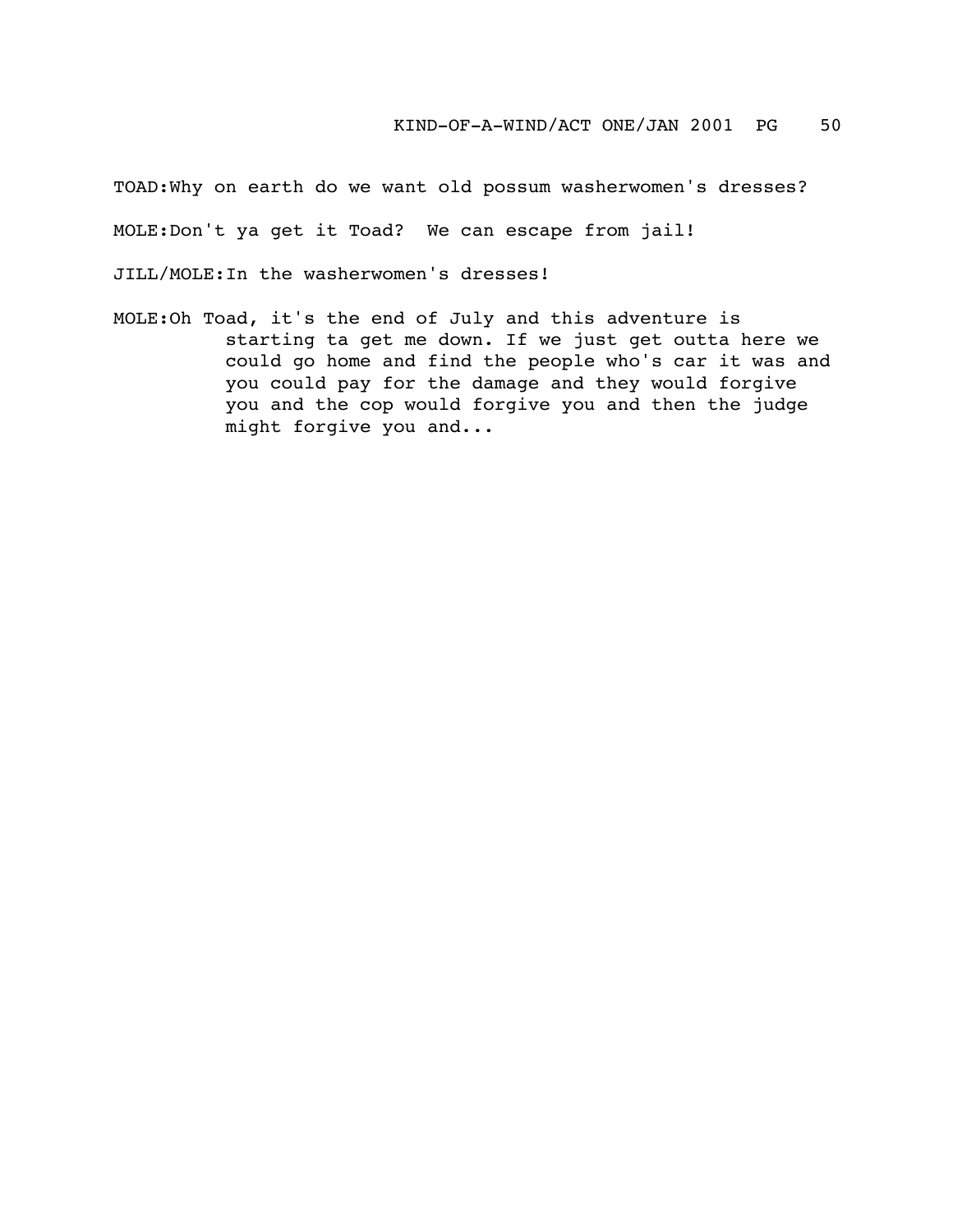TOAD:Why on earth do we want old possum washerwomen's dresses?

MOLE:Don't ya get it Toad?  We can escape from jail!

JILL/MOLE:In the washerwomen's dresses!

MOLE:Oh Toad, it's the end of July and this adventure is starting ta get me down. If we just get outta here we could go home and find the people who's car it was and you could pay for the damage and they would forgive you and the cop would forgive you and then the judge might forgive you and...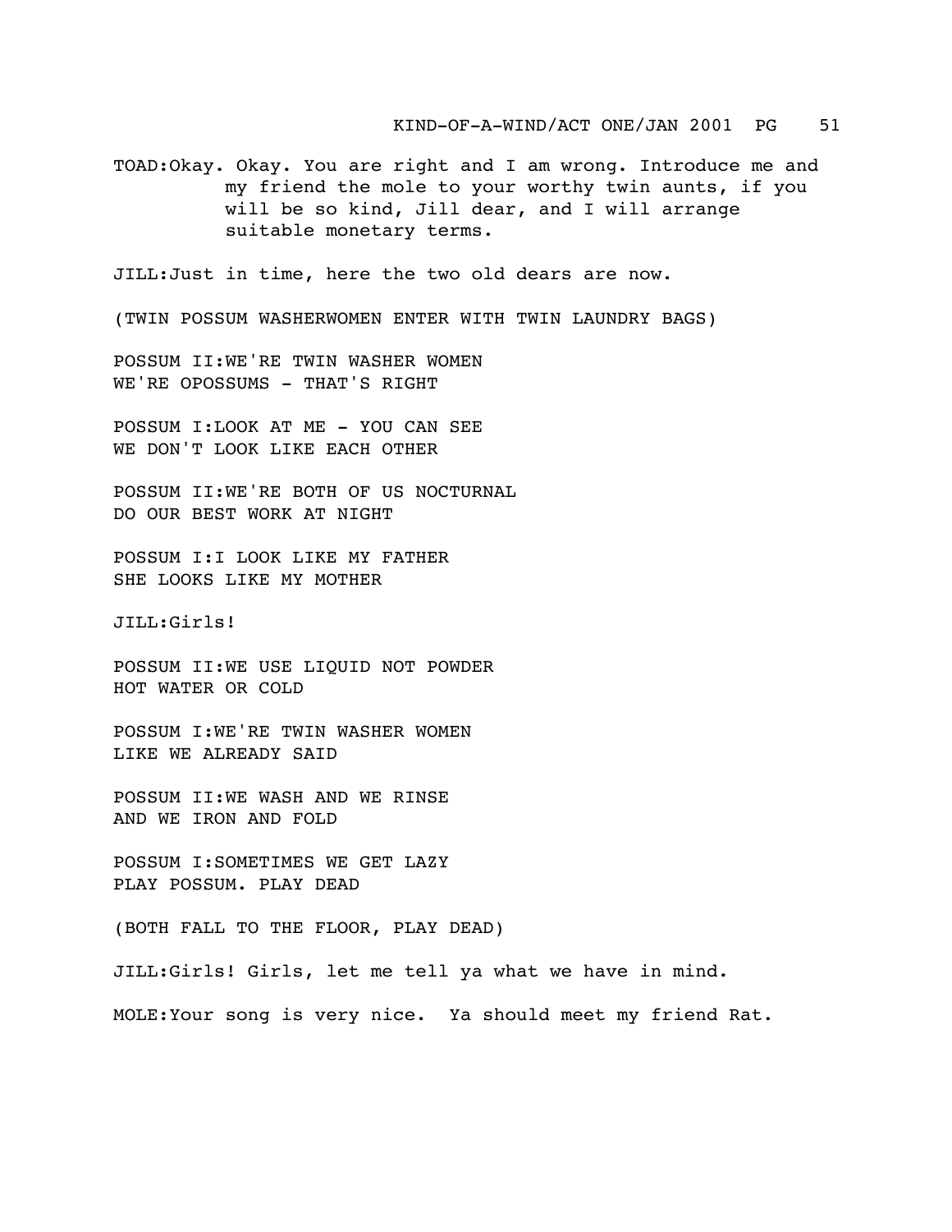TOAD:Okay. Okay. You are right and I am wrong. Introduce me and my friend the mole to your worthy twin aunts, if you will be so kind, Jill dear, and I will arrange suitable monetary terms.

JILL:Just in time, here the two old dears are now.

(TWIN POSSUM WASHERWOMEN ENTER WITH TWIN LAUNDRY BAGS)

POSSUM II:WE'RE TWIN WASHER WOMEN
WE'RE OPOSSUMS - THAT'S RIGHT

POSSUM I:LOOK AT ME - YOU CAN SEE
WE DON'T LOOK LIKE EACH OTHER

POSSUM II:WE'RE BOTH OF US NOCTURNAL
DO OUR BEST WORK AT NIGHT

POSSUM I:I LOOK LIKE MY FATHER
SHE LOOKS LIKE MY MOTHER

JILL:Girls!

POSSUM II:WE USE LIQUID NOT POWDER
HOT WATER OR COLD

POSSUM I:WE'RE TWIN WASHER WOMEN
LIKE WE ALREADY SAID

POSSUM II:WE WASH AND WE RINSE
AND WE IRON AND FOLD

POSSUM I:SOMETIMES WE GET LAZY
PLAY POSSUM. PLAY DEAD

(BOTH FALL TO THE FLOOR, PLAY DEAD)

JILL:Girls! Girls, let me tell ya what we have in mind.

MOLE:Your song is very nice. Ya should meet my friend Rat.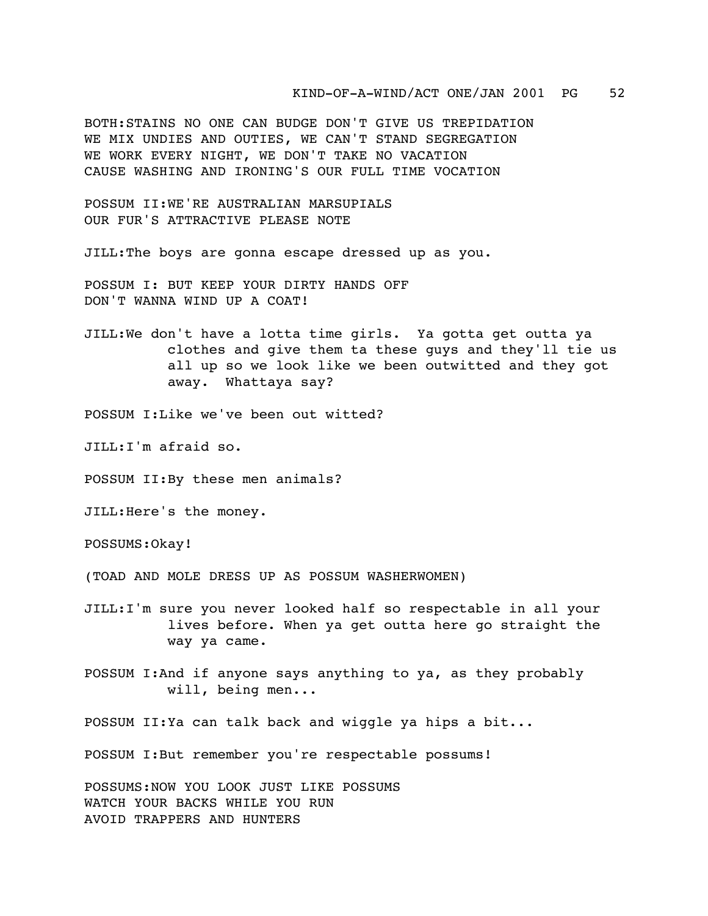BOTH:STAINS NO ONE CAN BUDGE DON'T GIVE US TREPIDATION
WE MIX UNDIES AND OUTIES, WE CAN'T STAND SEGREGATION
WE WORK EVERY NIGHT, WE DON'T TAKE NO VACATION
CAUSE WASHING AND IRONING'S OUR FULL TIME VOCATION

POSSUM II:WE'RE AUSTRALIAN MARSUPIALS
OUR FUR'S ATTRACTIVE PLEASE NOTE

JILL:The boys are gonna escape dressed up as you.

POSSUM I: BUT KEEP YOUR DIRTY HANDS OFF
DON'T WANNA WIND UP A COAT!

JILL:We don't have a lotta time girls. Ya gotta get outta ya clothes and give them ta these guys and they'll tie us all up so we look like we been outwitted and they got away. Whattaya say?

POSSUM I:Like we've been out witted?

JILL:I'm afraid so.

POSSUM II:By these men animals?

JILL:Here's the money.

POSSUMS:Okay!

(TOAD AND MOLE DRESS UP AS POSSUM WASHERWOMEN)

JILL:I'm sure you never looked half so respectable in all your lives before. When ya get outta here go straight the way ya came.

POSSUM I:And if anyone says anything to ya, as they probably will, being men...

POSSUM II:Ya can talk back and wiggle ya hips a bit...

POSSUM I:But remember you're respectable possums!

POSSUMS:NOW YOU LOOK JUST LIKE POSSUMS
WATCH YOUR BACKS WHILE YOU RUN
AVOID TRAPPERS AND HUNTERS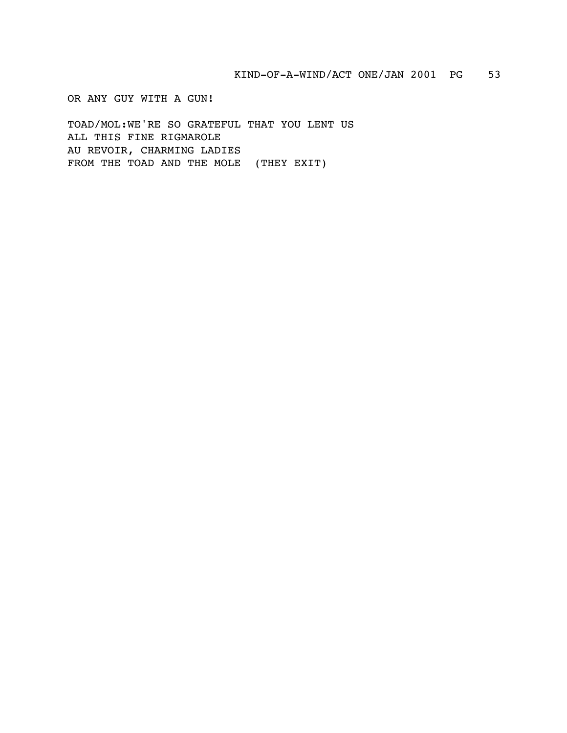OR ANY GUY WITH A GUN!

TOAD/MOL:WE'RE SO GRATEFUL THAT YOU LENT US
ALL THIS FINE RIGMAROLE
AU REVOIR, CHARMING LADIES
FROM THE TOAD AND THE MOLE (THEY EXIT)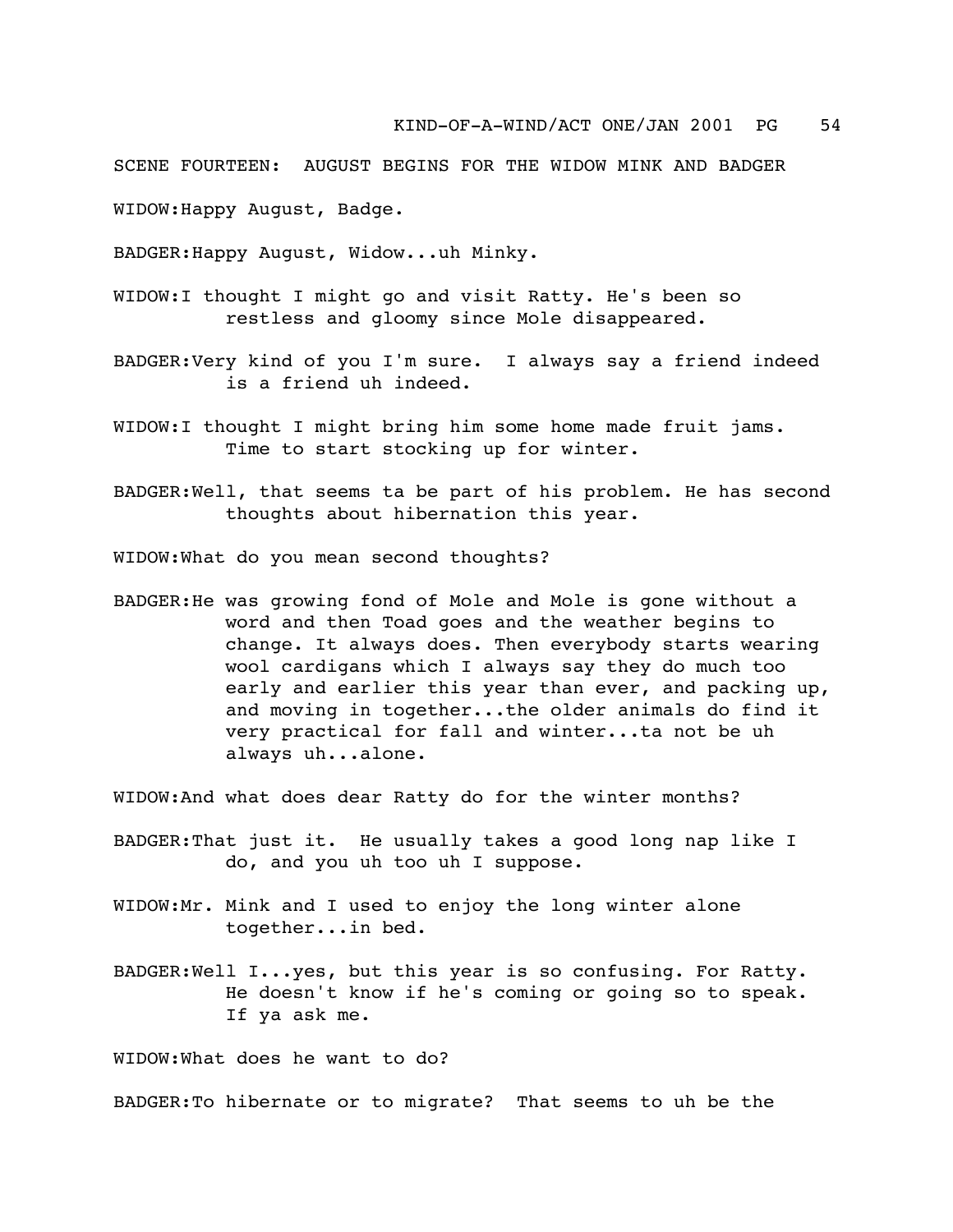SCENE FOURTEEN: AUGUST BEGINS FOR THE WIDOW MINK AND BADGER

WIDOW:Happy August, Badge.

BADGER:Happy August, Widow...uh Minky.

WIDOW:I thought I might go and visit Ratty. He's been so restless and gloomy since Mole disappeared.

BADGER:Very kind of you I'm sure. I always say a friend indeed is a friend uh indeed.

WIDOW:I thought I might bring him some home made fruit jams. Time to start stocking up for winter.

BADGER:Well, that seems ta be part of his problem. He has second thoughts about hibernation this year.

WIDOW:What do you mean second thoughts?

BADGER:He was growing fond of Mole and Mole is gone without a word and then Toad goes and the weather begins to change. It always does. Then everybody starts wearing wool cardigans which I always say they do much too early and earlier this year than ever, and packing up, and moving in together...the older animals do find it very practical for fall and winter...ta not be uh always uh...alone.

WIDOW:And what does dear Ratty do for the winter months?

BADGER:That just it. He usually takes a good long nap like I do, and you uh too uh I suppose.

WIDOW:Mr. Mink and I used to enjoy the long winter alone together...in bed.

BADGER:Well I...yes, but this year is so confusing. For Ratty. He doesn't know if he's coming or going so to speak. If ya ask me.

WIDOW:What does he want to do?

BADGER:To hibernate or to migrate? That seems to uh be the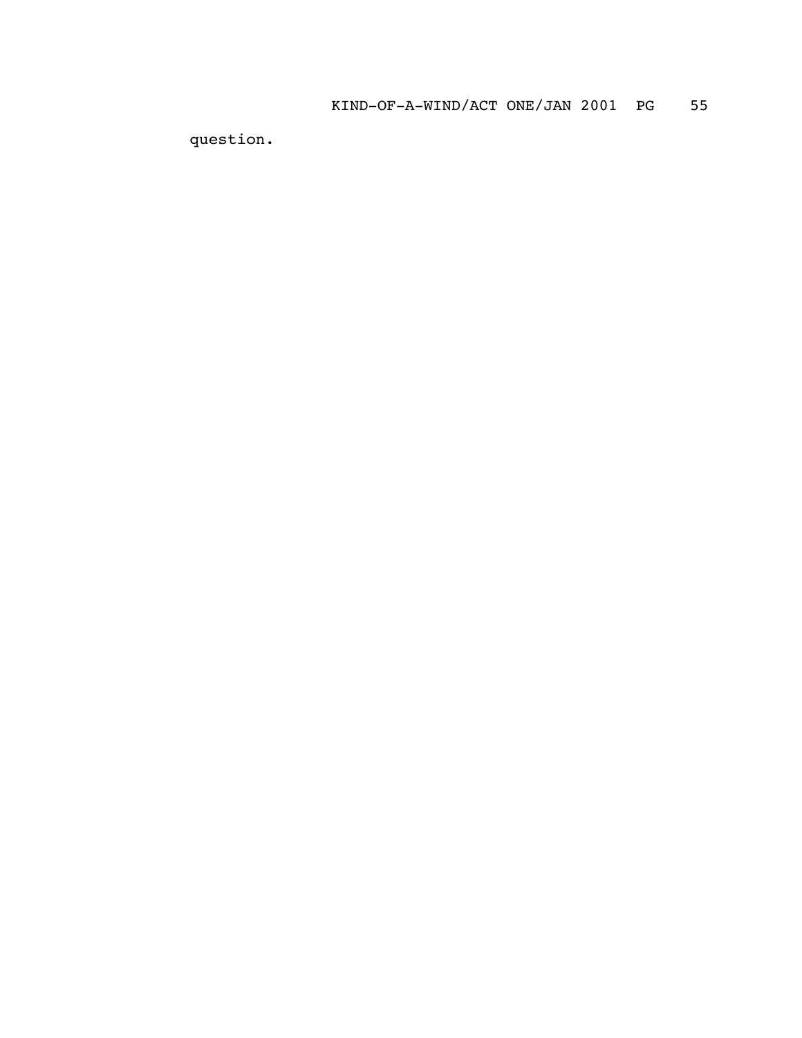question.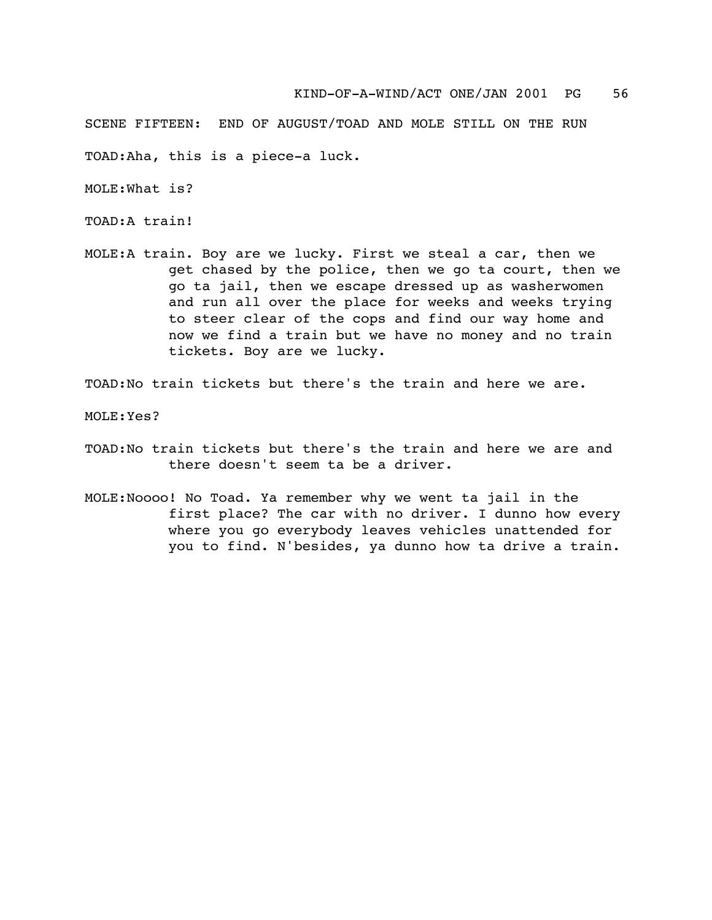SCENE FIFTEEN: END OF AUGUST/TOAD AND MOLE STILL ON THE RUN

TOAD:Aha, this is a piece-a luck.

MOLE:What is?

TOAD:A train!

MOLE:A train. Boy are we lucky. First we steal a car, then we get chased by the police, then we go ta court, then we go ta jail, then we escape dressed up as washerwomen and run all over the place for weeks and weeks trying to steer clear of the cops and find our way home and now we find a train but we have no money and no train tickets. Boy are we lucky.

TOAD:No train tickets but there's the train and here we are.

MOLE:Yes?

TOAD:No train tickets but there's the train and here we are and there doesn't seem ta be a driver.

MOLE:Noooo! No Toad. Ya remember why we went ta jail in the first place? The car with no driver. I dunno how every where you go everybody leaves vehicles unattended for you to find. N'besides, ya dunno how ta drive a train.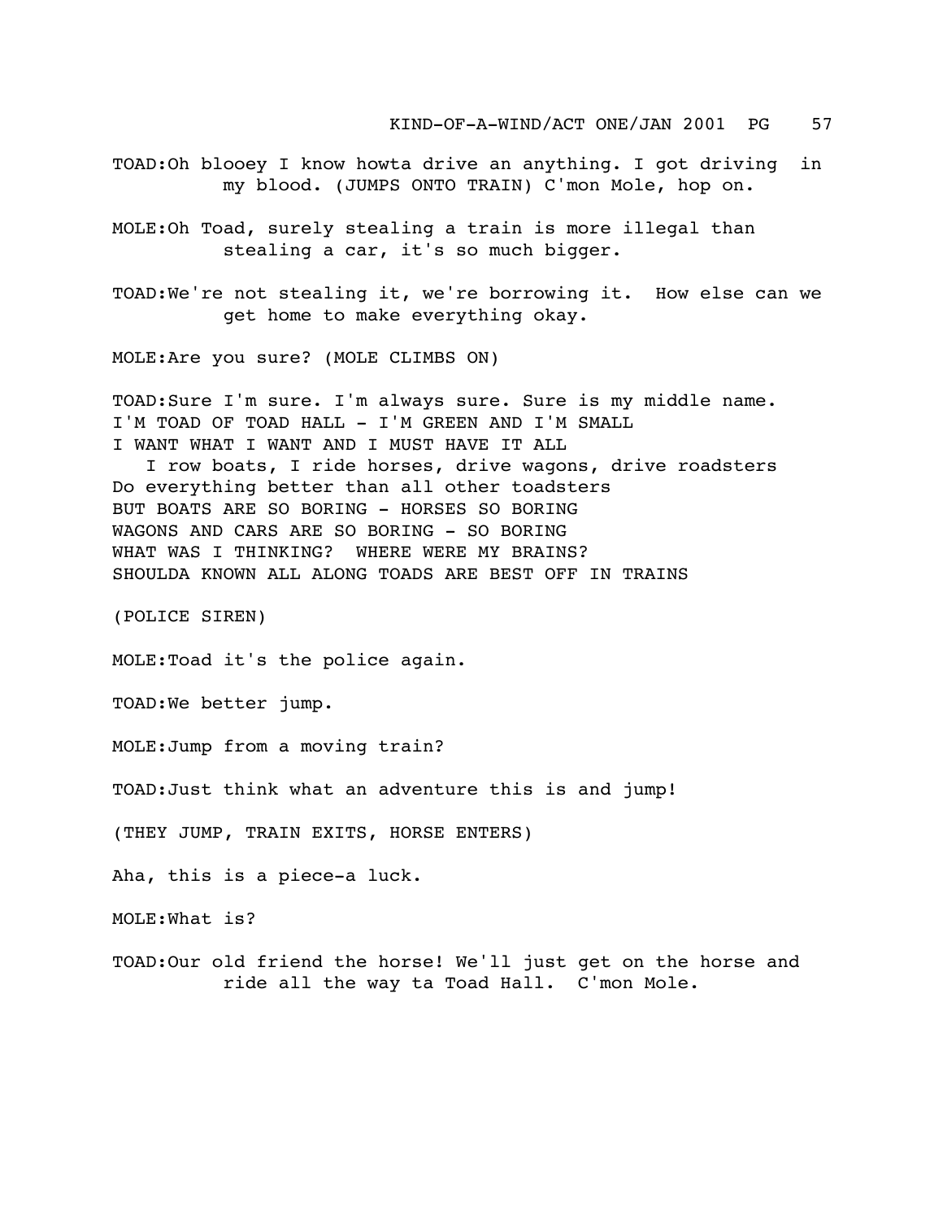TOAD:Oh blooey I know howta drive an anything. I got driving in my blood. (JUMPS ONTO TRAIN) C'mon Mole, hop on.

MOLE:Oh Toad, surely stealing a train is more illegal than stealing a car, it's so much bigger.

TOAD:We're not stealing it, we're borrowing it. How else can we get home to make everything okay.

MOLE:Are you sure? (MOLE CLIMBS ON)

TOAD:Sure I'm sure. I'm always sure. Sure is my middle name.
I'M TOAD OF TOAD HALL - I'M GREEN AND I'M SMALL
I WANT WHAT I WANT AND I MUST HAVE IT ALL
I row boats, I ride horses, drive wagons, drive roadsters
Do everything better than all other toadsters
BUT BOATS ARE SO BORING - HORSES SO BORING
WAGONS AND CARS ARE SO BORING - SO BORING
WHAT WAS I THINKING? WHERE WERE MY BRAINS?
SHOULDA KNOWN ALL ALONG TOADS ARE BEST OFF IN TRAINS

(POLICE SIREN)

MOLE:Toad it's the police again.

TOAD:We better jump.

MOLE:Jump from a moving train?

TOAD:Just think what an adventure this is and jump!

(THEY JUMP, TRAIN EXITS, HORSE ENTERS)

Aha, this is a piece-a luck.

MOLE:What is?

TOAD:Our old friend the horse! We'll just get on the horse and ride all the way ta Toad Hall. C'mon Mole.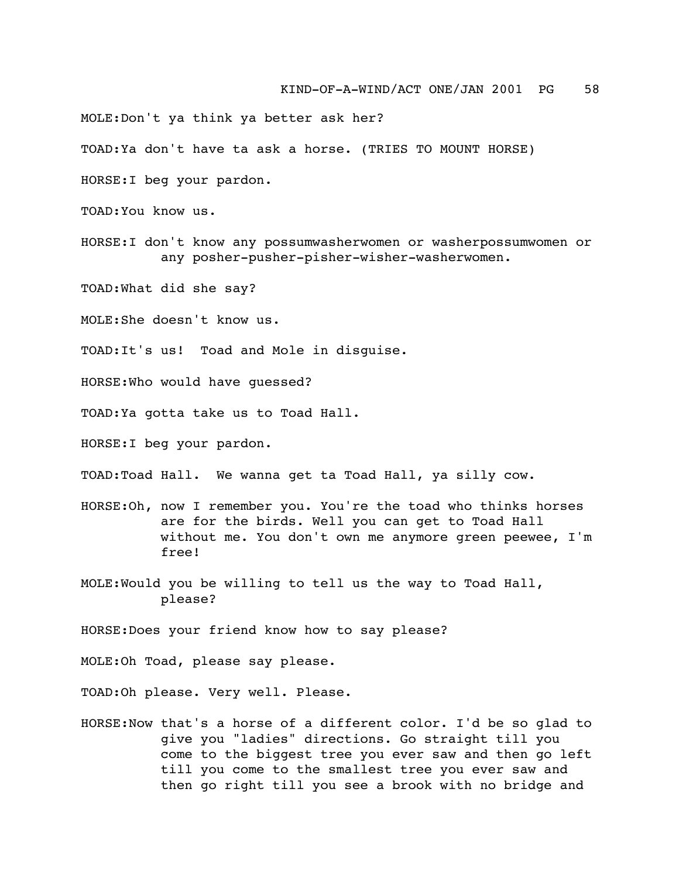MOLE:Don't ya think ya better ask her?

TOAD:Ya don't have ta ask a horse. (TRIES TO MOUNT HORSE)

HORSE:I beg your pardon.

TOAD:You know us.

HORSE:I don't know any possumwasherwomen or washerpossumwomen or any posher-pusher-pisher-wisher-washerwomen.

TOAD:What did she say?

MOLE:She doesn't know us.

TOAD:It's us! Toad and Mole in disguise.

HORSE:Who would have guessed?

TOAD:Ya gotta take us to Toad Hall.

HORSE:I beg your pardon.

TOAD:Toad Hall. We wanna get ta Toad Hall, ya silly cow.

HORSE:Oh, now I remember you. You're the toad who thinks horses are for the birds. Well you can get to Toad Hall without me. You don't own me anymore green peewee, I'm free!

MOLE:Would you be willing to tell us the way to Toad Hall, please?

HORSE:Does your friend know how to say please?

MOLE:Oh Toad, please say please.

TOAD:Oh please. Very well. Please.

HORSE:Now that's a horse of a different color. I'd be so glad to give you "ladies" directions. Go straight till you come to the biggest tree you ever saw and then go left till you come to the smallest tree you ever saw and then go right till you see a brook with no bridge and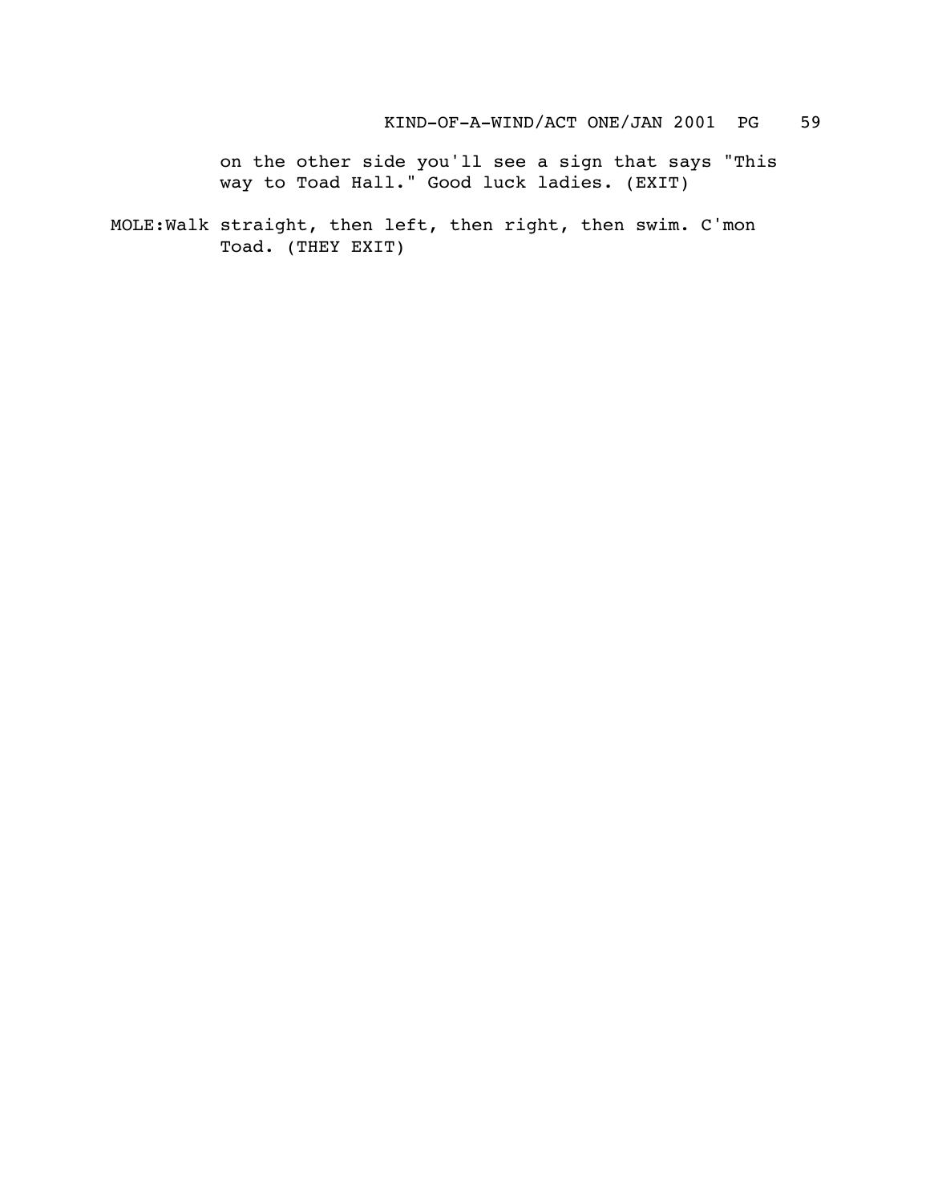on the other side you'll see a sign that says "This way to Toad Hall." Good luck ladies. (EXIT)

MOLE: Walk straight, then left, then right, then swim. C'mon Toad. (THEY EXIT)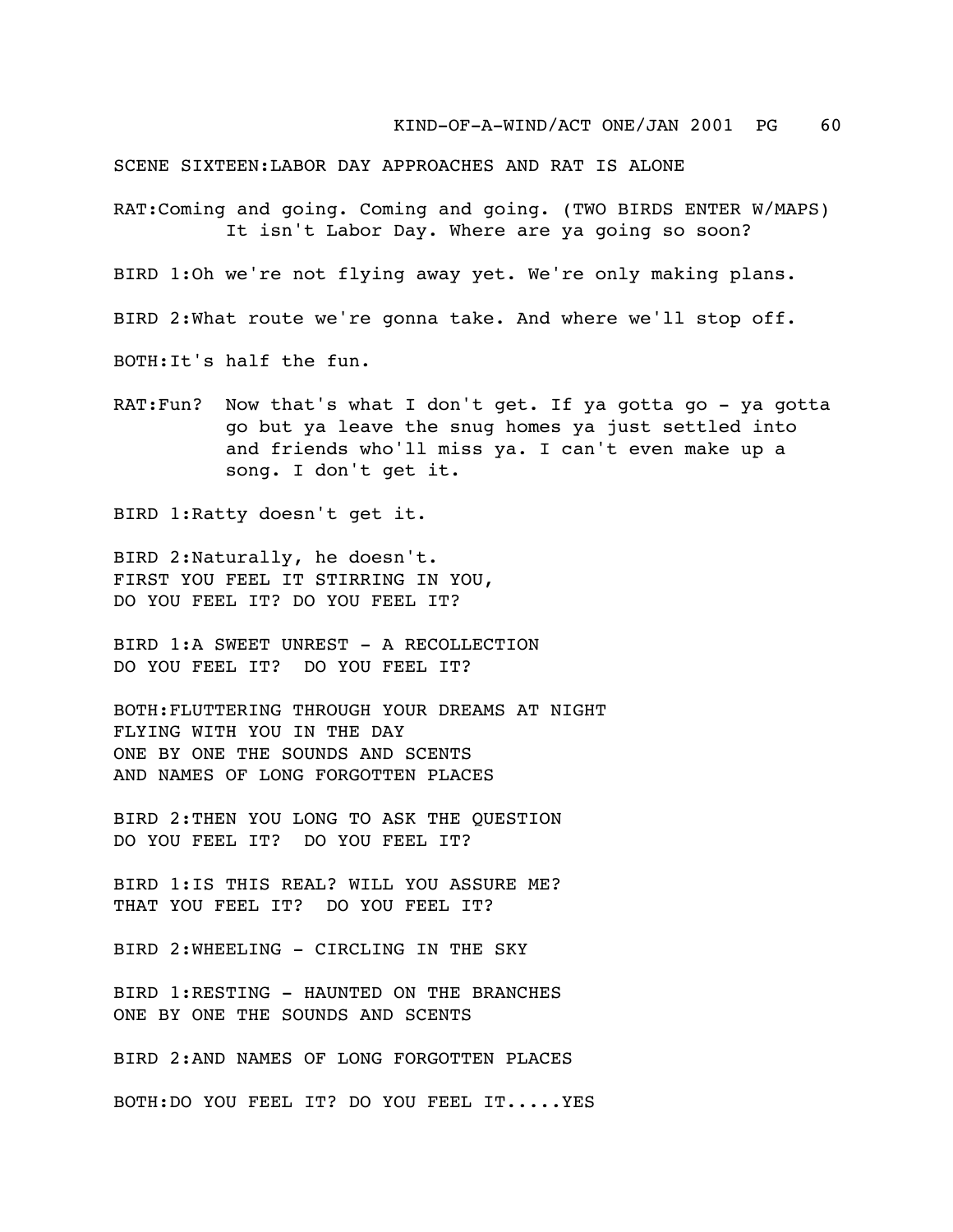SCENE SIXTEEN:LABOR DAY APPROACHES AND RAT IS ALONE

RAT:Coming and going. Coming and going. (TWO BIRDS ENTER W/MAPS) It isn't Labor Day. Where are ya going so soon?

BIRD 1:Oh we're not flying away yet. We're only making plans.

BIRD 2:What route we're gonna take. And where we'll stop off.

BOTH:It's half the fun.

RAT:Fun? Now that's what I don't get. If ya gotta go - ya gotta go but ya leave the snug homes ya just settled into and friends who'll miss ya. I can't even make up a song. I don't get it.

BIRD 1:Ratty doesn't get it.

BIRD 2:Naturally, he doesn't.
FIRST YOU FEEL IT STIRRING IN YOU,
DO YOU FEEL IT? DO YOU FEEL IT?

BIRD 1:A SWEET UNREST - A RECOLLECTION
DO YOU FEEL IT? DO YOU FEEL IT?

BOTH:FLUTTERING THROUGH YOUR DREAMS AT NIGHT
FLYING WITH YOU IN THE DAY
ONE BY ONE THE SOUNDS AND SCENTS
AND NAMES OF LONG FORGOTTEN PLACES

BIRD 2:THEN YOU LONG TO ASK THE QUESTION
DO YOU FEEL IT? DO YOU FEEL IT?

BIRD 1:IS THIS REAL? WILL YOU ASSURE ME?
THAT YOU FEEL IT? DO YOU FEEL IT?

BIRD 2:WHEELING - CIRCLING IN THE SKY

BIRD 1:RESTING - HAUNTED ON THE BRANCHES
ONE BY ONE THE SOUNDS AND SCENTS

BIRD 2:AND NAMES OF LONG FORGOTTEN PLACES

BOTH:DO YOU FEEL IT? DO YOU FEEL IT.....YES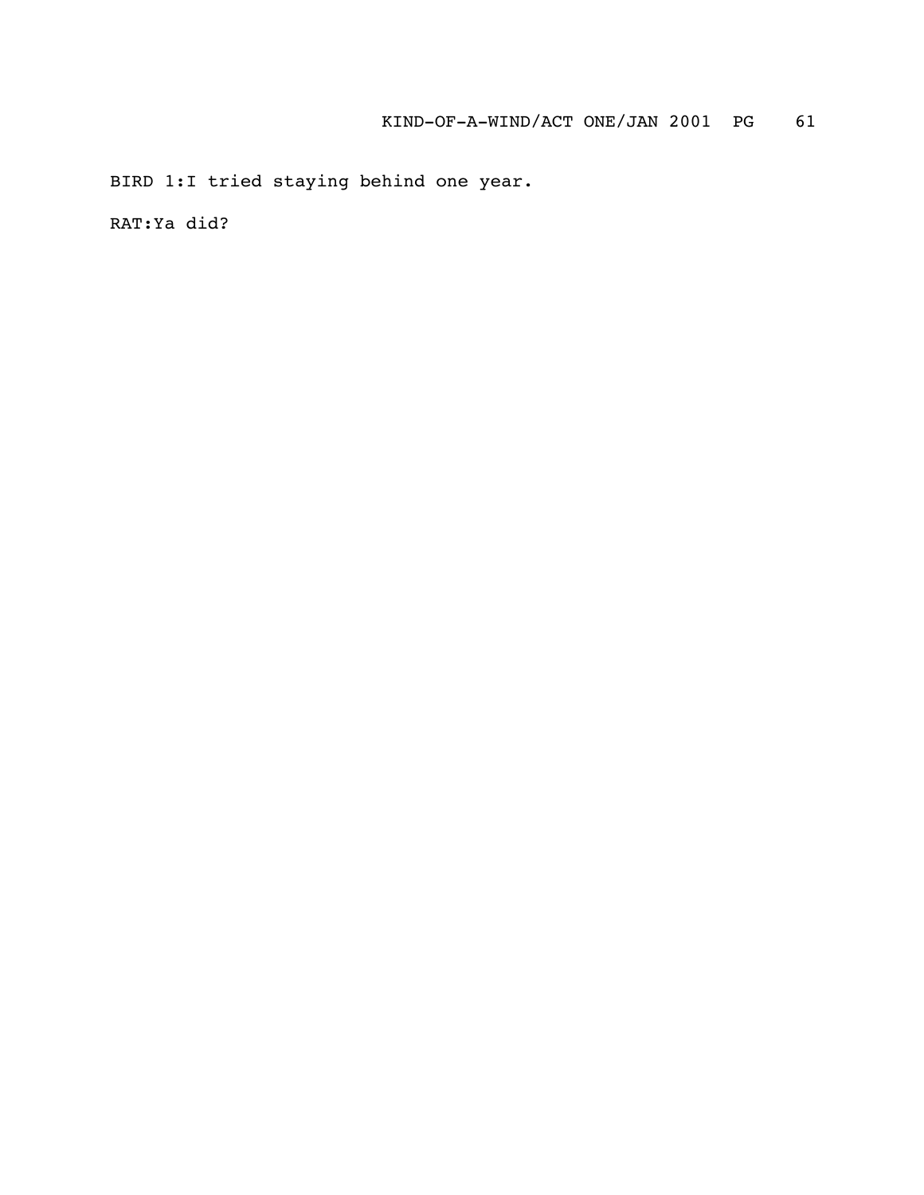BIRD 1:I tried staying behind one year.

RAT:Ya did?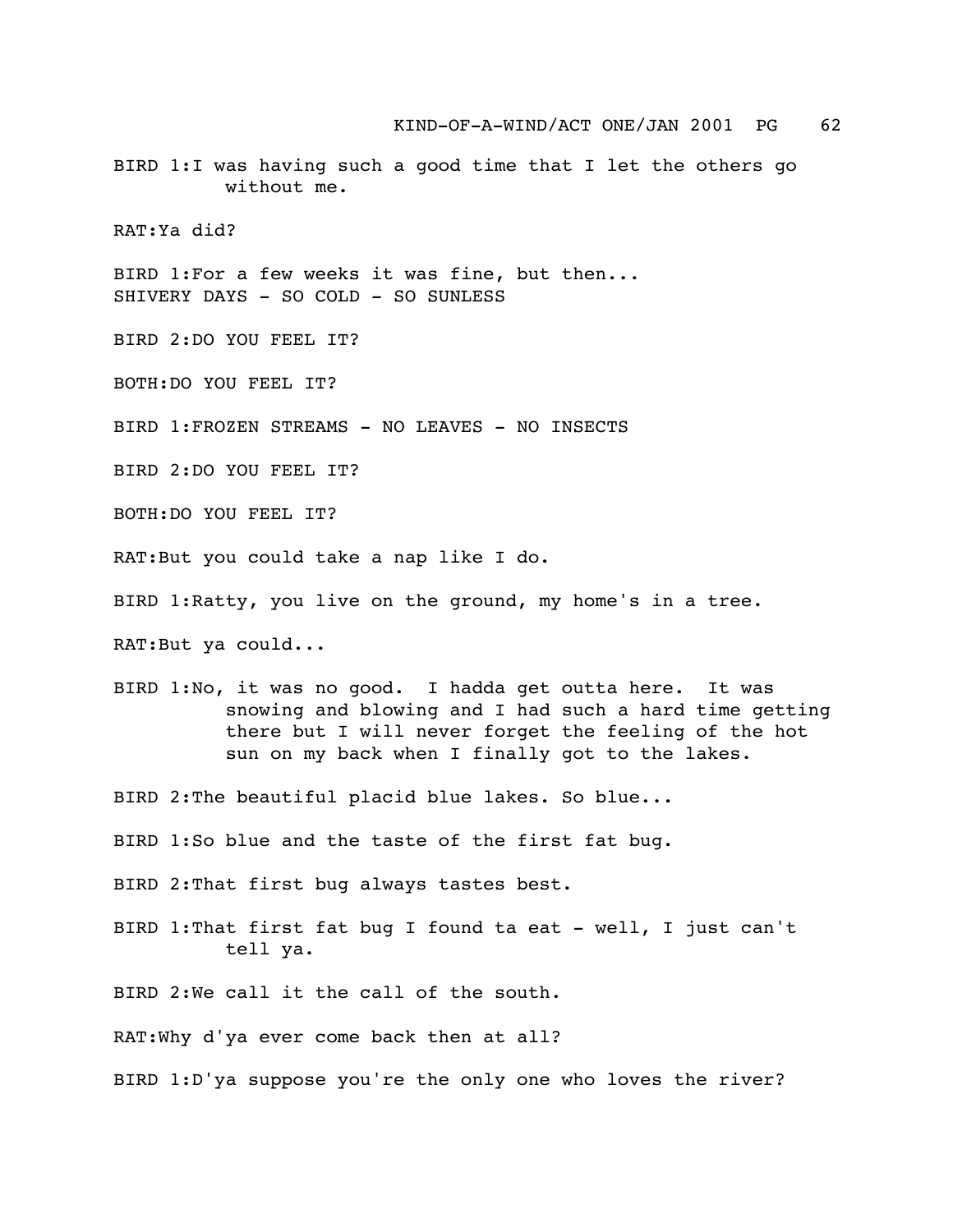BIRD 1:I was having such a good time that I let the others go without me.

RAT:Ya did?

BIRD 1:For a few weeks it was fine, but then...
SHIVERY DAYS - SO COLD - SO SUNLESS

BIRD 2:DO YOU FEEL IT?

BOTH:DO YOU FEEL IT?

BIRD 1:FROZEN STREAMS - NO LEAVES - NO INSECTS

BIRD 2:DO YOU FEEL IT?

BOTH:DO YOU FEEL IT?

RAT:But you could take a nap like I do.

BIRD 1:Ratty, you live on the ground, my home's in a tree.

RAT:But ya could...

BIRD 1:No, it was no good. I hadda get outta here. It was snowing and blowing and I had such a hard time getting there but I will never forget the feeling of the hot sun on my back when I finally got to the lakes.

BIRD 2:The beautiful placid blue lakes. So blue...

BIRD 1:So blue and the taste of the first fat bug.

BIRD 2:That first bug always tastes best.

BIRD 1:That first fat bug I found ta eat - well, I just can't tell ya.

BIRD 2:We call it the call of the south.

RAT:Why d'ya ever come back then at all?

BIRD 1:D'ya suppose you're the only one who loves the river?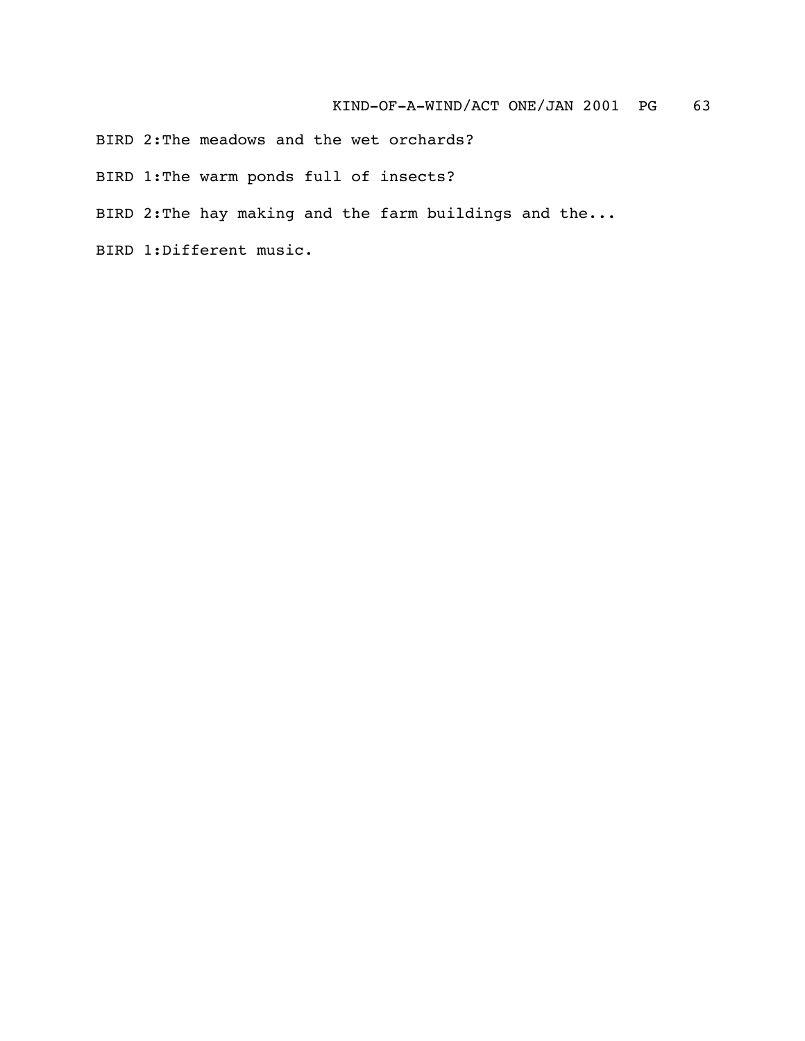BIRD 2:The meadows and the wet orchards?

BIRD 1:The warm ponds full of insects?

BIRD 2:The hay making and the farm buildings and the...

BIRD 1:Different music.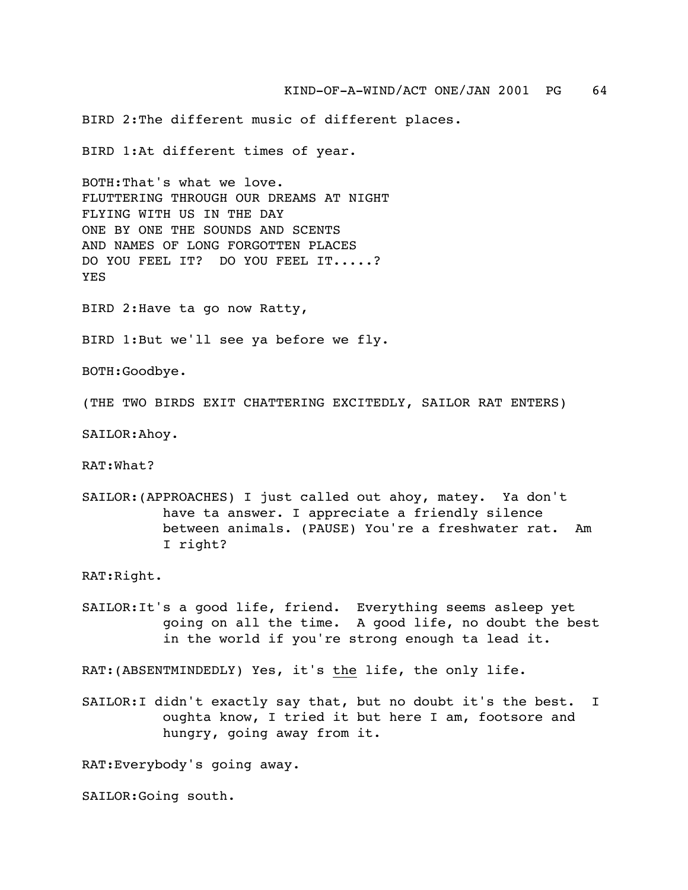BIRD 2:The different music of different places.

BIRD 1:At different times of year.

BOTH:That's what we love.
FLUTTERING THROUGH OUR DREAMS AT NIGHT
FLYING WITH US IN THE DAY
ONE BY ONE THE SOUNDS AND SCENTS
AND NAMES OF LONG FORGOTTEN PLACES
DO YOU FEEL IT? DO YOU FEEL IT.....?
YES

BIRD 2:Have ta go now Ratty,

BIRD 1:But we'll see ya before we fly.

BOTH:Goodbye.

(THE TWO BIRDS EXIT CHATTERING EXCITEDLY, SAILOR RAT ENTERS)

SAILOR:Ahoy.

RAT:What?

SAILOR:(APPROACHES) I just called out ahoy, matey. Ya don't have ta answer. I appreciate a friendly silence between animals. (PAUSE) You're a freshwater rat. Am I right?

RAT:Right.

SAILOR:It's a good life, friend. Everything seems asleep yet going on all the time. A good life, no doubt the best in the world if you're strong enough ta lead it.

RAT:(ABSENTMINDEDLY) Yes, it's <u>the</u> life, the only life.

SAILOR:I didn't exactly say that, but no doubt it's the best. I oughta know, I tried it but here I am, footsore and hungry, going away from it.

RAT:Everybody's going away.

SAILOR:Going south.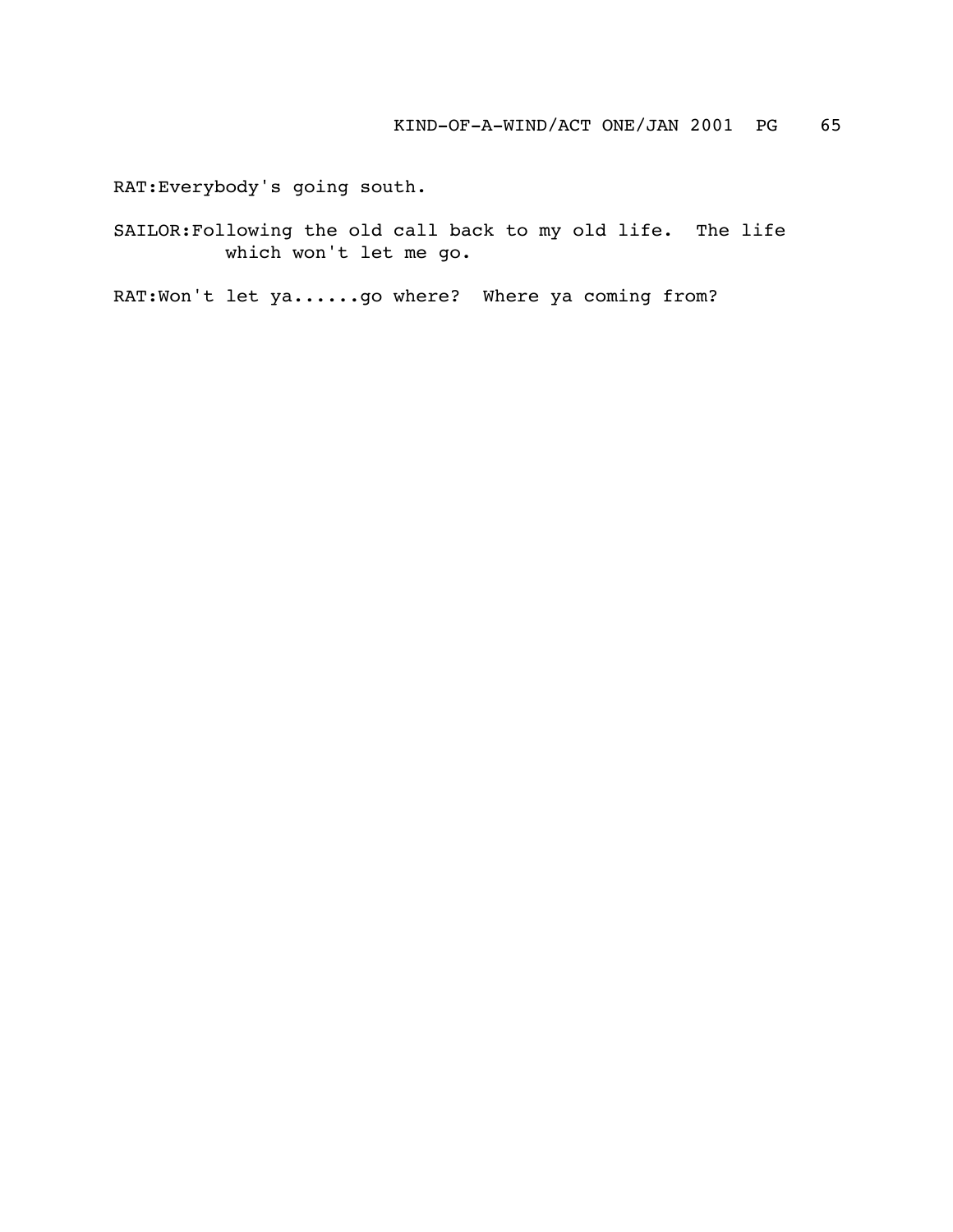RAT:Everybody's going south.

SAILOR:Following the old call back to my old life. The life which won't let me go.

RAT:Won't let ya......go where? Where ya coming from?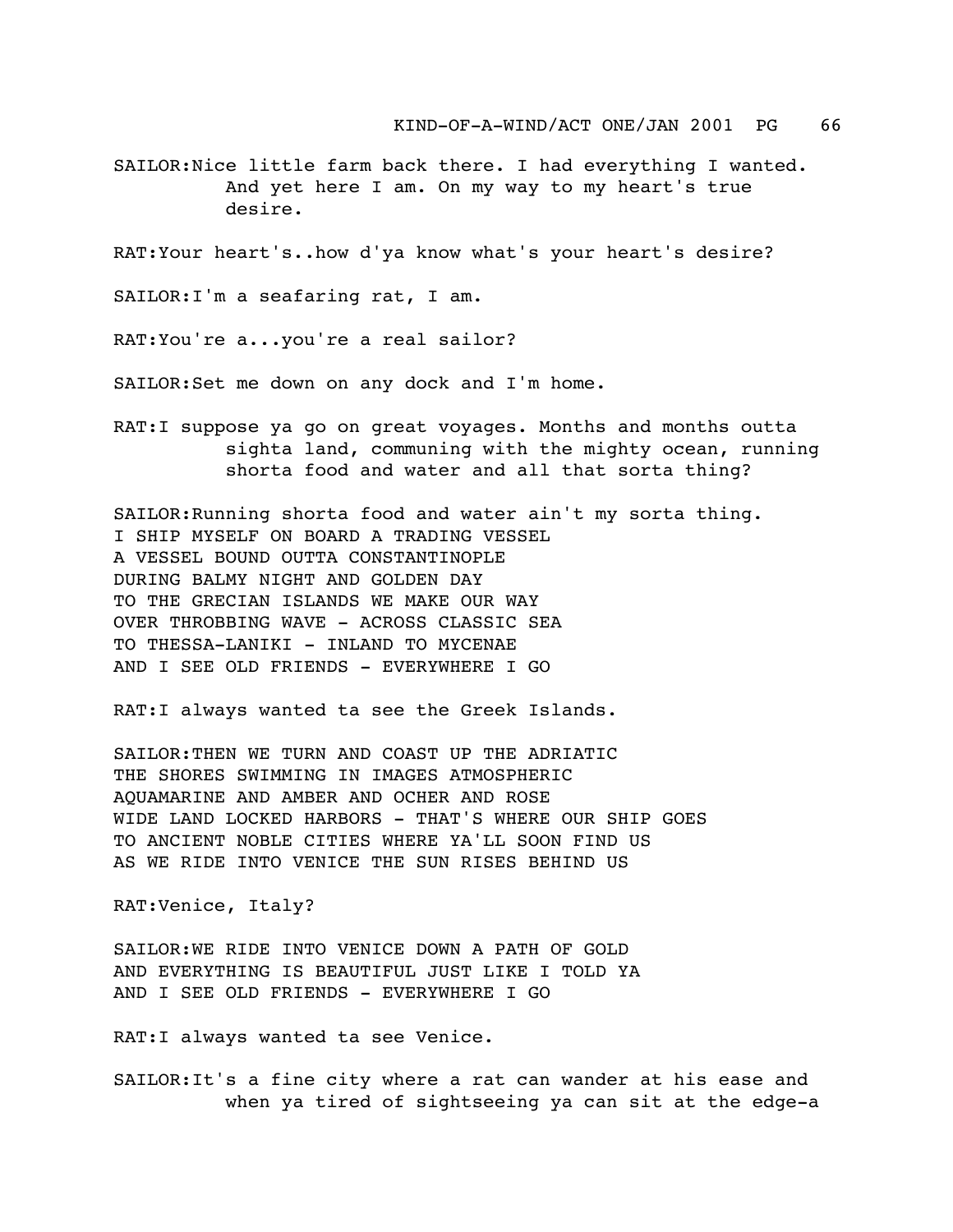SAILOR:Nice little farm back there. I had everything I wanted. And yet here I am. On my way to my heart's true desire.

RAT:Your heart's..how d'ya know what's your heart's desire?

SAILOR:I'm a seafaring rat, I am.

RAT:You're a...you're a real sailor?

SAILOR:Set me down on any dock and I'm home.

RAT:I suppose ya go on great voyages. Months and months outta sighta land, communing with the mighty ocean, running shorta food and water and all that sorta thing?

SAILOR:Running shorta food and water ain't my sorta thing.
I SHIP MYSELF ON BOARD A TRADING VESSEL
A VESSEL BOUND OUTTA CONSTANTINOPLE
DURING BALMY NIGHT AND GOLDEN DAY
TO THE GRECIAN ISLANDS WE MAKE OUR WAY
OVER THROBBING WAVE - ACROSS CLASSIC SEA
TO THESSA-LANIKI - INLAND TO MYCENAE
AND I SEE OLD FRIENDS - EVERYWHERE I GO

RAT:I always wanted ta see the Greek Islands.

SAILOR:THEN WE TURN AND COAST UP THE ADRIATIC
THE SHORES SWIMMING IN IMAGES ATMOSPHERIC
AQUAMARINE AND AMBER AND OCHER AND ROSE
WIDE LAND LOCKED HARBORS - THAT'S WHERE OUR SHIP GOES
TO ANCIENT NOBLE CITIES WHERE YA'LL SOON FIND US
AS WE RIDE INTO VENICE THE SUN RISES BEHIND US

RAT:Venice, Italy?

SAILOR:WE RIDE INTO VENICE DOWN A PATH OF GOLD
AND EVERYTHING IS BEAUTIFUL JUST LIKE I TOLD YA
AND I SEE OLD FRIENDS - EVERYWHERE I GO

RAT:I always wanted ta see Venice.

SAILOR:It's a fine city where a rat can wander at his ease and when ya tired of sightseeing ya can sit at the edge-a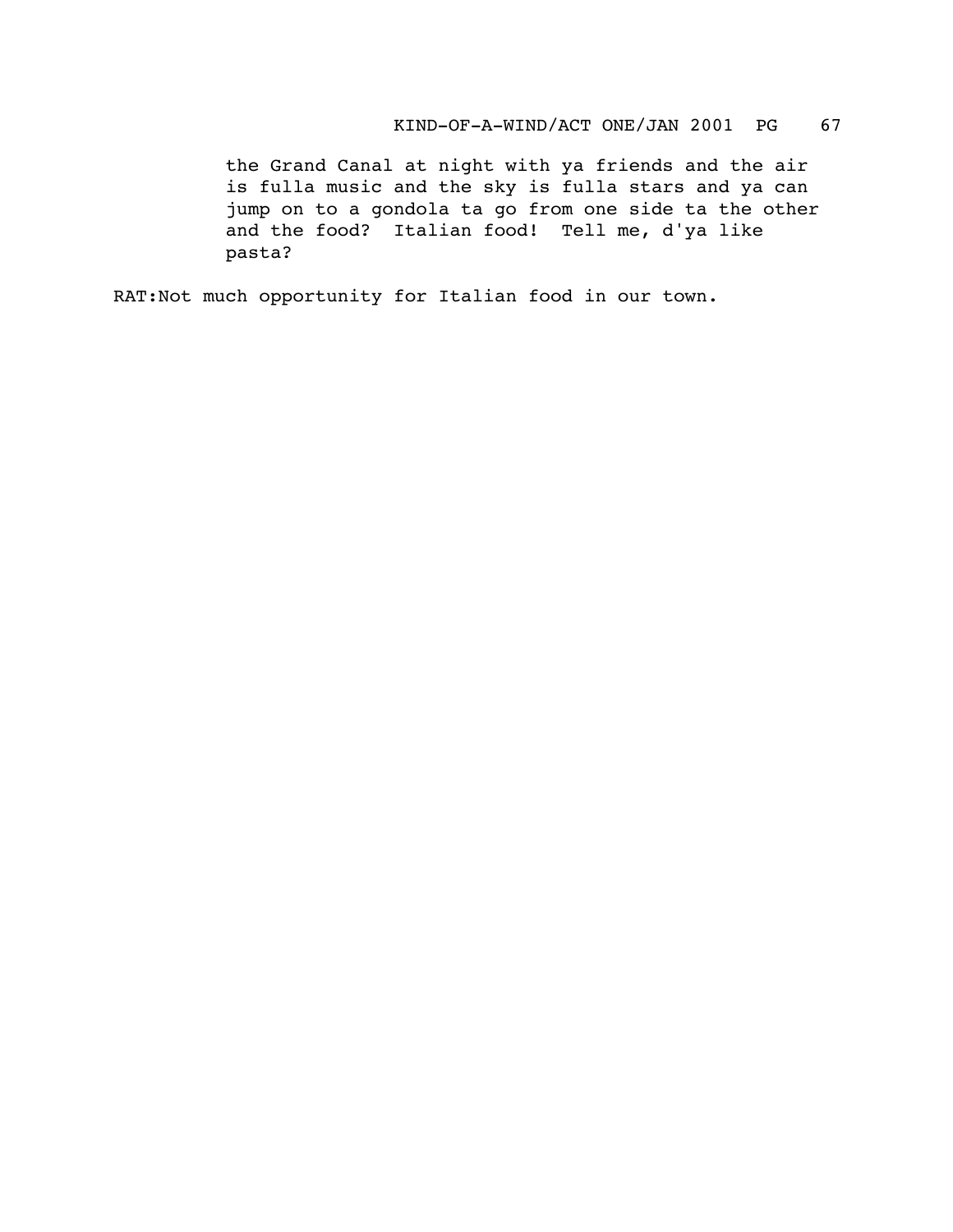the Grand Canal at night with ya friends and the air is fulla music and the sky is fulla stars and ya can jump on to a gondola ta go from one side ta the other and the food?  Italian food!  Tell me, d'ya like pasta?

RAT:Not much opportunity for Italian food in our town.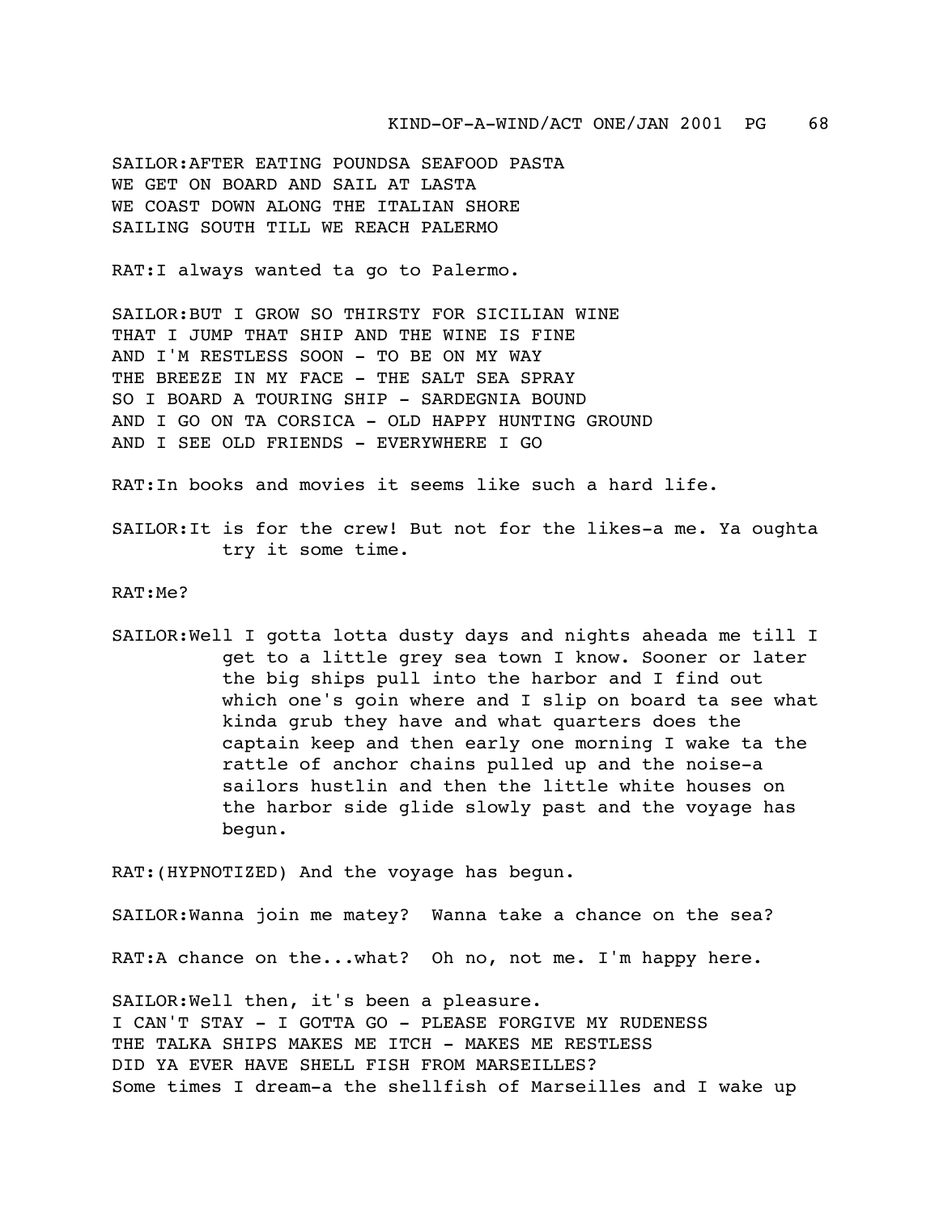SAILOR:AFTER EATING POUNDSA SEAFOOD PASTA
WE GET ON BOARD AND SAIL AT LASTA
WE COAST DOWN ALONG THE ITALIAN SHORE
SAILING SOUTH TILL WE REACH PALERMO

RAT:I always wanted ta go to Palermo.

SAILOR:BUT I GROW SO THIRSTY FOR SICILIAN WINE
THAT I JUMP THAT SHIP AND THE WINE IS FINE
AND I'M RESTLESS SOON - TO BE ON MY WAY
THE BREEZE IN MY FACE - THE SALT SEA SPRAY
SO I BOARD A TOURING SHIP - SARDEGNIA BOUND
AND I GO ON TA CORSICA - OLD HAPPY HUNTING GROUND
AND I SEE OLD FRIENDS - EVERYWHERE I GO

RAT:In books and movies it seems like such a hard life.

SAILOR:It is for the crew! But not for the likes-a me. Ya oughta try it some time.

RAT:Me?

SAILOR:Well I gotta lotta dusty days and nights aheada me till I get to a little grey sea town I know. Sooner or later the big ships pull into the harbor and I find out which one's goin where and I slip on board ta see what kinda grub they have and what quarters does the captain keep and then early one morning I wake ta the rattle of anchor chains pulled up and the noise-a sailors hustlin and then the little white houses on the harbor side glide slowly past and the voyage has begun.

RAT:(HYPNOTIZED) And the voyage has begun.

SAILOR:Wanna join me matey? Wanna take a chance on the sea?

RAT:A chance on the...what? Oh no, not me. I'm happy here.

SAILOR:Well then, it's been a pleasure.
I CAN'T STAY - I GOTTA GO - PLEASE FORGIVE MY RUDENESS
THE TALKA SHIPS MAKES ME ITCH - MAKES ME RESTLESS
DID YA EVER HAVE SHELL FISH FROM MARSEILLES?
Some times I dream-a the shellfish of Marseilles and I wake up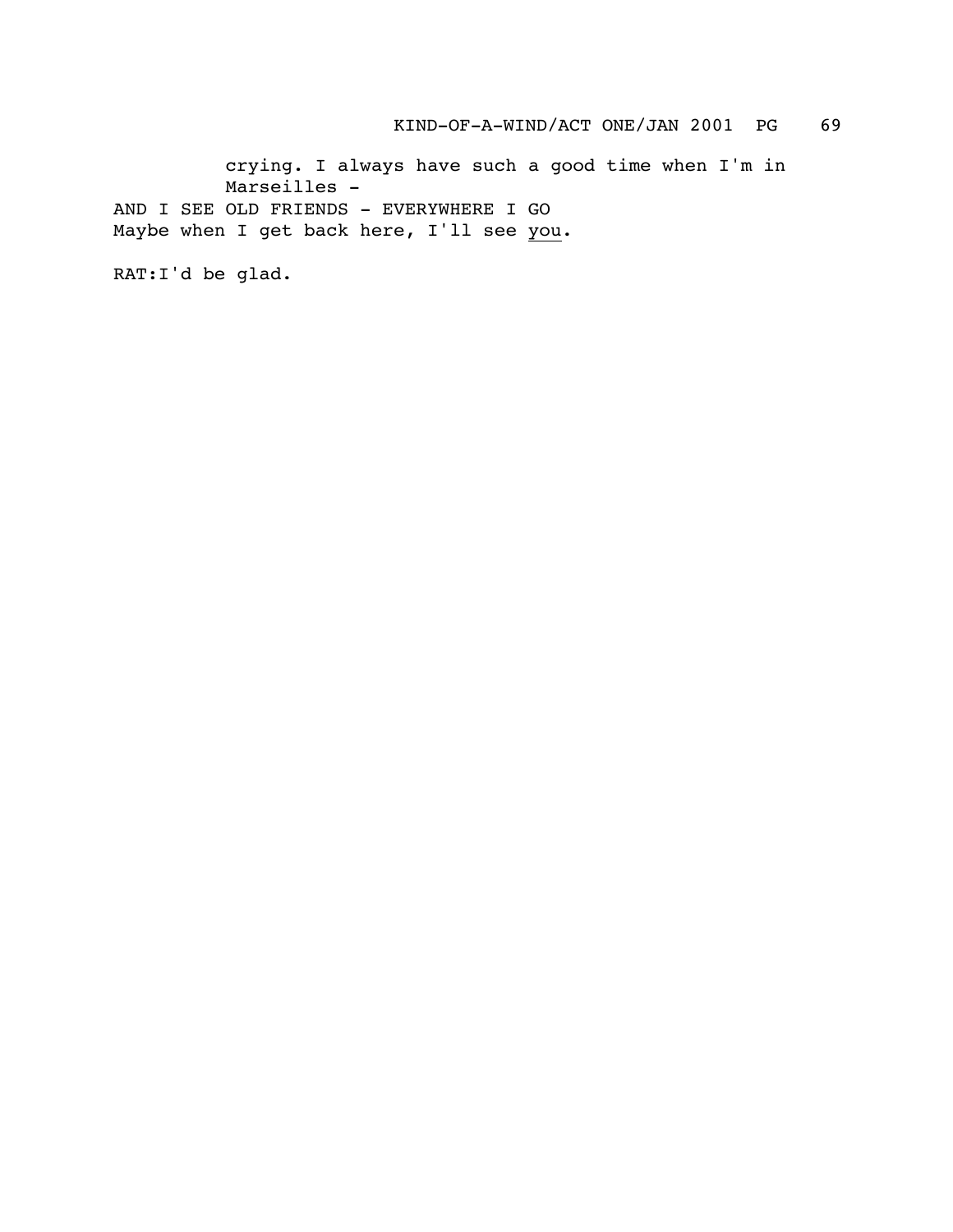crying. I always have such a good time when I'm in Marseilles -

AND I SEE OLD FRIENDS - EVERYWHERE I GO
Maybe when I get back here, I'll see <u>you</u>.

RAT:I'd be glad.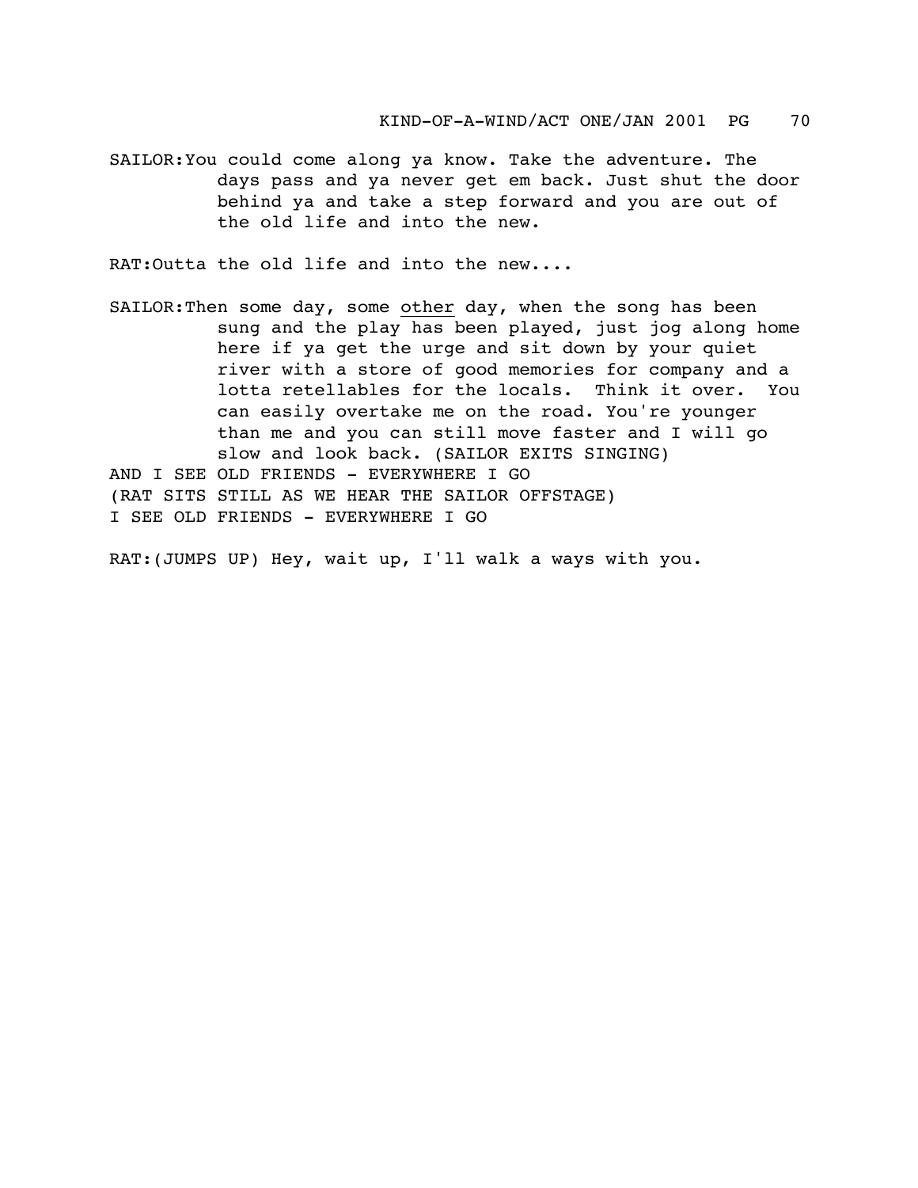SAILOR: You could come along ya know. Take the adventure. The days pass and ya never get em back. Just shut the door behind ya and take a step forward and you are out of the old life and into the new.

RAT: Outta the old life and into the new....

SAILOR: Then some day, some <u>other</u> day, when the song has been sung and the play has been played, just jog along home here if ya get the urge and sit down by your quiet river with a store of good memories for company and a lotta retellables for the locals.  Think it over.  You can easily overtake me on the road. You're younger than me and you can still move faster and I will go slow and look back. (SAILOR EXITS SINGING)

AND I SEE OLD FRIENDS - EVERYWHERE I GO

(RAT SITS STILL AS WE HEAR THE SAILOR OFFSTAGE)

I SEE OLD FRIENDS - EVERYWHERE I GO

RAT: (JUMPS UP) Hey, wait up, I'll walk a ways with you.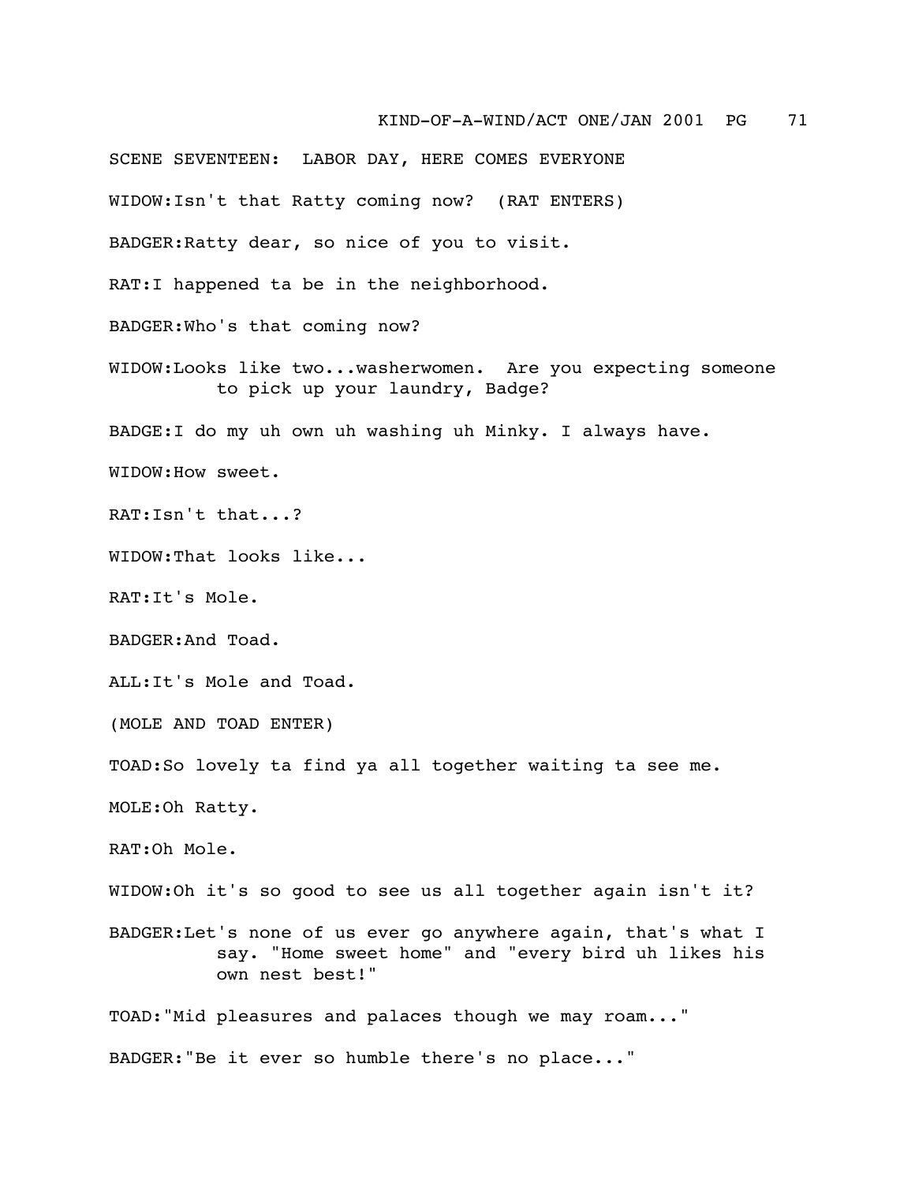SCENE SEVENTEEN:  LABOR DAY, HERE COMES EVERYONE

WIDOW:Isn't that Ratty coming now?  (RAT ENTERS)

BADGER:Ratty dear, so nice of you to visit.

RAT:I happened ta be in the neighborhood.

BADGER:Who's that coming now?

WIDOW:Looks like two...washerwomen.  Are you expecting someone to pick up your laundry, Badge?

BADGE:I do my uh own uh washing uh Minky. I always have.

WIDOW:How sweet.

RAT:Isn't that...?

WIDOW:That looks like...

RAT:It's Mole.

BADGER:And Toad.

ALL:It's Mole and Toad.

(MOLE AND TOAD ENTER)

TOAD:So lovely ta find ya all together waiting ta see me.

MOLE:Oh Ratty.

RAT:Oh Mole.

WIDOW:Oh it's so good to see us all together again isn't it?

BADGER:Let's none of us ever go anywhere again, that's what I say. "Home sweet home" and "every bird uh likes his own nest best!"

TOAD:"Mid pleasures and palaces though we may roam..."

BADGER:"Be it ever so humble there's no place..."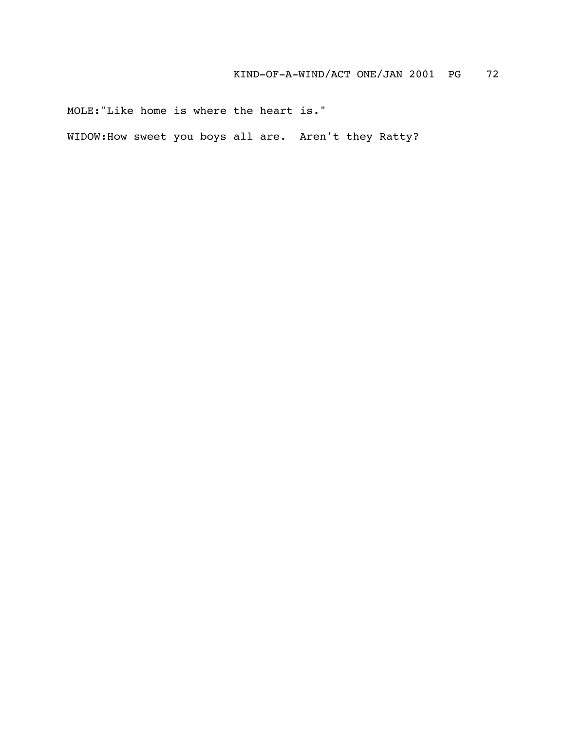MOLE:"Like home is where the heart is."

WIDOW:How sweet you boys all are.  Aren't they Ratty?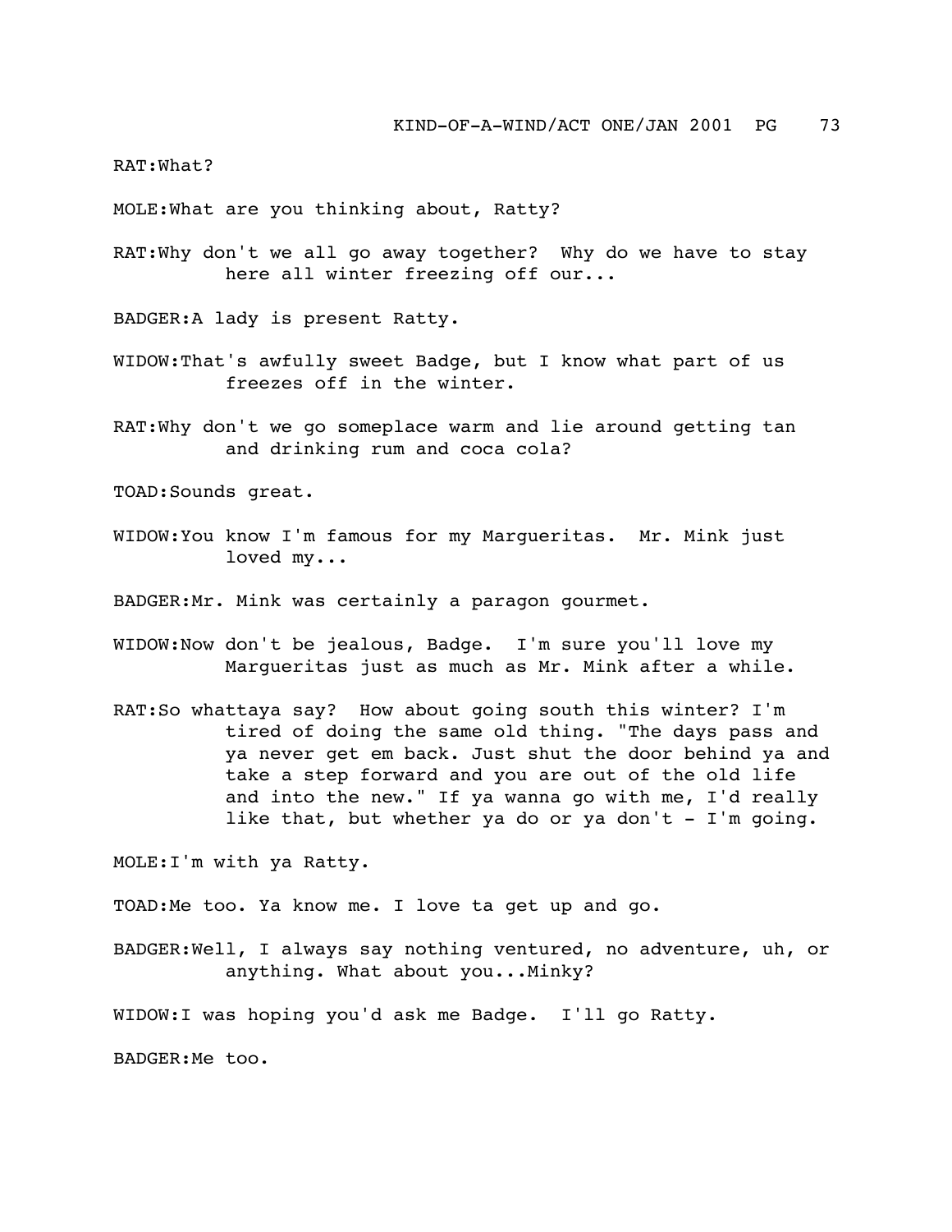RAT:What?

MOLE:What are you thinking about, Ratty?

RAT:Why don't we all go away together? Why do we have to stay here all winter freezing off our...

BADGER:A lady is present Ratty.

WIDOW:That's awfully sweet Badge, but I know what part of us freezes off in the winter.

RAT:Why don't we go someplace warm and lie around getting tan and drinking rum and coca cola?

TOAD:Sounds great.

WIDOW:You know I'm famous for my Marguerıtas. Mr. Mink just loved my...

BADGER:Mr. Mink was certainly a paragon gourmet.

WIDOW:Now don't be jealous, Badge. I'm sure you'll love my Margueritas just as much as Mr. Mink after a while.

RAT:So whattaya say? How about going south this winter? I'm tired of doing the same old thing. "The days pass and ya never get em back. Just shut the door behind ya and take a step forward and you are out of the old life and into the new." If ya wanna go with me, I'd really like that, but whether ya do or ya don't - I'm going.

MOLE:I'm with ya Ratty.

TOAD:Me too. Ya know me. I love ta get up and go.

BADGER:Well, I always say nothing ventured, no adventure, uh, or anything. What about you...Minky?

WIDOW:I was hoping you'd ask me Badge. I'll go Ratty.

BADGER:Me too.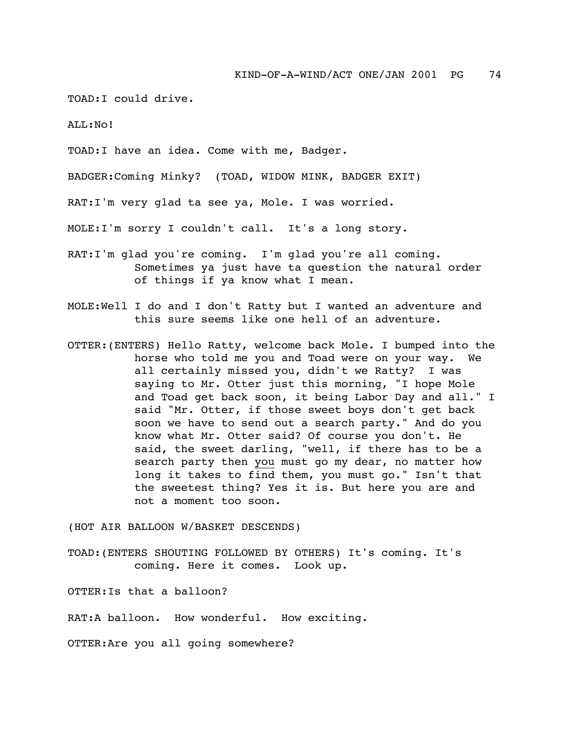TOAD:I could drive.

ALL:No!

TOAD:I have an idea. Come with me, Badger.

BADGER:Coming Minky? (TOAD, WIDOW MINK, BADGER EXIT)

RAT:I'm very glad ta see ya, Mole. I was worried.

MOLE:I'm sorry I couldn't call. It's a long story.

RAT:I'm glad you're coming. I'm glad you're all coming. Sometimes ya just have ta question the natural order of things if ya know what I mean.

MOLE:Well I do and I don't Ratty but I wanted an adventure and this sure seems like one hell of an adventure.

OTTER:(ENTERS) Hello Ratty, welcome back Mole. I bumped into the horse who told me you and Toad were on your way. We all certainly missed you, didn't we Ratty? I was saying to Mr. Otter just this morning, "I hope Mole and Toad get back soon, it being Labor Day and all." I said "Mr. Otter, if those sweet boys don't get back soon we have to send out a search party." And do you know what Mr. Otter said? Of course you don't. He said, the sweet darling, "well, if there has to be a search party then <u>you</u> must go my dear, no matter how long it takes to find them, you must go." Isn't that the sweetest thing? Yes it is. But here you are and not a moment too soon.

(HOT AIR BALLOON W/BASKET DESCENDS)

TOAD:(ENTERS SHOUTING FOLLOWED BY OTHERS) It's coming. It's coming. Here it comes. Look up.

OTTER:Is that a balloon?

RAT:A balloon. How wonderful. How exciting.

OTTER:Are you all going somewhere?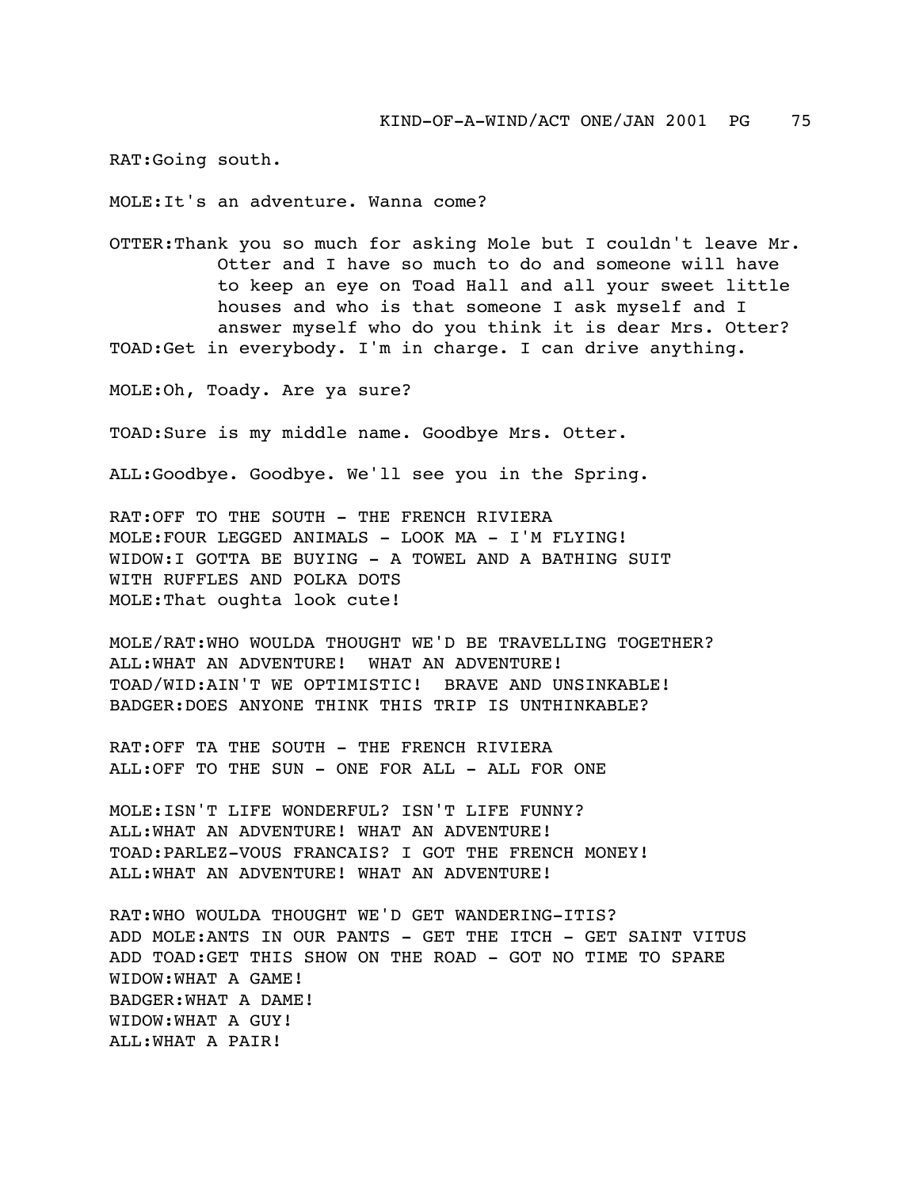RAT:Going south.

MOLE:It's an adventure. Wanna come?

OTTER:Thank you so much for asking Mole but I couldn't leave Mr. Otter and I have so much to do and someone will have to keep an eye on Toad Hall and all your sweet little houses and who is that someone I ask myself and I answer myself who do you think it is dear Mrs. Otter?
TOAD:Get in everybody. I'm in charge. I can drive anything.

MOLE:Oh, Toady. Are ya sure?

TOAD:Sure is my middle name. Goodbye Mrs. Otter.

ALL:Goodbye. Goodbye. We'll see you in the Spring.

RAT:OFF TO THE SOUTH - THE FRENCH RIVIERA
MOLE:FOUR LEGGED ANIMALS - LOOK MA - I'M FLYING!
WIDOW:I GOTTA BE BUYING - A TOWEL AND A BATHING SUIT
WITH RUFFLES AND POLKA DOTS
MOLE:That oughta look cute!

MOLE/RAT:WHO WOULDA THOUGHT WE'D BE TRAVELLING TOGETHER?
ALL:WHAT AN ADVENTURE! WHAT AN ADVENTURE!
TOAD/WID:AIN'T WE OPTIMISTIC! BRAVE AND UNSINKABLE!
BADGER:DOES ANYONE THINK THIS TRIP IS UNTHINKABLE?

RAT:OFF TA THE SOUTH - THE FRENCH RIVIERA
ALL:OFF TO THE SUN - ONE FOR ALL - ALL FOR ONE

MOLE:ISN'T LIFE WONDERFUL? ISN'T LIFE FUNNY?
ALL:WHAT AN ADVENTURE! WHAT AN ADVENTURE!
TOAD:PARLEZ-VOUS FRANCAIS? I GOT THE FRENCH MONEY!
ALL:WHAT AN ADVENTURE! WHAT AN ADVENTURE!

RAT:WHO WOULDA THOUGHT WE'D GET WANDERING-ITIS?
ADD MOLE:ANTS IN OUR PANTS - GET THE ITCH - GET SAINT VITUS
ADD TOAD:GET THIS SHOW ON THE ROAD - GOT NO TIME TO SPARE
WIDOW:WHAT A GAME!
BADGER:WHAT A DAME!
WIDOW:WHAT A GUY!
ALL:WHAT A PAIR!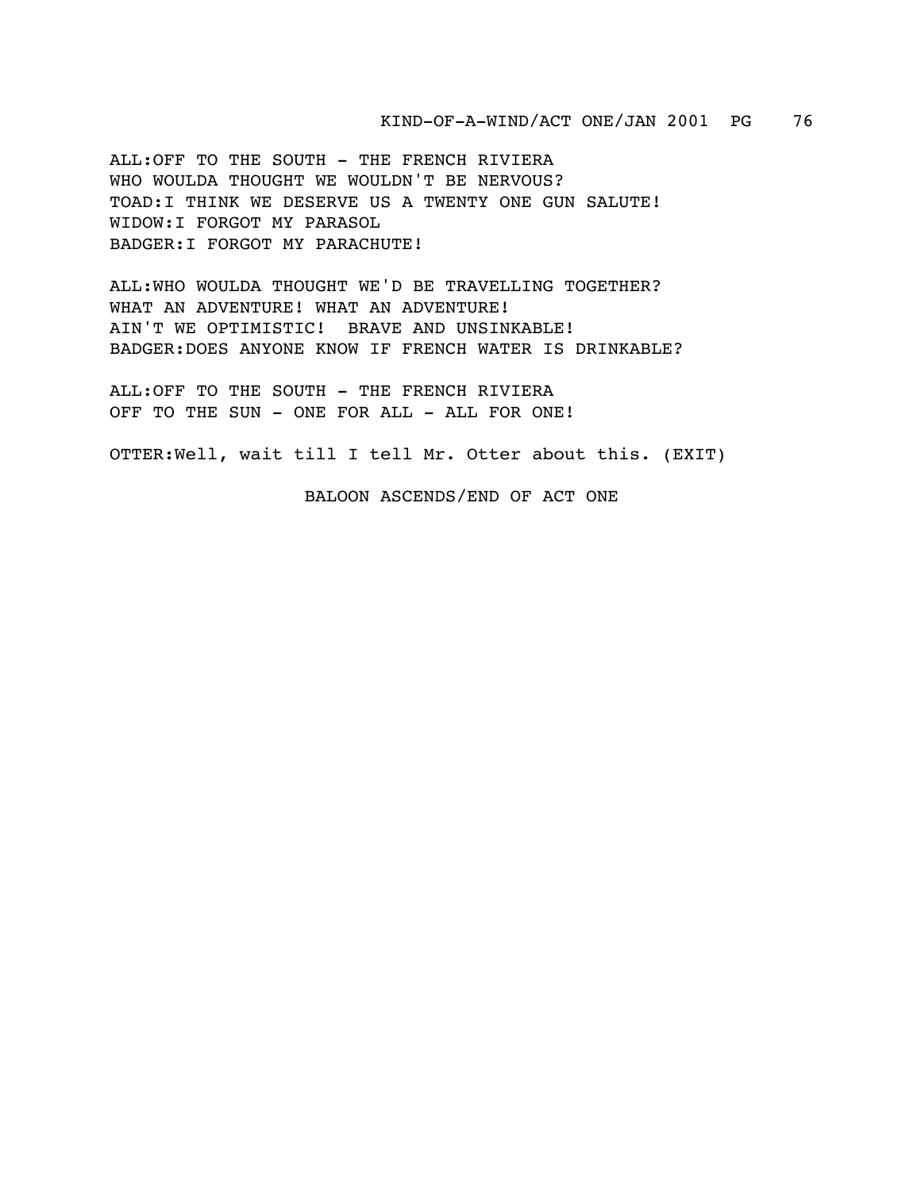ALL:OFF TO THE SOUTH - THE FRENCH RIVIERA
WHO WOULDA THOUGHT WE WOULDN'T BE NERVOUS?
TOAD:I THINK WE DESERVE US A TWENTY ONE GUN SALUTE!
WIDOW:I FORGOT MY PARASOL
BADGER:I FORGOT MY PARACHUTE!

ALL:WHO WOULDA THOUGHT WE'D BE TRAVELLING TOGETHER?
WHAT AN ADVENTURE! WHAT AN ADVENTURE!
AIN'T WE OPTIMISTIC! BRAVE AND UNSINKABLE!
BADGER:DOES ANYONE KNOW IF FRENCH WATER IS DRINKABLE?

ALL:OFF TO THE SOUTH - THE FRENCH RIVIERA
OFF TO THE SUN - ONE FOR ALL - ALL FOR ONE!

OTTER:Well, wait till I tell Mr. Otter about this. (EXIT)

BALOON ASCENDS/END OF ACT ONE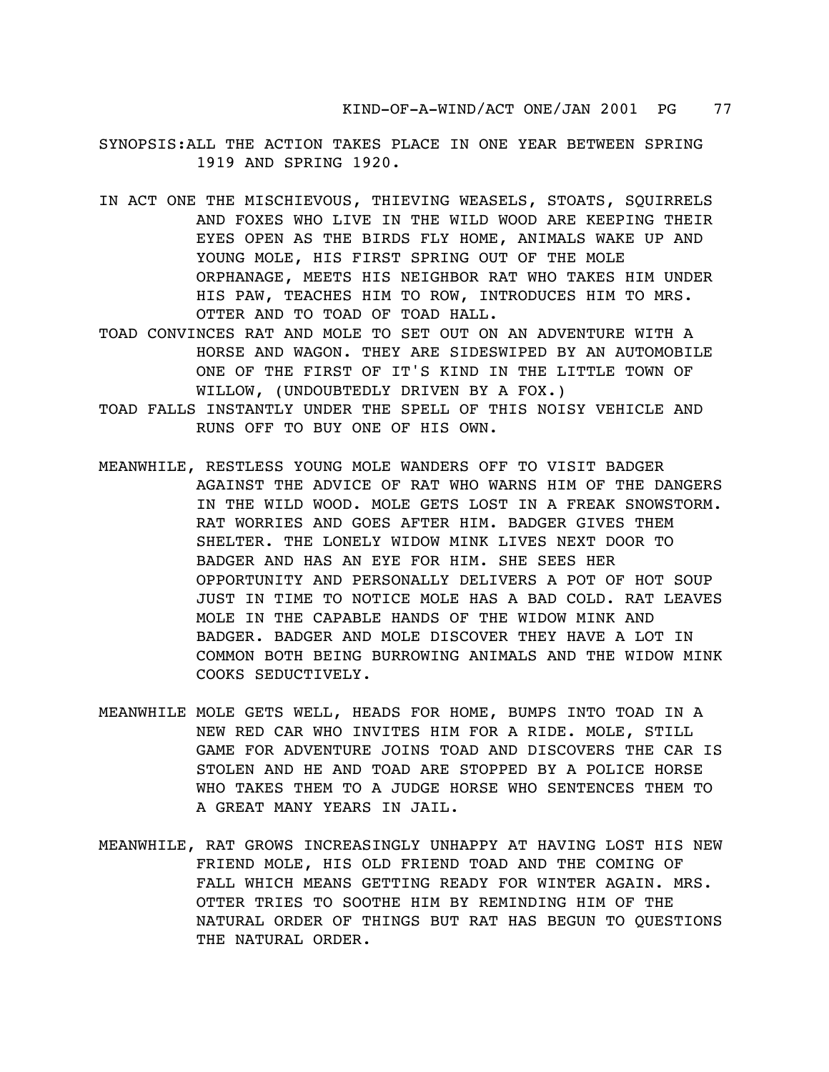SYNOPSIS:ALL THE ACTION TAKES PLACE IN ONE YEAR BETWEEN SPRING 1919 AND SPRING 1920.

IN ACT ONE THE MISCHIEVOUS, THIEVING WEASELS, STOATS, SQUIRRELS AND FOXES WHO LIVE IN THE WILD WOOD ARE KEEPING THEIR EYES OPEN AS THE BIRDS FLY HOME, ANIMALS WAKE UP AND YOUNG MOLE, HIS FIRST SPRING OUT OF THE MOLE ORPHANAGE, MEETS HIS NEIGHBOR RAT WHO TAKES HIM UNDER HIS PAW, TEACHES HIM TO ROW, INTRODUCES HIM TO MRS. OTTER AND TO TOAD OF TOAD HALL.

TOAD CONVINCES RAT AND MOLE TO SET OUT ON AN ADVENTURE WITH A HORSE AND WAGON. THEY ARE SIDESWIPED BY AN AUTOMOBILE ONE OF THE FIRST OF IT'S KIND IN THE LITTLE TOWN OF WILLOW, (UNDOUBTEDLY DRIVEN BY A FOX.)

TOAD FALLS INSTANTLY UNDER THE SPELL OF THIS NOISY VEHICLE AND RUNS OFF TO BUY ONE OF HIS OWN.

MEANWHILE, RESTLESS YOUNG MOLE WANDERS OFF TO VISIT BADGER AGAINST THE ADVICE OF RAT WHO WARNS HIM OF THE DANGERS IN THE WILD WOOD. MOLE GETS LOST IN A FREAK SNOWSTORM. RAT WORRIES AND GOES AFTER HIM. BADGER GIVES THEM SHELTER. THE LONELY WIDOW MINK LIVES NEXT DOOR TO BADGER AND HAS AN EYE FOR HIM. SHE SEES HER OPPORTUNITY AND PERSONALLY DELIVERS A POT OF HOT SOUP JUST IN TIME TO NOTICE MOLE HAS A BAD COLD. RAT LEAVES MOLE IN THE CAPABLE HANDS OF THE WIDOW MINK AND BADGER. BADGER AND MOLE DISCOVER THEY HAVE A LOT IN COMMON BOTH BEING BURROWING ANIMALS AND THE WIDOW MINK COOKS SEDUCTIVELY.

MEANWHILE MOLE GETS WELL, HEADS FOR HOME, BUMPS INTO TOAD IN A NEW RED CAR WHO INVITES HIM FOR A RIDE. MOLE, STILL GAME FOR ADVENTURE JOINS TOAD AND DISCOVERS THE CAR IS STOLEN AND HE AND TOAD ARE STOPPED BY A POLICE HORSE WHO TAKES THEM TO A JUDGE HORSE WHO SENTENCES THEM TO A GREAT MANY YEARS IN JAIL.

MEANWHILE, RAT GROWS INCREASINGLY UNHAPPY AT HAVING LOST HIS NEW FRIEND MOLE, HIS OLD FRIEND TOAD AND THE COMING OF FALL WHICH MEANS GETTING READY FOR WINTER AGAIN. MRS. OTTER TRIES TO SOOTHE HIM BY REMINDING HIM OF THE NATURAL ORDER OF THINGS BUT RAT HAS BEGUN TO QUESTIONS THE NATURAL ORDER.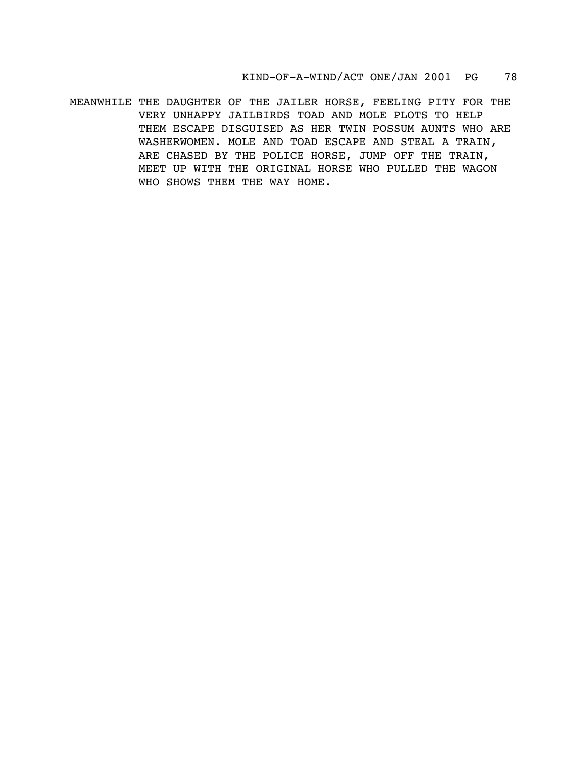MEANWHILE THE DAUGHTER OF THE JAILER HORSE, FEELING PITY FOR THE VERY UNHAPPY JAILBIRDS TOAD AND MOLE PLOTS TO HELP THEM ESCAPE DISGUISED AS HER TWIN POSSUM AUNTS WHO ARE WASHERWOMEN. MOLE AND TOAD ESCAPE AND STEAL A TRAIN, ARE CHASED BY THE POLICE HORSE, JUMP OFF THE TRAIN, MEET UP WITH THE ORIGINAL HORSE WHO PULLED THE WAGON WHO SHOWS THEM THE WAY HOME.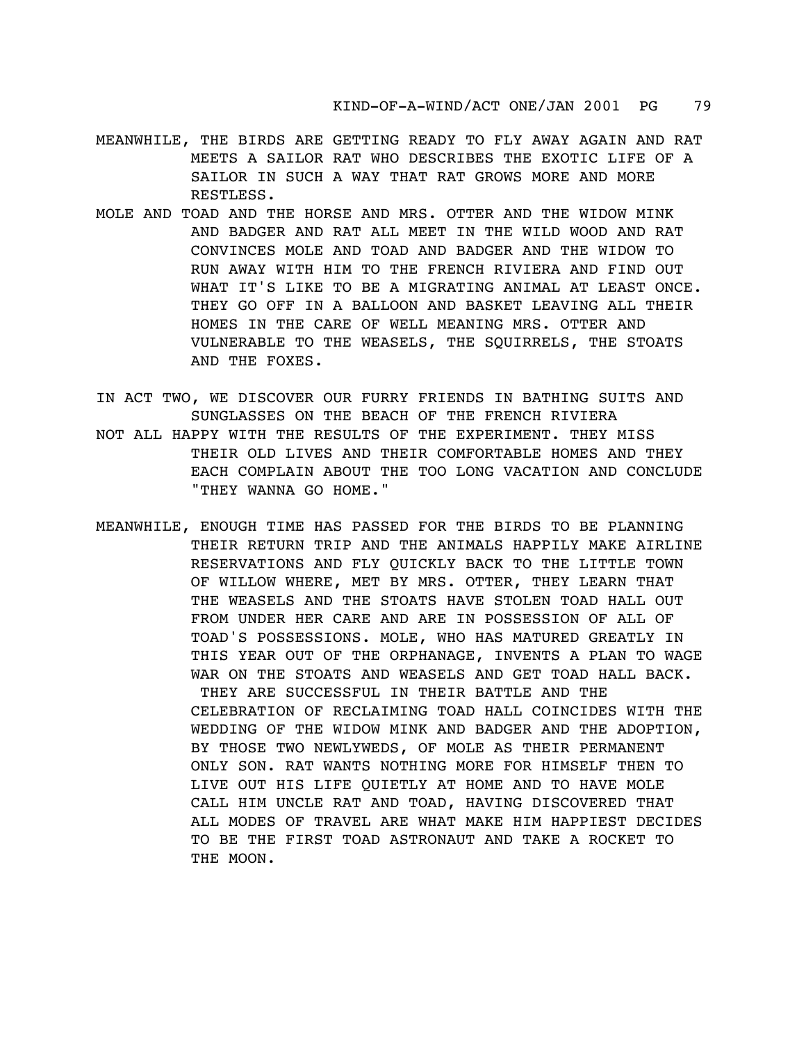MEANWHILE, THE BIRDS ARE GETTING READY TO FLY AWAY AGAIN AND RAT MEETS A SAILOR RAT WHO DESCRIBES THE EXOTIC LIFE OF A SAILOR IN SUCH A WAY THAT RAT GROWS MORE AND MORE RESTLESS.

MOLE AND TOAD AND THE HORSE AND MRS. OTTER AND THE WIDOW MINK AND BADGER AND RAT ALL MEET IN THE WILD WOOD AND RAT CONVINCES MOLE AND TOAD AND BADGER AND THE WIDOW TO RUN AWAY WITH HIM TO THE FRENCH RIVIERA AND FIND OUT WHAT IT'S LIKE TO BE A MIGRATING ANIMAL AT LEAST ONCE. THEY GO OFF IN A BALLOON AND BASKET LEAVING ALL THEIR HOMES IN THE CARE OF WELL MEANING MRS. OTTER AND VULNERABLE TO THE WEASELS, THE SQUIRRELS, THE STOATS AND THE FOXES.

IN ACT TWO, WE DISCOVER OUR FURRY FRIENDS IN BATHING SUITS AND SUNGLASSES ON THE BEACH OF THE FRENCH RIVIERA

NOT ALL HAPPY WITH THE RESULTS OF THE EXPERIMENT. THEY MISS THEIR OLD LIVES AND THEIR COMFORTABLE HOMES AND THEY EACH COMPLAIN ABOUT THE TOO LONG VACATION AND CONCLUDE "THEY WANNA GO HOME."

MEANWHILE, ENOUGH TIME HAS PASSED FOR THE BIRDS TO BE PLANNING THEIR RETURN TRIP AND THE ANIMALS HAPPILY MAKE AIRLINE RESERVATIONS AND FLY QUICKLY BACK TO THE LITTLE TOWN OF WILLOW WHERE, MET BY MRS. OTTER, THEY LEARN THAT THE WEASELS AND THE STOATS HAVE STOLEN TOAD HALL OUT FROM UNDER HER CARE AND ARE IN POSSESSION OF ALL OF TOAD'S POSSESSIONS. MOLE, WHO HAS MATURED GREATLY IN THIS YEAR OUT OF THE ORPHANAGE, INVENTS A PLAN TO WAGE WAR ON THE STOATS AND WEASELS AND GET TOAD HALL BACK. THEY ARE SUCCESSFUL IN THEIR BATTLE AND THE CELEBRATION OF RECLAIMING TOAD HALL COINCIDES WITH THE WEDDING OF THE WIDOW MINK AND BADGER AND THE ADOPTION, BY THOSE TWO NEWLYWEDS, OF MOLE AS THEIR PERMANENT ONLY SON. RAT WANTS NOTHING MORE FOR HIMSELF THEN TO LIVE OUT HIS LIFE QUIETLY AT HOME AND TO HAVE MOLE CALL HIM UNCLE RAT AND TOAD, HAVING DISCOVERED THAT ALL MODES OF TRAVEL ARE WHAT MAKE HIM HAPPIEST DECIDES TO BE THE FIRST TOAD ASTRONAUT AND TAKE A ROCKET TO THE MOON.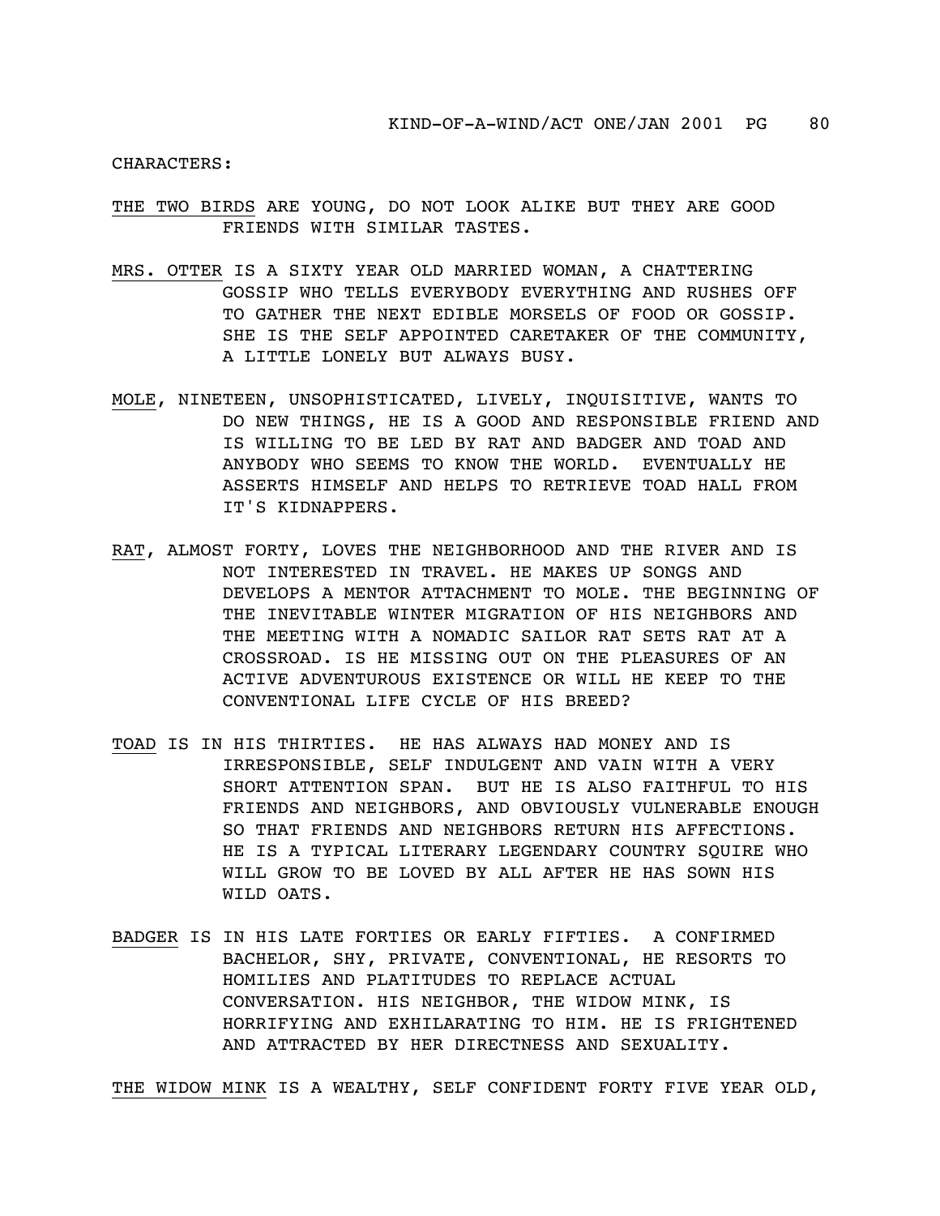CHARACTERS:

<u>THE TWO BIRDS</u> ARE YOUNG, DO NOT LOOK ALIKE BUT THEY ARE GOOD FRIENDS WITH SIMILAR TASTES.

<u>MRS. OTTER</u> IS A SIXTY YEAR OLD MARRIED WOMAN, A CHATTERING GOSSIP WHO TELLS EVERYBODY EVERYTHING AND RUSHES OFF TO GATHER THE NEXT EDIBLE MORSELS OF FOOD OR GOSSIP. SHE IS THE SELF APPOINTED CARETAKER OF THE COMMUNITY, A LITTLE LONELY BUT ALWAYS BUSY.

<u>MOLE</u>, NINETEEN, UNSOPHISTICATED, LIVELY, INQUISITIVE, WANTS TO DO NEW THINGS, HE IS A GOOD AND RESPONSIBLE FRIEND AND IS WILLING TO BE LED BY RAT AND BADGER AND TOAD AND ANYBODY WHO SEEMS TO KNOW THE WORLD. EVENTUALLY HE ASSERTS HIMSELF AND HELPS TO RETRIEVE TOAD HALL FROM IT'S KIDNAPPERS.

<u>RAT</u>, ALMOST FORTY, LOVES THE NEIGHBORHOOD AND THE RIVER AND IS NOT INTERESTED IN TRAVEL. HE MAKES UP SONGS AND DEVELOPS A MENTOR ATTACHMENT TO MOLE. THE BEGINNING OF THE INEVITABLE WINTER MIGRATION OF HIS NEIGHBORS AND THE MEETING WITH A NOMADIC SAILOR RAT SETS RAT AT A CROSSROAD. IS HE MISSING OUT ON THE PLEASURES OF AN ACTIVE ADVENTUROUS EXISTENCE OR WILL HE KEEP TO THE CONVENTIONAL LIFE CYCLE OF HIS BREED?

<u>TOAD</u> IS IN HIS THIRTIES. HE HAS ALWAYS HAD MONEY AND IS IRRESPONSIBLE, SELF INDULGENT AND VAIN WITH A VERY SHORT ATTENTION SPAN. BUT HE IS ALSO FAITHFUL TO HIS FRIENDS AND NEIGHBORS, AND OBVIOUSLY VULNERABLE ENOUGH SO THAT FRIENDS AND NEIGHBORS RETURN HIS AFFECTIONS. HE IS A TYPICAL LITERARY LEGENDARY COUNTRY SQUIRE WHO WILL GROW TO BE LOVED BY ALL AFTER HE HAS SOWN HIS WILD OATS.

<u>BADGER</u> IS IN HIS LATE FORTIES OR EARLY FIFTIES. A CONFIRMED BACHELOR, SHY, PRIVATE, CONVENTIONAL, HE RESORTS TO HOMILIES AND PLATITUDES TO REPLACE ACTUAL CONVERSATION. HIS NEIGHBOR, THE WIDOW MINK, IS HORRIFYING AND EXHILARATING TO HIM. HE IS FRIGHTENED AND ATTRACTED BY HER DIRECTNESS AND SEXUALITY.

<u>THE WIDOW MINK</u> IS A WEALTHY, SELF CONFIDENT FORTY FIVE YEAR OLD,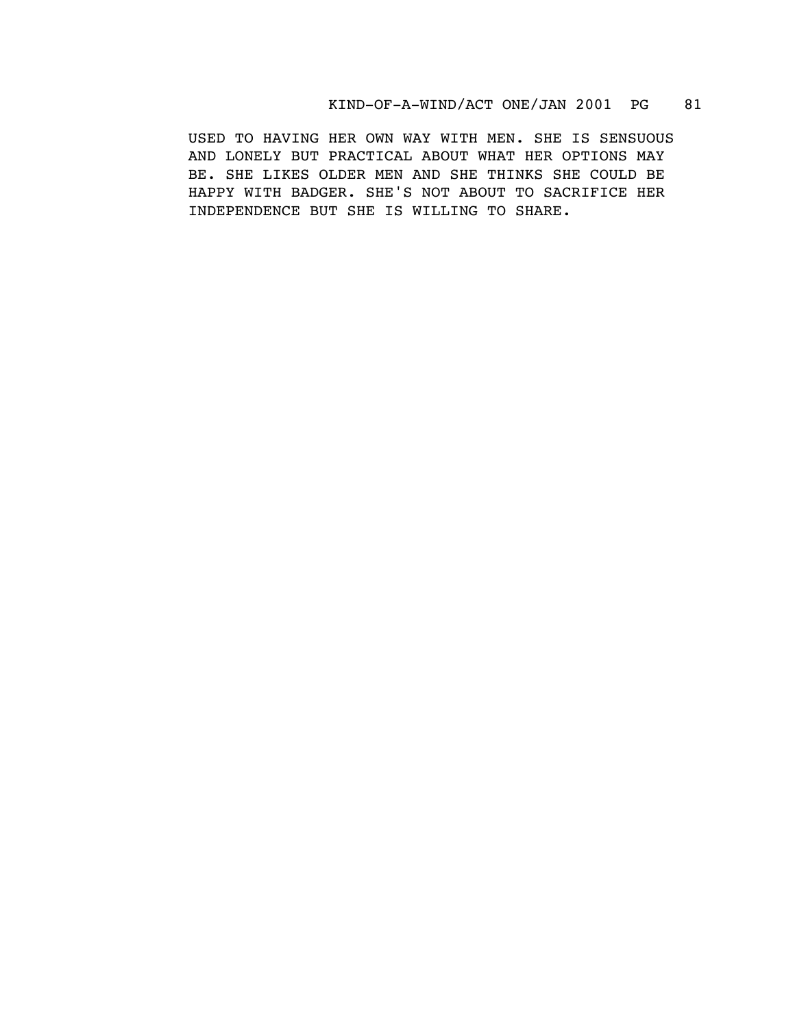USED TO HAVING HER OWN WAY WITH MEN. SHE IS SENSUOUS AND LONELY BUT PRACTICAL ABOUT WHAT HER OPTIONS MAY BE. SHE LIKES OLDER MEN AND SHE THINKS SHE COULD BE HAPPY WITH BADGER. SHE'S NOT ABOUT TO SACRIFICE HER INDEPENDENCE BUT SHE IS WILLING TO SHARE.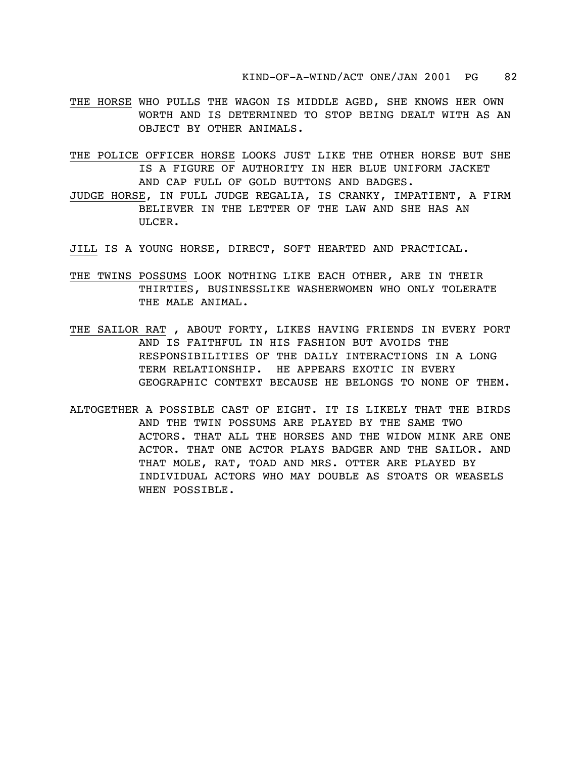THE HORSE WHO PULLS THE WAGON IS MIDDLE AGED, SHE KNOWS HER OWN WORTH AND IS DETERMINED TO STOP BEING DEALT WITH AS AN OBJECT BY OTHER ANIMALS.

THE POLICE OFFICER HORSE LOOKS JUST LIKE THE OTHER HORSE BUT SHE IS A FIGURE OF AUTHORITY IN HER BLUE UNIFORM JACKET AND CAP FULL OF GOLD BUTTONS AND BADGES.

JUDGE HORSE, IN FULL JUDGE REGALIA, IS CRANKY, IMPATIENT, A FIRM BELIEVER IN THE LETTER OF THE LAW AND SHE HAS AN ULCER.

JILL IS A YOUNG HORSE, DIRECT, SOFT HEARTED AND PRACTICAL.

THE TWINS POSSUMS LOOK NOTHING LIKE EACH OTHER, ARE IN THEIR THIRTIES, BUSINESSLIKE WASHERWOMEN WHO ONLY TOLERATE THE MALE ANIMAL.

THE SAILOR RAT , ABOUT FORTY, LIKES HAVING FRIENDS IN EVERY PORT AND IS FAITHFUL IN HIS FASHION BUT AVOIDS THE RESPONSIBILITIES OF THE DAILY INTERACTIONS IN A LONG TERM RELATIONSHIP. HE APPEARS EXOTIC IN EVERY GEOGRAPHIC CONTEXT BECAUSE HE BELONGS TO NONE OF THEM.

ALTOGETHER A POSSIBLE CAST OF EIGHT. IT IS LIKELY THAT THE BIRDS AND THE TWIN POSSUMS ARE PLAYED BY THE SAME TWO ACTORS. THAT ALL THE HORSES AND THE WIDOW MINK ARE ONE ACTOR. THAT ONE ACTOR PLAYS BADGER AND THE SAILOR. AND THAT MOLE, RAT, TOAD AND MRS. OTTER ARE PLAYED BY INDIVIDUAL ACTORS WHO MAY DOUBLE AS STOATS OR WEASELS WHEN POSSIBLE.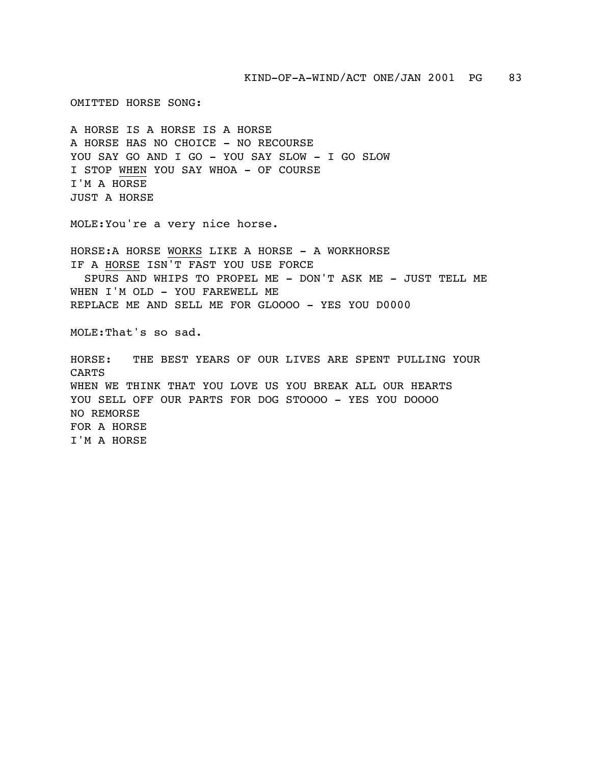OMITTED HORSE SONG:

A HORSE IS A HORSE IS A HORSE
A HORSE HAS NO CHOICE - NO RECOURSE
YOU SAY GO AND I GO - YOU SAY SLOW - I GO SLOW
I STOP <u>WHEN</u> YOU SAY WHOA - OF COURSE
I'M A HORSE
JUST A HORSE

MOLE:You're a very nice horse.

HORSE:A HORSE <u>WORKS</u> LIKE A HORSE - A WORKHORSE
IF A <u>HORSE</u> ISN'T FAST YOU USE FORCE
SPURS AND WHIPS TO PROPEL ME - DON'T ASK ME - JUST TELL ME
WHEN I'M OLD - YOU FAREWELL ME
REPLACE ME AND SELL ME FOR GLOOOO - YES YOU D0000

MOLE:That's so sad.

HORSE: THE BEST YEARS OF OUR LIVES ARE SPENT PULLING YOUR CARTS
WHEN WE THINK THAT YOU LOVE US YOU BREAK ALL OUR HEARTS
YOU SELL OFF OUR PARTS FOR DOG STOOOO - YES YOU DOOOO
NO REMORSE
FOR A HORSE
I'M A HORSE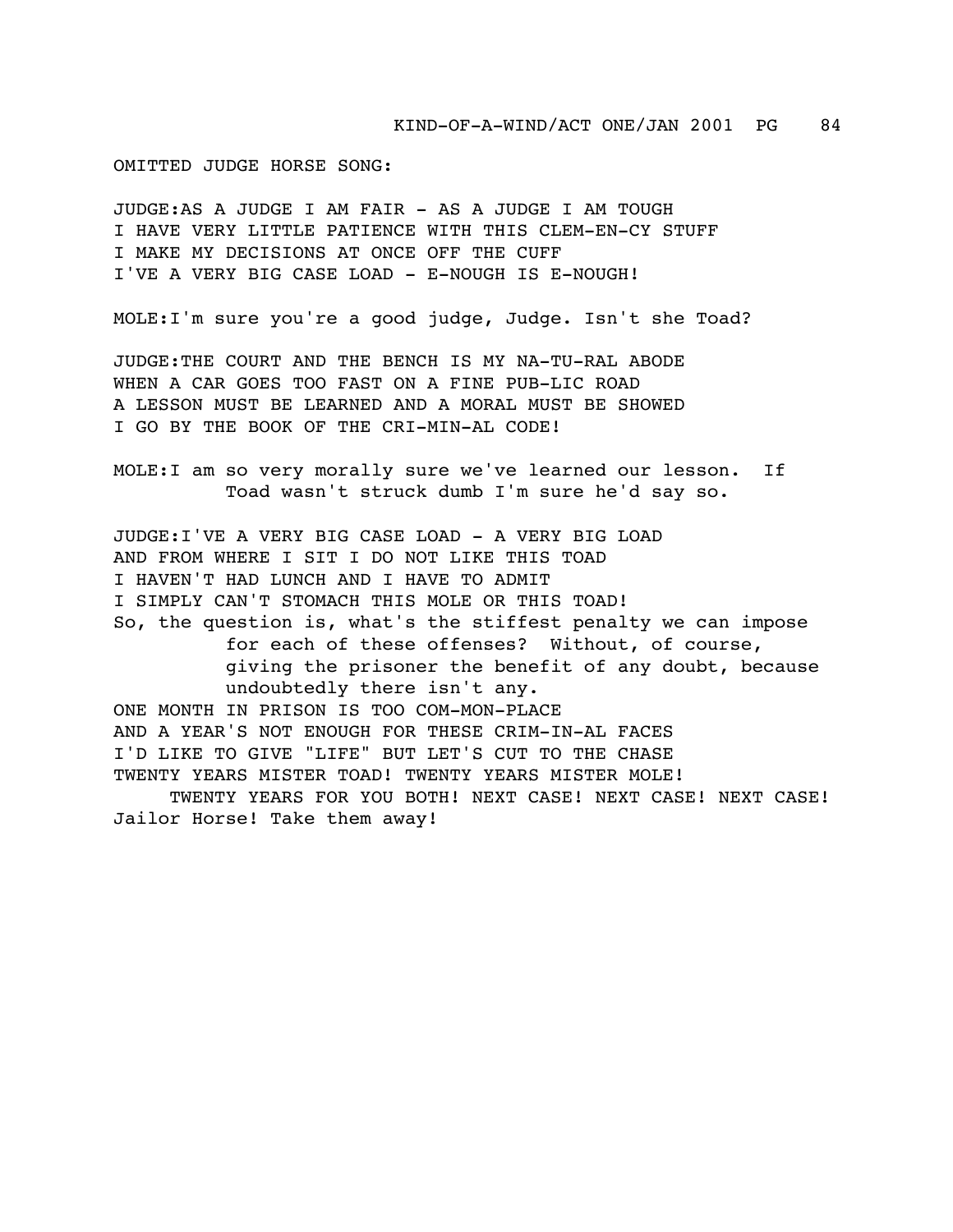OMITTED JUDGE HORSE SONG:

JUDGE:AS A JUDGE I AM FAIR - AS A JUDGE I AM TOUGH
I HAVE VERY LITTLE PATIENCE WITH THIS CLEM-EN-CY STUFF
I MAKE MY DECISIONS AT ONCE OFF THE CUFF
I'VE A VERY BIG CASE LOAD - E-NOUGH IS E-NOUGH!

MOLE:I'm sure you're a good judge, Judge. Isn't she Toad?

JUDGE:THE COURT AND THE BENCH IS MY NA-TU-RAL ABODE
WHEN A CAR GOES TOO FAST ON A FINE PUB-LIC ROAD
A LESSON MUST BE LEARNED AND A MORAL MUST BE SHOWED
I GO BY THE BOOK OF THE CRI-MIN-AL CODE!

MOLE:I am so very morally sure we've learned our lesson. If Toad wasn't struck dumb I'm sure he'd say so.

JUDGE:I'VE A VERY BIG CASE LOAD - A VERY BIG LOAD
AND FROM WHERE I SIT I DO NOT LIKE THIS TOAD
I HAVEN'T HAD LUNCH AND I HAVE TO ADMIT
I SIMPLY CAN'T STOMACH THIS MOLE OR THIS TOAD!
So, the question is, what's the stiffest penalty we can impose for each of these offenses? Without, of course, giving the prisoner the benefit of any doubt, because undoubtedly there isn't any.
ONE MONTH IN PRISON IS TOO COM-MON-PLACE
AND A YEAR'S NOT ENOUGH FOR THESE CRIM-IN-AL FACES
I'D LIKE TO GIVE "LIFE" BUT LET'S CUT TO THE CHASE
TWENTY YEARS MISTER TOAD! TWENTY YEARS MISTER MOLE!
TWENTY YEARS FOR YOU BOTH! NEXT CASE! NEXT CASE! NEXT CASE!
Jailor Horse! Take them away!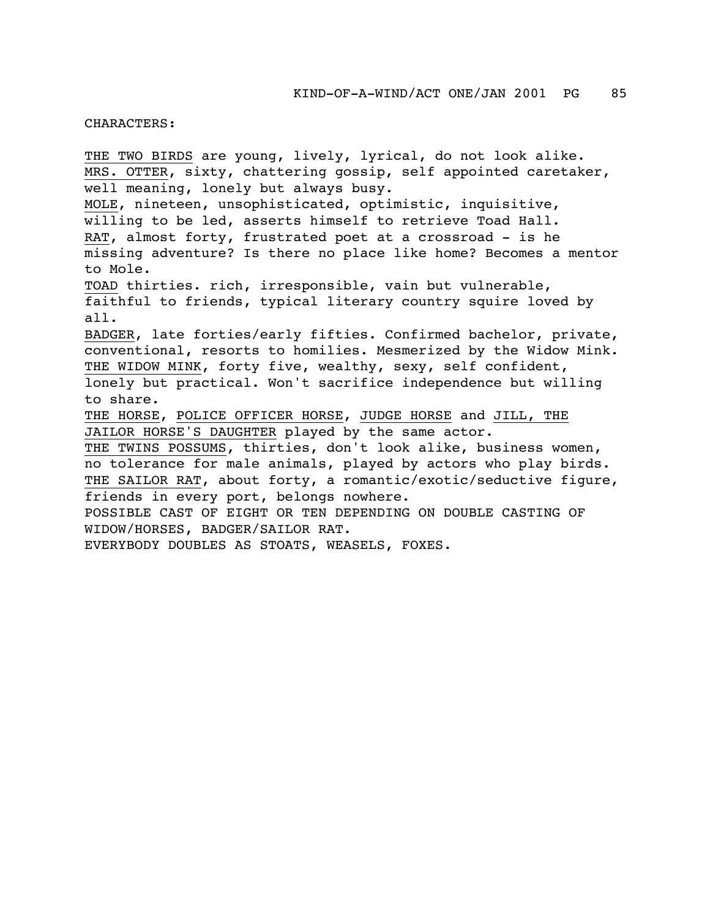CHARACTERS:

<u>THE TWO BIRDS</u> are young, lively, lyrical, do not look alike.
<u>MRS. OTTER</u>, sixty, chattering gossip, self appointed caretaker, well meaning, lonely but always busy.
<u>MOLE</u>, nineteen, unsophisticated, optimistic, inquisitive, willing to be led, asserts himself to retrieve Toad Hall.
<u>RAT</u>, almost forty, frustrated poet at a crossroad - is he missing adventure? Is there no place like home? Becomes a mentor to Mole.
<u>TOAD</u> thirties. rich, irresponsible, vain but vulnerable, faithful to friends, typical literary country squire loved by all.
<u>BADGER</u>, late forties/early fifties. Confirmed bachelor, private, conventional, resorts to homilies. Mesmerized by the Widow Mink.
<u>THE WIDOW MINK</u>, forty five, wealthy, sexy, self confident, lonely but practical. Won't sacrifice independence but willing to share.
<u>THE HORSE</u>, <u>POLICE OFFICER HORSE</u>, <u>JUDGE HORSE</u> and <u>JILL, THE JAILOR HORSE'S DAUGHTER</u> played by the same actor.
<u>THE TWINS POSSUMS</u>, thirties, don't look alike, business women, no tolerance for male animals, played by actors who play birds.
<u>THE SAILOR RAT</u>, about forty, a romantic/exotic/seductive figure, friends in every port, belongs nowhere.
POSSIBLE CAST OF EIGHT OR TEN DEPENDING ON DOUBLE CASTING OF WIDOW/HORSES, BADGER/SAILOR RAT.
EVERYBODY DOUBLES AS STOATS, WEASELS, FOXES.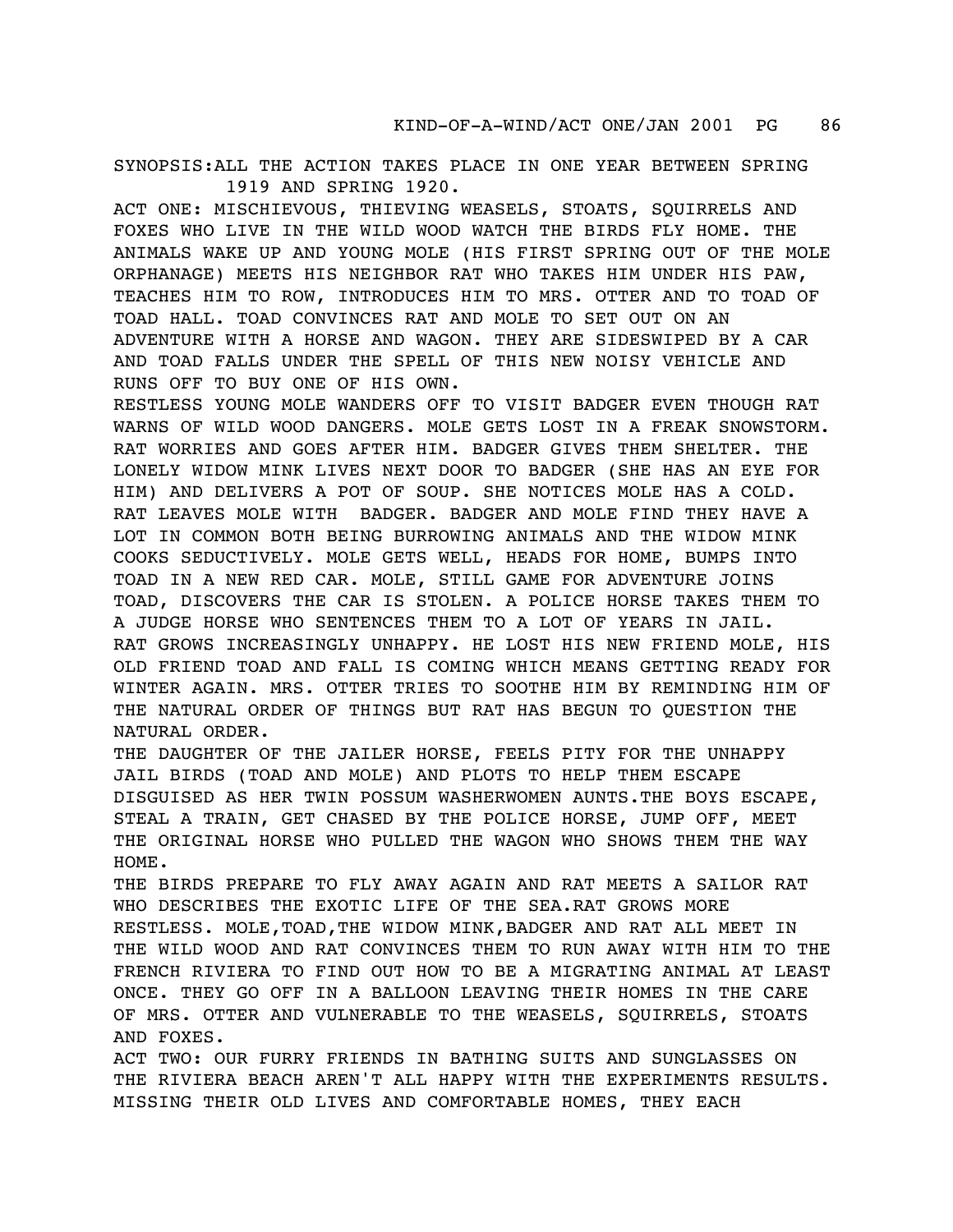SYNOPSIS: ALL THE ACTION TAKES PLACE IN ONE YEAR BETWEEN SPRING 1919 AND SPRING 1920.

ACT ONE: MISCHIEVOUS, THIEVING WEASELS, STOATS, SQUIRRELS AND FOXES WHO LIVE IN THE WILD WOOD WATCH THE BIRDS FLY HOME. THE ANIMALS WAKE UP AND YOUNG MOLE (HIS FIRST SPRING OUT OF THE MOLE ORPHANAGE) MEETS HIS NEIGHBOR RAT WHO TAKES HIM UNDER HIS PAW, TEACHES HIM TO ROW, INTRODUCES HIM TO MRS. OTTER AND TO TOAD OF TOAD HALL. TOAD CONVINCES RAT AND MOLE TO SET OUT ON AN ADVENTURE WITH A HORSE AND WAGON. THEY ARE SIDESWIPED BY A CAR AND TOAD FALLS UNDER THE SPELL OF THIS NEW NOISY VEHICLE AND RUNS OFF TO BUY ONE OF HIS OWN.

RESTLESS YOUNG MOLE WANDERS OFF TO VISIT BADGER EVEN THOUGH RAT WARNS OF WILD WOOD DANGERS. MOLE GETS LOST IN A FREAK SNOWSTORM. RAT WORRIES AND GOES AFTER HIM. BADGER GIVES THEM SHELTER. THE LONELY WIDOW MINK LIVES NEXT DOOR TO BADGER (SHE HAS AN EYE FOR HIM) AND DELIVERS A POT OF SOUP. SHE NOTICES MOLE HAS A COLD. RAT LEAVES MOLE WITH BADGER. BADGER AND MOLE FIND THEY HAVE A LOT IN COMMON BOTH BEING BURROWING ANIMALS AND THE WIDOW MINK COOKS SEDUCTIVELY. MOLE GETS WELL, HEADS FOR HOME, BUMPS INTO TOAD IN A NEW RED CAR. MOLE, STILL GAME FOR ADVENTURE JOINS TOAD, DISCOVERS THE CAR IS STOLEN. A POLICE HORSE TAKES THEM TO A JUDGE HORSE WHO SENTENCES THEM TO A LOT OF YEARS IN JAIL. RAT GROWS INCREASINGLY UNHAPPY. HE LOST HIS NEW FRIEND MOLE, HIS OLD FRIEND TOAD AND FALL IS COMING WHICH MEANS GETTING READY FOR WINTER AGAIN. MRS. OTTER TRIES TO SOOTHE HIM BY REMINDING HIM OF THE NATURAL ORDER OF THINGS BUT RAT HAS BEGUN TO QUESTION THE NATURAL ORDER.

THE DAUGHTER OF THE JAILER HORSE, FEELS PITY FOR THE UNHAPPY JAIL BIRDS (TOAD AND MOLE) AND PLOTS TO HELP THEM ESCAPE DISGUISED AS HER TWIN POSSUM WASHERWOMEN AUNTS. THE BOYS ESCAPE, STEAL A TRAIN, GET CHASED BY THE POLICE HORSE, JUMP OFF, MEET THE ORIGINAL HORSE WHO PULLED THE WAGON WHO SHOWS THEM THE WAY HOME.

THE BIRDS PREPARE TO FLY AWAY AGAIN AND RAT MEETS A SAILOR RAT WHO DESCRIBES THE EXOTIC LIFE OF THE SEA. RAT GROWS MORE RESTLESS. MOLE, TOAD, THE WIDOW MINK, BADGER AND RAT ALL MEET IN THE WILD WOOD AND RAT CONVINCES THEM TO RUN AWAY WITH HIM TO THE FRENCH RIVIERA TO FIND OUT HOW TO BE A MIGRATING ANIMAL AT LEAST ONCE. THEY GO OFF IN A BALLOON LEAVING THEIR HOMES IN THE CARE OF MRS. OTTER AND VULNERABLE TO THE WEASELS, SQUIRRELS, STOATS AND FOXES.

ACT TWO: OUR FURRY FRIENDS IN BATHING SUITS AND SUNGLASSES ON THE RIVIERA BEACH AREN'T ALL HAPPY WITH THE EXPERIMENTS RESULTS. MISSING THEIR OLD LIVES AND COMFORTABLE HOMES, THEY EACH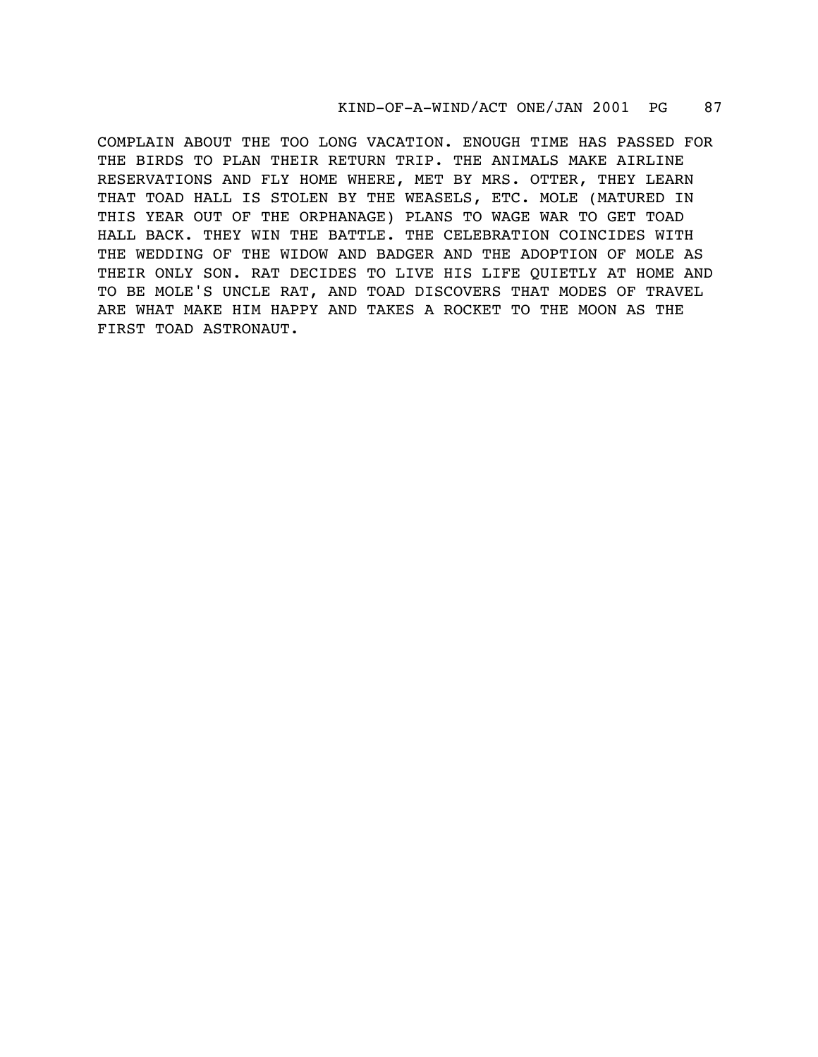COMPLAIN ABOUT THE TOO LONG VACATION. ENOUGH TIME HAS PASSED FOR THE BIRDS TO PLAN THEIR RETURN TRIP. THE ANIMALS MAKE AIRLINE RESERVATIONS AND FLY HOME WHERE, MET BY MRS. OTTER, THEY LEARN THAT TOAD HALL IS STOLEN BY THE WEASELS, ETC. MOLE (MATURED IN THIS YEAR OUT OF THE ORPHANAGE) PLANS TO WAGE WAR TO GET TOAD HALL BACK. THEY WIN THE BATTLE. THE CELEBRATION COINCIDES WITH THE WEDDING OF THE WIDOW AND BADGER AND THE ADOPTION OF MOLE AS THEIR ONLY SON. RAT DECIDES TO LIVE HIS LIFE QUIETLY AT HOME AND TO BE MOLE'S UNCLE RAT, AND TOAD DISCOVERS THAT MODES OF TRAVEL ARE WHAT MAKE HIM HAPPY AND TAKES A ROCKET TO THE MOON AS THE FIRST TOAD ASTRONAUT.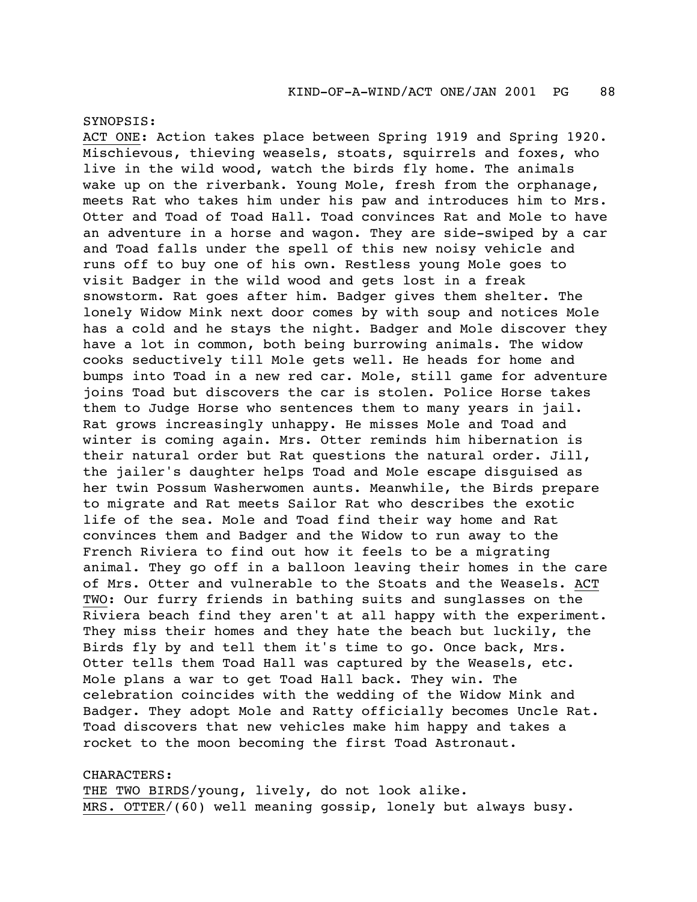SYNOPSIS:

<u>ACT ONE</u>: Action takes place between Spring 1919 and Spring 1920. Mischievous, thieving weasels, stoats, squirrels and foxes, who live in the wild wood, watch the birds fly home. The animals wake up on the riverbank. Young Mole, fresh from the orphanage, meets Rat who takes him under his paw and introduces him to Mrs. Otter and Toad of Toad Hall. Toad convinces Rat and Mole to have an adventure in a horse and wagon. They are side-swiped by a car and Toad falls under the spell of this new noisy vehicle and runs off to buy one of his own. Restless young Mole goes to visit Badger in the wild wood and gets lost in a freak snowstorm. Rat goes after him. Badger gives them shelter. The lonely Widow Mink next door comes by with soup and notices Mole has a cold and he stays the night. Badger and Mole discover they have a lot in common, both being burrowing animals. The widow cooks seductively till Mole gets well. He heads for home and bumps into Toad in a new red car. Mole, still game for adventure joins Toad but discovers the car is stolen. Police Horse takes them to Judge Horse who sentences them to many years in jail. Rat grows increasingly unhappy. He misses Mole and Toad and winter is coming again. Mrs. Otter reminds him hibernation is their natural order but Rat questions the natural order. Jill, the jailer's daughter helps Toad and Mole escape disguised as her twin Possum Washerwomen aunts. Meanwhile, the Birds prepare to migrate and Rat meets Sailor Rat who describes the exotic life of the sea. Mole and Toad find their way home and Rat convinces them and Badger and the Widow to run away to the French Riviera to find out how it feels to be a migrating animal. They go off in a balloon leaving their homes in the care of Mrs. Otter and vulnerable to the Stoats and the Weasels. <u>ACT TWO</u>: Our furry friends in bathing suits and sunglasses on the Riviera beach find they aren't at all happy with the experiment. They miss their homes and they hate the beach but luckily, the Birds fly by and tell them it's time to go. Once back, Mrs. Otter tells them Toad Hall was captured by the Weasels, etc. Mole plans a war to get Toad Hall back. They win. The celebration coincides with the wedding of the Widow Mink and Badger. They adopt Mole and Ratty officially becomes Uncle Rat. Toad discovers that new vehicles make him happy and takes a rocket to the moon becoming the first Toad Astronaut.

CHARACTERS:

<u>THE TWO BIRDS</u>/young, lively, do not look alike.
<u>MRS. OTTER</u>/(60) well meaning gossip, lonely but always busy.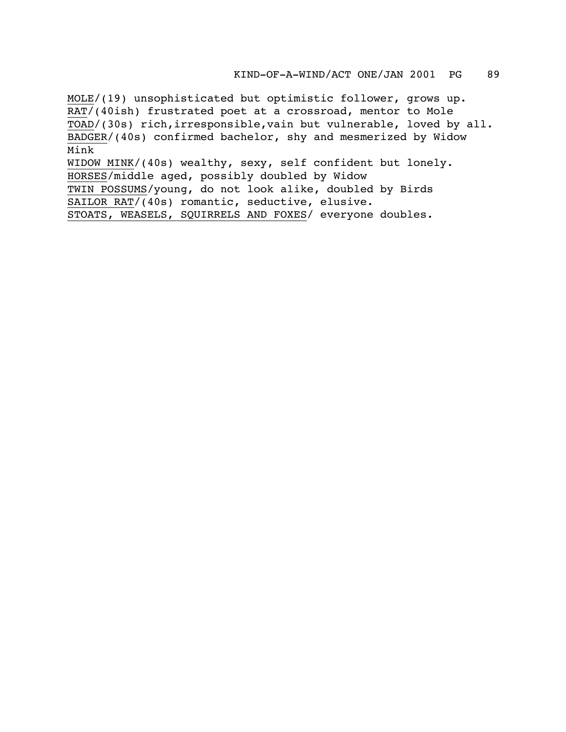MOLE/(19) unsophisticated but optimistic follower, grows up.
RAT/(40ish) frustrated poet at a crossroad, mentor to Mole
TOAD/(30s) rich,irresponsible,vain but vulnerable, loved by all.
BADGER/(40s) confirmed bachelor, shy and mesmerized by Widow Mink
WIDOW MINK/(40s) wealthy, sexy, self confident but lonely.
HORSES/middle aged, possibly doubled by Widow
TWIN POSSUMS/young, do not look alike, doubled by Birds
SAILOR RAT/(40s) romantic, seductive, elusive.
STOATS, WEASELS, SQUIRRELS AND FOXES/ everyone doubles.